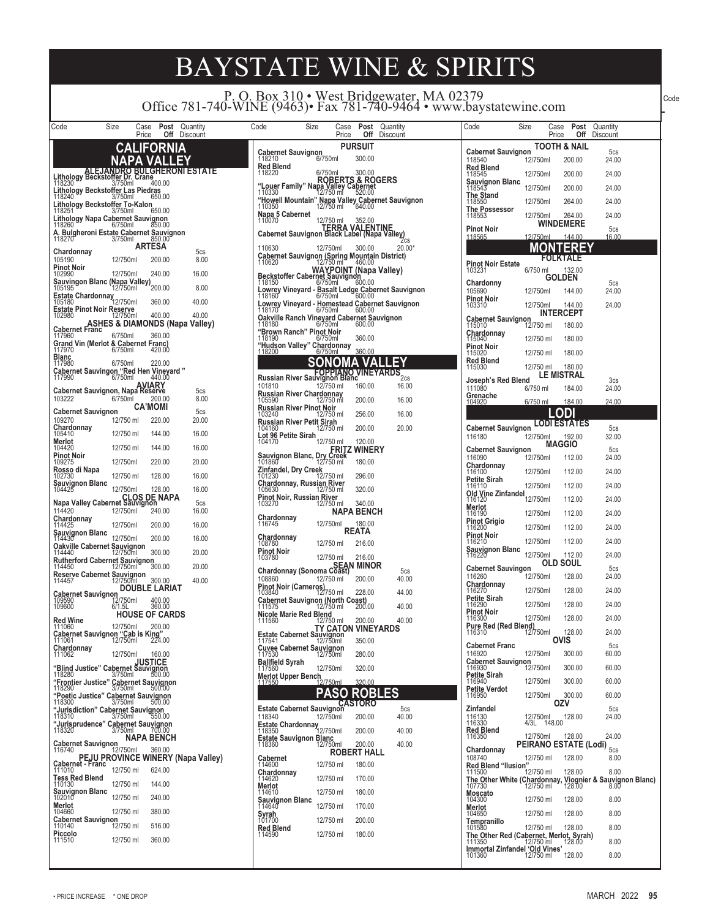# BAYSTATE WINE & SPIRITS

P. O. Box 310 • West Bridgewater, MA 02379
Office 781-740-WINE (9463)• Fax 781-740-9464 • www.baystatewine.com

## CALIFORNIA

### NAPA VALLEY

| Code | Size | Case Price | Post Off | Quantity Discount |
|---|---|---|---|---|
| **ALEJANDRO BULGHERONI ESTATE** | | | | |
| **Lithology Beckstoffer Dr. Crane** | | | | |
| 118230 | 3/750ml | 400.00 | | |
| **Lithology Beckstoffer Las Piedras** | | | | |
| 118240 | 3/750ml | 650.00 | | |
| **Lithology Beckstoffer To-Kalon** | | | | |
| 118251 | 3/750ml | 650.00 | | |
| **Lithology Napa Cabernet Sauvignon** | | | | |
| 118260 | 6/750ml | 850.00 | | |
| **A. Bulgheroni Estate Cabernet Sauvignon** | | | | |
| 118270 | 3/750ml | 850.00 | | |
| **ARTESA** | | | | 5cs |
| **Chardonnay** | | | | |
| 105190 | 12/750ml | 200.00 | | 8.00 |
| **Pinot Noir** | | | | |
| 102990 | 12/750ml | 240.00 | | 16.00 |
| **Sauvignon Blanc (Napa Valley)** | | | | |
| 105195 | 12/750ml | 200.00 | | 8.00 |
| **Estate Chardonnay** | | | | |
| 105180 | 12/750ml | 360.00 | | 40.00 |
| **Estate Pinot Noir Reserve** | | | | |
| 102980 | 12/750ml | 400.00 | | 40.00 |
| **ASHES & DIAMONDS (Napa Valley)** | | | | |
| **Cabernet Franc** | | | | |
| 117960 | 6/750ml | 360.00 | | |
| **Grand Vin (Merlot & Cabernet Franc)** | | | | |
| 117970 | 6/750ml | 420.00 | | |
| **Blanc** | | | | |
| 117980 | 6/750ml | 220.00 | | |
| **Cabernet Sauvignon "Red Hen Vineyard "** | | | | |
| 117990 | 6/750ml | 440.00 | | |
| **AVIARY** | | | | 5cs |
| **Cabernet Sauvignon, Napa Reserve** | | | | |
| 103222 | 6/750ml | 200.00 | | 8.00 |
| **CA'MOMI** | | | | 5cs |
| **Cabernet Sauvignon** | | | | |
| 109270 | 12/750 ml | 220.00 | | 20.00 |
| **Chardonnay** | | | | |
| 105410 | 12/750 ml | 144.00 | | 16.00 |
| **Merlot** | | | | |
| 104420 | 12/750 ml | 144.00 | | 16.00 |
| **Pinot Noir** | | | | |
| 109275 | 12/750ml | 220.00 | | 20.00 |
| **Rosso di Napa** | | | | |
| 102730 | 12/750 ml | 128.00 | | 16.00 |
| **Sauvignon Blanc** | | | | |
| 104425 | 12/750ml | 128.00 | | 16.00 |
| **CLOS DE NAPA** | | | | 5cs |
| **Napa Valley Cabernet Sauvignon** | | | | |
| 114420 | 12/750ml | 240.00 | | 16.00 |
| **Chardonnay** | | | | |
| 114425 | 12/750ml | 200.00 | | 16.00 |
| **Sauvignon Blanc** | | | | |
| 114430 | 12/750ml | 200.00 | | 16.00 |
| **Oakville Cabernet Sauvignon** | | | | |
| 114440 | 12/750ml | 300.00 | | 20.00 |
| **Rutherford Cabernet Sauvignon** | | | | |
| 114450 | 12/750ml | 300.00 | | 20.00 |
| **Reserve Cabernet Sauvignon** | | | | |
| 114457 | 12/750ml | 300.00 | | 40.00 |
| **DOUBLE LARIAT** | | | | |
| **Cabernet Sauvignon** | | | | |
| 109590 | 12/750ml | 400.00 | | |
| 109600 | 6/1.5L | 360.00 | | |
| **HOUSE OF CARDS** | | | | |
| **Red Wine** | | | | |
| 111060 | 12/750ml | 200.00 | | |
| **Cabernet Sauvignon "Cab is King"** | | | | |
| 111061 | 12/750ml | 224.00 | | |
| **Chardonnay** | | | | |
| 111062 | 12/750ml | 160.00 | | |
| **JUSTICE** | | | | |
| **"Blind Justice" Cabernet Sauvignon** | | | | |
| 118280 | 3/750ml | 500.00 | | |
| **"Frontier Justice" Cabernet Sauvignon** | | | | |
| 118290 | 3/750ml | 500.00 | | |
| **"Poetic Justice" Cabernet Sauvignon** | | | | |
| 118300 | 3/750ml | 500.00 | | |
| **"Jurisdiction" Cabernet Sauvignon** | | | | |
| 118310 | 3/750ml | 550.00 | | |
| **"Jurisprudence" Cabernet Sauvignon** | | | | |
| 118320 | 3/750ml | 700.00 | | |
| **NAPA BENCH** | | | | |
| **Cabernet Sauvignon** | | | | |
| 116740 | 12/750ml | 360.00 | | |
| **PEJU PROVINCE WINERY (Napa Valley)** | | | | |
| **Cabernet - Franc** | | | | |
| 111010 | 12/750 ml | 624.00 | | |
| **Tess Red Blend** | | | | |
| 110130 | 12/750 ml | 144.00 | | |
| **Sauvignon Blanc** | | | | |
| 102010 | 12/750 ml | 240.00 | | |
| **Merlot** | | | | |
| 104660 | 12/750 ml | 380.00 | | |
| **Cabernet Sauvignon** | | | | |
| 110140 | 12/750 ml | 516.00 | | |
| **Piccolo** | | | | |
| 111510 | 12/750 ml | 360.00 | | |
| **PURSUIT** | | | | |
| **Cabernet Sauvignon** | | | | |
| 118210 | 6/750ml | 300.00 | | |
| **Red Blend** | | | | |
| 118220 | 6/750ml | 300.00 | | |
| **ROBERTS & ROGERS** | | | | |
| **"Louer Family" Napa Valley Cabernet** | | | | |
| 110330 | 12/750 ml | 520.00 | | |
| **"Howell Mountain" Napa Valley Cabernet Sauvignon** | | | | |
| 110350 | 12/750 ml | 640.00 | | |
| **Napa 5 Cabernet** | | | | |
| 110070 | 12/750 ml | 352.00 | | |
| **TERRA VALENTINE** | | | | |
| **Cabernet Sauvignon Black Label (Napa Valley)** | | | | 2cs |
| 110630 | 12/750ml | 300.00 | | 20.00* |
| **Cabernet Sauvignon (Spring Mountain District)** | | | | |
| 110620 | 12/750 ml | 460.00 | | |
| **WAYPOINT (Napa Valley)** | | | | |
| **Beckstoffer Cabernet Sauvignon** | | | | |
| 118150 | 6/750ml | 600.00 | | |
| **Lowrey Vineyard - Basalt Ledge Cabernet Sauvignon** | | | | |
| 118160 | 6/750ml | 600.00 | | |
| **Lowrey Vineyard - Homestead Cabernet Sauvignon** | | | | |
| 118170 | 6/750ml | 600.00 | | |
| **Oakville Ranch Vineyard Cabernet Sauvignon** | | | | |
| 118180 | 6/750ml | 600.00 | | |
| **"Brown Ranch" Pinot Noir** | | | | |
| 118190 | 6/750ml | 360.00 | | |
| **"Hudson Valley" Chardonnay** | | | | |
| 118200 | 6/750ml | 360.00 | | |

### SONOMA VALLEY

| Code | Size | Case Price | Post Off | Quantity Discount |
|---|---|---|---|---|
| **FOPPIANO VINEYARDS** | | | | 2cs |
| **Russian River Sauvignon Blanc** | | | | |
| 101810 | 12/750 ml | 160.00 | | 16.00 |
| **Russian River Chardonnay** | | | | |
| 105590 | 12/750 ml | 200.00 | | 16.00 |
| **Russian River Pinot Noir** | | | | |
| 103240 | 12/750 ml | 256.00 | | 16.00 |
| **Russian River Petit Sirah** | | | | |
| 104160 | 12/750 ml | 200.00 | | 20.00 |
| **Lot 96 Petite Sirah** | | | | |
| 104170 | 12/750 ml | 120.00 | | |
| **FRITZ WINERY** | | | | |
| **Sauvignon Blanc, Dry Creek** | | | | |
| 101860 | 12/750 ml | 180.00 | | |
| **Zinfandel, Dry Creek** | | | | |
| 101230 | 12/750 ml | 296.00 | | |
| **Chardonnay, Russian River** | | | | |
| 105630 | 12/750 ml | 320.00 | | |
| **Pinot Noir, Russian River** | | | | |
| 103270 | 12/750 ml | 340.00 | | |
| **NAPA BENCH** | | | | |
| **Chardonnay** | | | | |
| 116745 | 12/750ml | 180.00 | | |
| **REATA** | | | | |
| **Chardonnay** | | | | |
| 108780 | 12/750 ml | 216.00 | | |
| **Pinot Noir** | | | | |
| 103780 | 12/750 ml | 216.00 | | |
| **SEAN MINOR** | | | | 5cs |
| **Chardonnay (Sonoma Coast)** | | | | |
| 108860 | 12/750 ml | 200.00 | | 40.00 |
| **Pinot Noir (Carneros)** | | | | |
| 103840 | 12/750 ml | 228.00 | | 44.00 |
| **Cabernet Sauvignon (North Coast)** | | | | |
| 111575 | 12/750 ml | 200.00 | | 40.00 |
| **Nicole Marie Red Blend** | | | | |
| 111560 | 12/750 ml | 200.00 | | 40.00 |
| **TY CATON VINEYARDS** | | | | |
| **Estate Cabernet Sauvignon** | | | | |
| 117541 | 12/750ml | 350.00 | | |
| **Cuvee Cabernet Sauvignon** | | | | |
| 117530 | 12/750ml | 280.00 | | |
| **Ballfield Syrah** | | | | |
| 117560 | 12/750ml | 320.00 | | |
| **Merlot Upper Bench** | | | | |
| 117550 | 12/750ml | 320.00 | | |

### PASO ROBLES

| Code | Size | Case Price | Post Off | Quantity Discount |
|---|---|---|---|---|
| **CASTORO** | | | | 5cs |
| **Estate Cabernet Sauvignon** | | | | |
| 118340 | 12/750ml | 200.00 | | 40.00 |
| **Estate Chardonnay** | | | | |
| 118350 | 12/750ml | 200.00 | | 40.00 |
| **Estate Sauvignon Blanc** | | | | |
| 118360 | 12/750ml | 200.00 | | 40.00 |
| **ROBERT HALL** | | | | |
| **Cabernet** | | | | |
| 114600 | 12/750 ml | 180.00 | | |
| **Chardonnay** | | | | |
| 114620 | 12/750 ml | 170.00 | | |
| **Merlot** | | | | |
| 114610 | 12/750 ml | 180.00 | | |
| **Sauvignon Blanc** | | | | |
| 114640 | 12/750 ml | 170.00 | | |
| **Syrah** | | | | |
| 101700 | 12/750 ml | 200.00 | | |
| **Red Blend** | | | | |
| 114590 | 12/750 ml | 180.00 | | |
| **TOOTH & NAIL** | | | | 5cs |
| **Cabernet Sauvignon** | | | | |
| 118540 | 12/750ml | 200.00 | | 24.00 |
| **Red Blend** | | | | |
| 118545 | 12/750ml | 200.00 | | 24.00 |
| **Sauvignon Blanc** | | | | |
| 118543 | 12/750ml | 200.00 | | 24.00 |
| **The Stand** | | | | |
| 118550 | 12/750ml | 264.00 | | 24.00 |
| **The Possessor** | | | | |
| 118553 | 12/750ml | 264.00 | | 24.00 |
| **WINDEMERE** | | | | 5cs |
| **Pinot Noir** | | | | |
| 118565 | 12/750ml | 144.00 | | 16.00 |

### MONTEREY

| Code | Size | Case Price | Post Off | Quantity Discount |
|---|---|---|---|---|
| **FOLKTALE** | | | | |
| **Pinot Noir Estate** | | | | |
| 103231 | 6/750 ml | 132.00 | | |
| **GOLDEN** | | | | 5cs |
| **Chardonnay** | | | | |
| 105690 | 12/750ml | 144.00 | | 24.00 |
| **Pinot Noir** | | | | |
| 103310 | 12/750ml | 144.00 | | 24.00 |
| **INTERCEPT** | | | | |
| **Cabernet Sauvignon** | | | | |
| 115010 | 12/750 ml | 180.00 | | |
| **Chardonnay** | | | | |
| 115040 | 12/750 ml | 180.00 | | |
| **Pinot Noir** | | | | |
| 115020 | 12/750 ml | 180.00 | | |
| **Red Blend** | | | | |
| 115030 | 12/750 ml | 180.00 | | |
| **LE MISTRAL** | | | | 3cs |
| **Joseph's Red Blend** | | | | |
| 111080 | 6/750 ml | 184.00 | | 24.00 |
| **Grenache** | | | | |
| 104920 | 6/750 ml | 184.00 | | 24.00 |

### LODI

| Code | Size | Case Price | Post Off | Quantity Discount |
|---|---|---|---|---|
| **LODI ESTATES** | | | | 5cs |
| **Cabernet Sauvignon** | | | | |
| 116180 | 12/750ml | 192.00 | | 32.00 |
| **MAGGIO** | | | | 5cs |
| **Cabernet Sauvignon** | | | | |
| 116090 | 12/750ml | 112.00 | | 24.00 |
| **Chardonnay** | | | | |
| 116100 | 12/750ml | 112.00 | | 24.00 |
| **Petite Sirah** | | | | |
| 116110 | 12/750ml | 112.00 | | 24.00 |
| **Old Vine Zinfandel** | | | | |
| 116120 | 12/750ml | 112.00 | | 24.00 |
| **Merlot** | | | | |
| 116190 | 12/750ml | 112.00 | | 24.00 |
| **Pinot Grigio** | | | | |
| 116200 | 12/750ml | 112.00 | | 24.00 |
| **Pinot Noir** | | | | |
| 116210 | 12/750ml | 112.00 | | 24.00 |
| **Sauvignon Blanc** | | | | |
| 116220 | 12/750ml | 112.00 | | 24.00 |
| **OLD SOUL** | | | | 5cs |
| **Cabernet Sauvignon** | | | | |
| 116260 | 12/750ml | 128.00 | | 24.00 |
| **Chardonnay** | | | | |
| 116270 | 12/750ml | 128.00 | | 24.00 |
| **Petite Sirah** | | | | |
| 116290 | 12/750ml | 128.00 | | 24.00 |
| **Pinot Noir** | | | | |
| 116300 | 12/750ml | 128.00 | | 24.00 |
| **Pure Red (Red Blend)** | | | | |
| 116310 | 12/750ml | 128.00 | | 24.00 |
| **OVIS** | | | | 5cs |
| **Cabernet Franc** | | | | |
| 116920 | 12/750ml | 300.00 | | 60.00 |
| **Cabernet Sauvignon** | | | | |
| 116930 | 12/750ml | 300.00 | | 60.00 |
| **Petite Sirah** | | | | |
| 116940 | 12/750ml | 300.00 | | 60.00 |
| **Petite Verdot** | | | | |
| 116950 | 12/750ml | 300.00 | | 60.00 |
| **OZV** | | | | 5cs |
| **Zinfandel** | | | | |
| 116130 | 12/750ml | 128.00 | | 24.00 |
| 116330 | 4/3L | 148.00 | | |
| **Red Blend** | | | | |
| 116350 | 12/750ml | 128.00 | | 24.00 |
| **PEIRANO ESTATE (Lodi)** | | | | 5cs |
| **Chardonnay** | | | | |
| 108740 | 12/750 ml | 128.00 | | 8.00 |
| **Red Blend "Ilusion"** | | | | |
| 111500 | 12/750 ml | 128.00 | | 8.00 |
| **The Other White (Chardonnay, Viognier & Sauvignon Blanc)** | | | | |
| 107730 | 12/750 ml | 128.00 | | 8.00 |
| **Moscato** | | | | |
| 104300 | 12/750 ml | 128.00 | | 8.00 |
| **Merlot** | | | | |
| 104650 | 12/750 ml | 128.00 | | 8.00 |
| **Tempranillo** | | | | |
| 101580 | 12/750 ml | 128.00 | | 8.00 |
| **The Other Red (Cabernet, Merlot, Syrah)** | | | | |
| 111350 | 12/750 ml | 128.00 | | 8.00 |
| **Immortal Zinfandel 'Old Vines'** | | | | |
| 101360 | 12/750 ml | 128.00 | | 8.00 |

• PRICE INCREASE * ONE DROP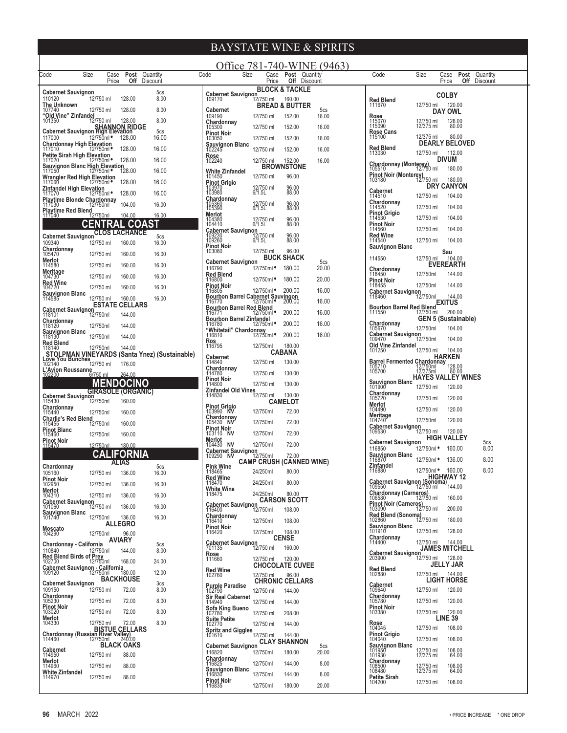# BAYSTATE WINE & SPIRITS

Office 781-740-WINE (9463)

| Code | Size | Case Price | Post Off | Quantity Discount |
|---|---|---|---|---|
| **Cabernet Sauvignon** | | | | 5cs |
| 110120 | 12/750 ml | 128.00 | | 8.00 |
| **The Unknown** | | | | |
| 107740 | 12/750 ml | 128.00 | | 8.00 |
| **"Old Vine" Zinfandel** | | | | |
| 101350 | 12/750 ml | 128.00 | | 8.00 |
| **SHANNON RIDGE** | | | | |
| **Cabernet Sauvignon High Elevation** | | | | 5cs |
| 117000 | 12/750ml • | 128.00 | | 16.00 |
| **Chardonnay High Elevation** | | | | |
| 117010 | 12/750ml • | 128.00 | | 16.00 |
| **Petite Sirah High Elevation** | | | | |
| 117020 | 12/750ml • | 128.00 | | 16.00 |
| **Sauvignon Blanc High Elevation** | | | | |
| 117050 | 12/750ml • | 128.00 | | 16.00 |
| **Wrangler Red High Elevation** | | | | |
| 117060 | 12/750ml • | 128.00 | | 16.00 |
| **Zinfandel High Elevation** | | | | |
| 117070 | 12/750ml • | 128.00 | | 16.00 |
| **Playtime Blonde Chardonnay** | | | | |
| 117030 | 12/750ml | 104.00 | | 16.00 |
| **Playtime Red Blend** | | | | |
| 117040 | 12/750ml | 104.00 | | 16.00 |

## CENTRAL COAST

| Code | Size | Case Price | Post Off | Quantity Discount |
|---|---|---|---|---|
| **CLOS LACHANCE** | | | | |
| **Cabernet Sauvignon** | | | | 5cs |
| 109340 | 12/750 ml | 160.00 | | 16.00 |
| **Chardonnay** | | | | |
| 105470 | 12/750 ml | 160.00 | | 16.00 |
| **Merlot** | | | | |
| 114580 | 12/750 ml | 160.00 | | 16.00 |
| **Meritage** | | | | |
| 104730 | 12/750 ml | 160.00 | | 16.00 |
| **Red Wine** | | | | |
| 104720 | 12/750 ml | 160.00 | | 16.00 |
| **Sauvignon Blanc** | | | | |
| 114585 | 12/750 ml | 160.00 | | 16.00 |
| **ESTATE CELLARS** | | | | |
| **Cabernet Sauvignon** | | | | |
| 118101 | 12/750ml | 144.00 | | |
| **Chardonnay** | | | | |
| 118120 | 12/750ml | 144.00 | | |
| **Sauvignon Blanc** | | | | |
| 118130 | 12/750ml | 144.00 | | |
| **Red Blend** | | | | |
| 118140 | 12/750ml | 144.00 | | |
| **STOLPMAN VINEYARDS (Santa Ynez) (Sustainable)** | | | | |
| **Love You Bunches** | | | | |
| 102140 | 12/750 ml | 176.00 | | |
| **L'Avion Roussanne** | | | | |
| 102200 | 6/750 ml | 264.00 | | |

## MENDOCINO

| Code | Size | Case Price | Post Off | Quantity Discount |
|---|---|---|---|---|
| **GIRASOLE (ORGANIC)** | | | | |
| **Cabernet Sauvignon** | | | | |
| 115430 | 12/750ml | 160.00 | | |
| **Chardonnay** | | | | |
| 115440 | 12/750ml | 160.00 | | |
| **Charlie's Red Blend** | | | | |
| 115455 | 12/750ml | 160.00 | | |
| **Pinot Blanc** | | | | |
| 115460 | 12/750ml | 160.00 | | |
| **Pinot Noir** | | | | |
| 115470 | 12/750ml | 180.00 | | |

## CALIFORNIA

| Code | Size | Case Price | Post Off | Quantity Discount |
|---|---|---|---|---|
| **ALIAS** | | | | |
| **Chardonnay** | | | | 5cs |
| 105160 | 12/750 ml | 136.00 | | 16.00 |
| **Pinot Noir** | | | | |
| 102950 | 12/750 ml | 136.00 | | 16.00 |
| **Merlot** | | | | |
| 104310 | 12/750 ml | 136.00 | | 16.00 |
| **Cabernet Sauvignon** | | | | |
| 101060 | 12/750 ml | 136.00 | | 16.00 |
| **Sauvignon Blanc** | | | | |
| 101740 | 12/750ml | 136.00 | | 16.00 |
| **ALLEGRO** | | | | |
| **Moscato** | | | | |
| 104290 | 12/750ml | 96.00 | | |
| **AVIARY** | | | | |
| **Chardonnay - California** | | | | 5cs |
| 110840 | 12/750ml | 144.00 | | 8.00 |
| **Red Blend Birds of Prey** | | | | |
| 102700 | 12/750ml | 168.00 | | 24.00 |
| **Cabernet Sauvignon - California** | | | | |
| 109120 | 12/750ml | 180.00 | | 12.00 |
| **BACKHOUSE** | | | | |
| **Cabernet Sauvignon** | | | | 3cs |
| 109150 | 12/750 ml | 72.00 | | 8.00 |
| **Chardonnay** | | | | |
| 105230 | 12/750 ml | 72.00 | | 8.00 |
| **Pinot Noir** | | | | |
| 103020 | 12/750 ml | 72.00 | | 8.00 |
| **Merlot** | | | | |
| 104330 | 12/750 ml | 72.00 | | 8.00 |
| **BISTUE CELLARS** | | | | |
| **Chardonnay (Russian River Valley)** | | | | |
| 114460 | 12/750ml | 240.00 | | |
| **BLACK OAKS** | | | | |
| **Cabernet** | | | | |
| 114950 | 12/750 ml | 88.00 | | |
| **Merlot** | | | | |
| 114960 | 12/750 ml | 88.00 | | |
| **White Zinfandel** | | | | |
| 114970 | 12/750 ml | 88.00 | | |
| **BLOCK & TACKLE** | | | | |
| **Cabernet Sauvignon** | | | | |
| 109170 | 12/750 ml | 160.00 | | |
| **BREAD & BUTTER** | | | | |
| **Cabernet** | | | | 5cs |
| 109190 | 12/750 ml | 152.00 | | 16.00 |
| **Chardonnay** | | | | |
| 105300 | 12/750 ml | 152.00 | | 16.00 |
| **Pinot Noir** | | | | |
| 103050 | 12/750 ml | 152.00 | | 16.00 |
| **Sauvignon Blanc** | | | | |
| 102245 | 12/750 ml | 152.00 | | 16.00 |
| **Rose** | | | | |
| 102240 | 12/750 ml | 152.00 | | 16.00 |
| **BROWNSTONE** | | | | |
| **White Zinfandel** | | | | |
| 101450 | 12/750 ml | 96.00 | | |
| **Pinot Grigio** | | | | |
| 103970 | 12/750 ml | 96.00 | | |
| 103980 | 6/1.5L | 88.00 | | |
| **Chardonnay** | | | | |
| 105360 | 12/750 ml | 96.00 | | |
| 105390 | 6/1.5L | 88.00 | | |
| **Merlot** | | | | |
| 104380 | 12/750 ml | 96.00 | | |
| 104410 | 6/1.5L | 88.00 | | |
| **Cabernet Sauvignon** | | | | |
| 109230 | 12/750 ml | 96.00 | | |
| 109260 | 6/1.5L | 88.00 | | |
| **Pinot Noir** | | | | |
| 103080 | 12/750 ml | 96.00 | | |
| **BUCK SHACK** | | | | |
| **Cabernet Sauvignon** | | | | 5cs |
| 116790 | 12/750ml • | 180.00 | | 20.00 |
| **Red Blend** | | | | |
| 116800 | 12/750ml • | 180.00 | | 20.00 |
| **Pinot Noir** | | | | |
| 116805 | 12/750ml • | 200.00 | | 16.00 |
| **Bourbon Barrel Cabernet Sauvignon** | | | | |
| 116770 | 12/750ml • | 200.00 | | 16.00 |
| **Bourbon Barrel Red Blend** | | | | |
| 116771 | 12/750ml • | 200.00 | | 16.00 |
| **Bourbon Barrel Zinfandel** | | | | |
| 116780 | 12/750ml • | 200.00 | | 16.00 |
| **"Whitetail" Chardonnay** | | | | |
| 116810 | 12/750ml • | 200.00 | | 16.00 |
| **Ros** | | | | |
| 116795 | 12/750ml | 180.00 | | |
| **CABANA** | | | | |
| **Cabernet** | | | | |
| 114840 | 12/750 ml | 130.00 | | |
| **Chardonnay** | | | | |
| 114780 | 12/750 ml | 130.00 | | |
| **Pinot Noir** | | | | |
| 114800 | 12/750 ml | 130.00 | | |
| **Zinfandel Old Vines** | | | | |
| 114830 | 12/750 ml | 130.00 | | |
| **CAMELOT** | | | | |
| **Pinot Grigio** | | | | |
| 103990 NV | 12/750ml | 72.00 | | |
| **Chardonnay** | | | | |
| 105430 NV | 12/750ml | 72.00 | | |
| **Pinot Noir** | | | | |
| 103110 NV | 12/750ml | 72.00 | | |
| **Merlot** | | | | |
| 104430 NV | 12/750ml | 72.00 | | |
| **Cabernet Sauvignon** | | | | |
| 109290 NV | 12/750ml | 72.00 | | |
| **CAMP CRUSH (CANNED WINE)** | | | | |
| **Pink Wine** | | | | |
| 118465 | 24/250ml | 80.00 | | |
| **Red Wine** | | | | |
| 118470 | 24/250ml | 80.00 | | |
| **White Wine** | | | | |
| 118475 | 24/250ml | 80.00 | | |
| **CARSON SCOTT** | | | | |
| **Cabernet Sauvignon** | | | | |
| 116400 | 12/750ml | 108.00 | | |
| **Chardonnay** | | | | |
| 116410 | 12/750ml | 108.00 | | |
| **Pinot Noir** | | | | |
| 116420 | 12/750ml | 108.00 | | |
| **CENSE** | | | | |
| **Cabernet Sauvignon** | | | | |
| 701135 | 12/750 ml | 160.00 | | |
| **Rose** | | | | |
| 111660 | 12/750 ml | 120.00 | | |
| **CHOCOLATE CUVEE** | | | | |
| **Red Wine** | | | | |
| 102760 | 12/750 ml | 96.00 | | |
| **CHRONIC CELLARS** | | | | |
| **Purple Paradise** | | | | |
| 102790 | 12/750 ml | 144.00 | | |
| **Sir Real Cabernet** | | | | |
| 114940 | 12/750 ml | 144.00 | | |
| **Sofa King Bueno** | | | | |
| 102780 | 12/750 ml | 208.00 | | |
| **Suite Petite** | | | | |
| 102770 | 12/750 ml | 144.00 | | |
| **Spritz and Giggles** | | | | |
| 101610 | 12/750 ml | 144.00 | | |
| **CLAY SHANNON** | | | | |
| **Cabernet Sauvignon** | | | | 5cs |
| 116820 | 12/750ml | 180.00 | | 20.00 |
| **Chardonnay** | | | | |
| 116825 | 12/750ml | 144.00 | | 8.00 |
| **Sauvignon Blanc** | | | | |
| 116830 | 12/750ml | 144.00 | | 8.00 |
| **Pinot Noir** | | | | |
| 116835 | 12/750ml | 180.00 | | 20.00 |
| **COLBY** | | | | |
| **Red Blend** | | | | |
| 111670 | 12/750 ml | 120.00 | | |
| **DAY OWL** | | | | |
| **Rose** | | | | |
| 115070 | 12/750 ml | 128.00 | | |
| 115090 | 12/375 ml | 80.00 | | |
| **Rose Cans** | | | | |
| 115100 | 12/375 ml | 80.00 | | |
| **DEARLY BELOVED** | | | | |
| **Red Blend** | | | | |
| 113030 | 12/750 ml | 112.00 | | |
| **DIVUM** | | | | |
| **Chardonnay (Monterey)** | | | | |
| 105510 | 12/750 ml | 180.00 | | |
| **Pinot Noir (Monterey)** | | | | |
| 103180 | 12/750 ml | 180.00 | | |
| **DRY CANYON** | | | | |
| **Cabernet** | | | | |
| 114510 | 12/750 ml | 104.00 | | |
| **Chardonnay** | | | | |
| 114520 | 12/750 ml | 104.00 | | |
| **Pinot Grigio** | | | | |
| 114530 | 12/750 ml | 104.00 | | |
| **Pinot Noir** | | | | |
| 114560 | 12/750 ml | 104.00 | | |
| **Red Wine** | | | | |
| 114540 | 12/750 ml | 104.00 | | |
| **Sauvignon Blanc** | | | | |
| **Sau** | | | | |
| 114550 | 12/750 ml | 104.00 | | |
| **EVEREARTH** | | | | |
| **Chardonnay** | | | | |
| 118450 | 12/750ml | 144.00 | | |
| **Pinot Noir** | | | | |
| 118455 | 12/750ml | 144.00 | | |
| **Cabernet Sauvignon** | | | | |
| 118460 | 12/750ml | 144.00 | | |
| **EXITUS** | | | | |
| **Bourbon Barrel Red Blend** | | | | |
| 111550 | 12/750 ml | 200.00 | | |
| **GEN 5 (Sustainable)** | | | | |
| **Chardonnay** | | | | |
| 105670 | 12/750ml | 104.00 | | |
| **Cabernet Sauvignon** | | | | |
| 109470 | 12/750ml | 104.00 | | |
| **Old Vine Zinfandel** | | | | |
| 101250 | 12/750 ml | 104.00 | | |
| **HARKEN** | | | | |
| **Barrel Fermented Chardonnay** | | | | |
| 105710 | 12/750ml | 128.00 | | |
| 105700 | 12/375ml | 80.00 | | |
| **HAYES VALLEY WINES** | | | | |
| **Sauvignon Blanc** | | | | |
| 101900 | 12/750 ml | 120.00 | | |
| **Chardonnay** | | | | |
| 105720 | 12/750 ml | 120.00 | | |
| **Merlot** | | | | |
| 104490 | 12/750 ml | 120.00 | | |
| **Meritage** | | | | |
| 104740 | 12/750ml | 120.00 | | |
| **Cabernet Sauvignon** | | | | |
| 109530 | 12/750 ml | 120.00 | | |
| **HIGH VALLEY** | | | | |
| **Cabernet Sauvignon** | | | | 5cs |
| 116850 | 12/750ml • | 160.00 | | 8.00 |
| **Sauvignon Blanc** | | | | |
| 116870 | 12/750ml • | 136.00 | | 8.00 |
| **Zinfandel** | | | | |
| 116880 | 12/750ml • | 160.00 | | 8.00 |
| **HIGHWAY 12** | | | | |
| **Cabernet Sauvignon (Sonoma)** | | | | |
| 109550 | 12/750 ml | 144.00 | | |
| **Chardonnay (Carneros)** | | | | |
| 106580 | 12/750 ml | 160.00 | | |
| **Pinot Noir (Carneros)** | | | | |
| 103090 | 12/750 ml | 200.00 | | |
| **Red Blend (Sonoma)** | | | | |
| 102860 | 12/750 ml | 180.00 | | |
| **Sauvignon Blanc** | | | | |
| 101910 | 12/750 ml | 128.00 | | |
| **Chardonnay** | | | | |
| 114400 | 12/750 ml | 144.00 | | |
| **JAMES MITCHELL** | | | | |
| **Cabernet Sauvignon** | | | | |
| 203900 | 12/750 ml | 128.00 | | |
| **JELLY JAR** | | | | |
| **Red Blend** | | | | |
| 102880 | 12/750 ml | 144.00 | | |
| **LIGHT HORSE** | | | | |
| **Cabernet** | | | | |
| 109640 | 12/750 ml | 120.00 | | |
| **Chardonnay** | | | | |
| 105780 | 12/750 ml | 120.00 | | |
| **Pinot Noir** | | | | |
| 103380 | 12/750 ml | 120.00 | | |
| **LINE 39** | | | | |
| **Rose** | | | | |
| 104045 | 12/750 ml | 108.00 | | |
| **Pinot Grigio** | | | | |
| 104040 | 12/750 ml | 108.00 | | |
| **Sauvignon Blanc** | | | | |
| 101950 | 12/750 ml | 108.00 | | |
| 101930 | 12/375 ml | 64.00 | | |
| **Chardonnay** | | | | |
| 108500 | 12/750 ml | 108.00 | | |
| 108480 | 12/375 ml | 64.00 | | |
| **Petite Sirah** | | | | |
| 104200 | 12/750 ml | 108.00 | | |

• PRICE INCREASE * ONE DROP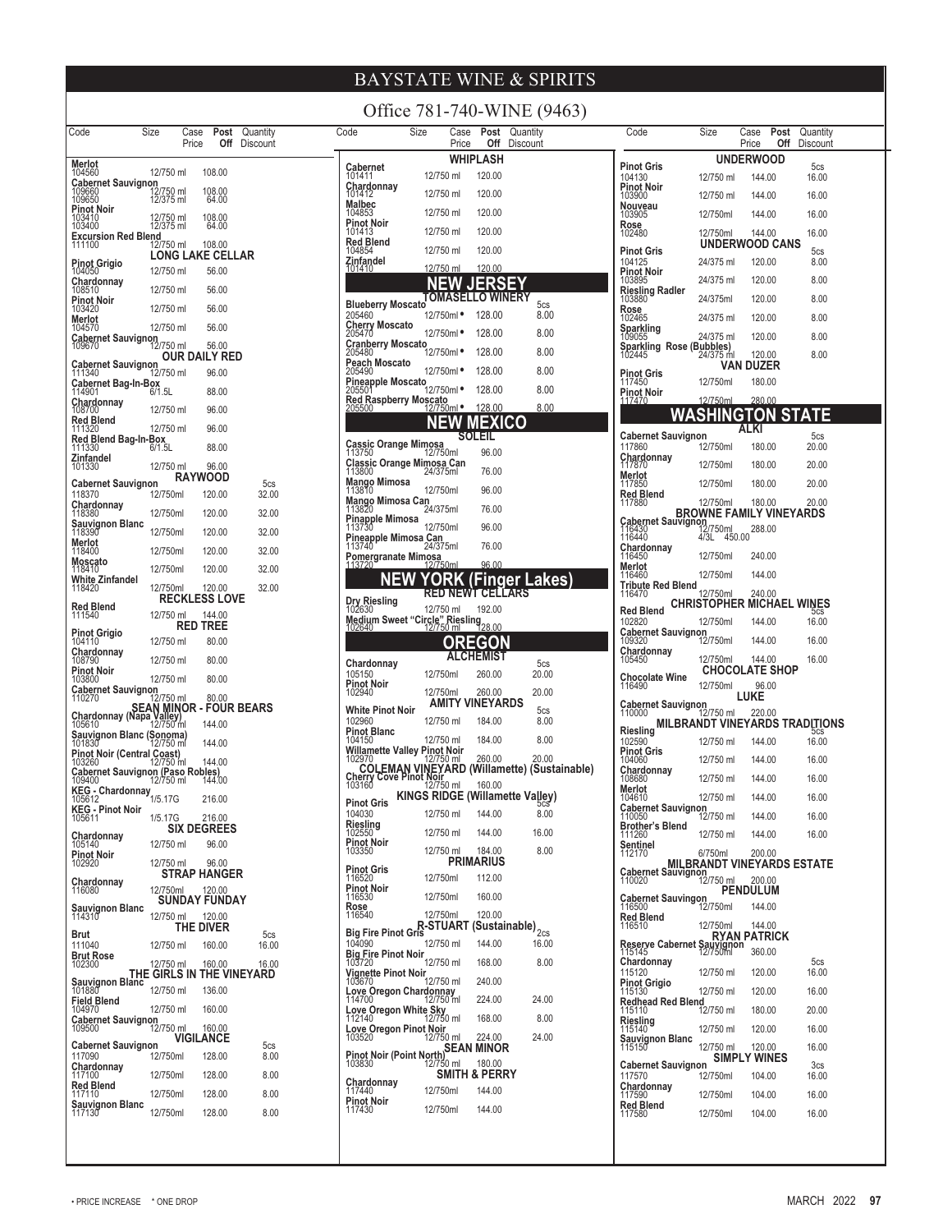# BAYSTATE WINE & SPIRITS

Office 781-740-WINE (9463)

| Code | Size | Case Price | Post Off | Quantity Discount |
|---|---|---|---|---|
| **Merlot** | | | | |
| 104560 | 12/750 ml | 108.00 | | |
| **Cabernet Sauvignon** | | | | |
| 109660 | 12/750 ml | 108.00 | | |
| 109650 | 12/375 ml | 64.00 | | |
| **Pinot Noir** | | | | |
| 103410 | 12/750 ml | 108.00 | | |
| 103400 | 12/375 ml | 64.00 | | |
| **Excursion Red Blend** | | | | |
| 111100 | 12/750 ml | 108.00 | | |
| **LONG LAKE CELLAR** | | | | |
| **Pinot Grigio** | | | | |
| 104050 | 12/750 ml | 56.00 | | |
| **Chardonnay** | | | | |
| 108510 | 12/750 ml | 56.00 | | |
| **Pinot Noir** | | | | |
| 103420 | 12/750 ml | 56.00 | | |
| **Merlot** | | | | |
| 104570 | 12/750 ml | 56.00 | | |
| **Cabernet Sauvignon** | | | | |
| 109670 | 12/750 ml | 56.00 | | |
| **OUR DAILY RED** | | | | |
| **Cabernet Sauvignon** | | | | |
| 111340 | 12/750 ml | 96.00 | | |
| **Cabernet Bag-In-Box** | | | | |
| 114901 | 6/1.5L | 88.00 | | |
| **Chardonnay** | | | | |
| 108700 | 12/750 ml | 96.00 | | |
| **Red Blend** | | | | |
| 111320 | 12/750 ml | 96.00 | | |
| **Red Blend Bag-In-Box** | | | | |
| 111330 | 6/1.5L | 88.00 | | |
| **Zinfandel** | | | | |
| 101330 | 12/750 ml | 96.00 | | |
| **RAYWOOD** | | | | 5cs |
| **Cabernet Sauvignon** | | | | |
| 118370 | 12/750ml | 120.00 | | 32.00 |
| **Chardonnay** | | | | |
| 118380 | 12/750ml | 120.00 | | 32.00 |
| **Sauvignon Blanc** | | | | |
| 118390 | 12/750ml | 120.00 | | 32.00 |
| **Merlot** | | | | |
| 118400 | 12/750ml | 120.00 | | 32.00 |
| **Moscato** | | | | |
| 118410 | 12/750ml | 120.00 | | 32.00 |
| **White Zinfandel** | | | | |
| 118420 | 12/750ml | 120.00 | | 32.00 |
| **RECKLESS LOVE** | | | | |
| **Red Blend** | | | | |
| 111540 | 12/750 ml | 144.00 | | |
| **RED TREE** | | | | |
| **Pinot Grigio** | | | | |
| 104110 | 12/750 ml | 80.00 | | |
| **Chardonnay** | | | | |
| 108790 | 12/750 ml | 80.00 | | |
| **Pinot Noir** | | | | |
| 103800 | 12/750 ml | 80.00 | | |
| **Cabernet Sauvignon** | | | | |
| 110270 | 12/750 ml | 80.00 | | |
| **SEAN MINOR - FOUR BEARS** | | | | |
| **Chardonnay (Napa Valley)** | | | | |
| 105610 | 12/750 ml | 144.00 | | |
| **Sauvignon Blanc (Sonoma)** | | | | |
| 101830 | 12/750 ml | 144.00 | | |
| **Pinot Noir (Central Coast)** | | | | |
| 103260 | 12/750 ml | 144.00 | | |
| **Cabernet Sauvignon (Paso Robles)** | | | | |
| 109400 | 12/750 ml | 144.00 | | |
| **KEG - Chardonnay** | | | | |
| 105612 | 1/5.17G | 216.00 | | |
| **KEG - Pinot Noir** | | | | |
| 105611 | 1/5.17G | 216.00 | | |
| **SIX DEGREES** | | | | |
| **Chardonnay** | | | | |
| 105140 | 12/750 ml | 96.00 | | |
| **Pinot Noir** | | | | |
| 102920 | 12/750 ml | 96.00 | | |
| **STRAP HANGER** | | | | |
| **Chardonnay** | | | | |
| 116080 | 12/750ml | 120.00 | | |
| **SUNDAY FUNDAY** | | | | |
| **Sauvignon Blanc** | | | | |
| 114310 | 12/750 ml | 120.00 | | |
| **THE DIVER** | | | | 5cs |
| **Brut** | | | | |
| 111040 | 12/750 ml | 160.00 | | 16.00 |
| **Brut Rose** | | | | |
| 102300 | 12/750 ml | 160.00 | | 16.00 |
| **THE GIRLS IN THE VINEYARD** | | | | |
| **Sauvignon Blanc** | | | | |
| 101880 | 12/750 ml | 136.00 | | |
| **Field Blend** | | | | |
| 104970 | 12/750 ml | 160.00 | | |
| **Cabernet Sauvignon** | | | | |
| 109500 | 12/750 ml | 160.00 | | |
| **VIGILANCE** | | | | 5cs |
| **Cabernet Sauvignon** | | | | |
| 117090 | 12/750ml | 128.00 | | 8.00 |
| **Chardonnay** | | | | |
| 117100 | 12/750ml | 128.00 | | 8.00 |
| **Red Blend** | | | | |
| 117110 | 12/750ml | 128.00 | | 8.00 |
| **Sauvignon Blanc** | | | | |
| 117130 | 12/750ml | 128.00 | | 8.00 |

| Code | Size | Case Price | Post Off | Quantity Discount |
|---|---|---|---|---|
| **WHIPLASH** | | | | |
| **Cabernet** | | | | |
| 101411 | 12/750 ml | 120.00 | | |
| **Chardonnay** | | | | |
| 101412 | 12/750 ml | 120.00 | | |
| **Malbec** | | | | |
| 104853 | 12/750 ml | 120.00 | | |
| **Pinot Noir** | | | | |
| 101413 | 12/750 ml | 120.00 | | |
| **Red Blend** | | | | |
| 104854 | 12/750 ml | 120.00 | | |
| **Zinfandel** | | | | |
| 101410 | 12/750 ml | 120.00 | | |
| **NEW JERSEY** | | | | |
| **TOMASELLO WINERY** | | | | 5cs |
| **Blueberry Moscato** | | | | |
| 205460 | 12/750ml • | 128.00 | | 8.00 |
| **Cherry Moscato** | | | | |
| 205470 | 12/750ml • | 128.00 | | 8.00 |
| **Cranberry Moscato** | | | | |
| 205480 | 12/750ml • | 128.00 | | 8.00 |
| **Peach Moscato** | | | | |
| 205490 | 12/750ml • | 128.00 | | 8.00 |
| **Pineapple Moscato** | | | | |
| 205501 | 12/750ml • | 128.00 | | 8.00 |
| **Red Raspberry Moscato** | | | | |
| 205500 | 12/750ml • | 128.00 | | 8.00 |
| **NEW MEXICO** | | | | |
| **SOLEIL** | | | | |
| **Cassic Orange Mimosa** | | | | |
| 113750 | 12/750ml | 96.00 | | |
| **Classic Orange Mimosa Can** | | | | |
| 113800 | 24/375ml | 76.00 | | |
| **Mango Mimosa** | | | | |
| 113810 | 12/750ml | 96.00 | | |
| **Mango Mimosa Can** | | | | |
| 113820 | 24/375ml | 76.00 | | |
| **Pinapple Mimosa** | | | | |
| 113730 | 12/750ml | 96.00 | | |
| **Pineapple Mimosa Can** | | | | |
| 113740 | 24/375ml | 76.00 | | |
| **Pomergranate Mimosa** | | | | |
| 113720 | 12/750ml | 96.00 | | |
| **NEW YORK (Finger Lakes)** | | | | |
| **RED NEWT CELLARS** | | | | |
| **Dry Riesling** | | | | |
| 102630 | 12/750 ml | 192.00 | | |
| **Medium Sweet "Circle" Riesling** | | | | |
| 102640 | 12/750 ml | 128.00 | | |
| **OREGON** | | | | |
| **ALCHEMIST** | | | | 5cs |
| **Chardonnay** | | | | |
| 105150 | 12/750ml | 260.00 | | 20.00 |
| **Pinot Noir** | | | | |
| 102940 | 12/750ml | 260.00 | | 20.00 |
| **AMITY VINEYARDS** | | | | 5cs |
| **White Pinot Noir** | | | | |
| 102960 | 12/750 ml | 184.00 | | 8.00 |
| **Pinot Blanc** | | | | |
| 104150 | 12/750 ml | 184.00 | | 8.00 |
| **Willamette Valley Pinot Noir** | | | | |
| 102970 | 12/750 ml | 260.00 | | 20.00 |
| **COLEMAN VINEYARD (Willamette) (Sustainable)** | | | | |
| **Cherry Cove Pinot Noir** | | | | |
| 103160 | 12/750 ml | 160.00 | | |
| **KINGS RIDGE (Willamette Valley)** | | | | 5cs |
| **Pinot Gris** | | | | |
| 104030 | 12/750 ml | 144.00 | | 8.00 |
| **Riesling** | | | | |
| 102550 | 12/750 ml | 144.00 | | 16.00 |
| **Pinot Noir** | | | | |
| 103350 | 12/750 ml | 184.00 | | 8.00 |
| **PRIMARIUS** | | | | |
| **Pinot Gris** | | | | |
| 116520 | 12/750ml | 112.00 | | |
| **Pinot Noir** | | | | |
| 116530 | 12/750ml | 160.00 | | |
| **Rose** | | | | |
| 116540 | 12/750ml | 120.00 | | |
| **R-STUART (Sustainable)** | | | | 2cs |
| **Big Fire Pinot Gris** | | | | |
| 104090 | 12/750 ml | 144.00 | | 16.00 |
| **Big Fire Pinot Noir** | | | | |
| 103720 | 12/750 ml | 168.00 | | 8.00 |
| **Vignette Pinot Noir** | | | | |
| 103670 | 12/750 ml | 240.00 | | |
| **Love Oregon Chardonnay** | | | | |
| 114700 | 12/750 ml | 224.00 | | 24.00 |
| **Love Oregon White Sky** | | | | |
| 112140 | 12/750 ml | 168.00 | | 8.00 |
| **Love Oregon Pinot Noir** | | | | |
| 103520 | 12/750 ml | 224.00 | | 24.00 |
| **SEAN MINOR** | | | | |
| **Pinot Noir (Point North)** | | | | |
| 103830 | 12/750 ml | 180.00 | | |
| **SMITH & PERRY** | | | | |
| **Chardonnay** | | | | |
| 117440 | 12/750ml | 144.00 | | |
| **Pinot Noir** | | | | |
| 117430 | 12/750ml | 144.00 | | |

| Code | Size | Case Price | Post Off | Quantity Discount |
|---|---|---|---|---|
| **UNDERWOOD** | | | | 5cs |
| **Pinot Gris** | | | | |
| 104130 | 12/750 ml | 144.00 | | 16.00 |
| **Pinot Noir** | | | | |
| 103900 | 12/750 ml | 144.00 | | 16.00 |
| **Nouveau** | | | | |
| 103905 | 12/750ml | 144.00 | | 16.00 |
| **Rose** | | | | |
| 102480 | 12/750ml | 144.00 | | 16.00 |
| **UNDERWOOD CANS** | | | | 5cs |
| **Pinot Gris** | | | | |
| 104125 | 24/375 ml | 120.00 | | 8.00 |
| **Pinot Noir** | | | | |
| 103895 | 24/375 ml | 120.00 | | 8.00 |
| **Riesling Radler** | | | | |
| 103880 | 24/375ml | 120.00 | | 8.00 |
| **Rose** | | | | |
| 102465 | 24/375 ml | 120.00 | | 8.00 |
| **Sparkling** | | | | |
| 109055 | 24/375 ml | 120.00 | | 8.00 |
| **Sparkling Rose (Bubbles)** | | | | |
| 102445 | 24/375 ml | 120.00 | | 8.00 |
| **VAN DUZER** | | | | |
| **Pinot Gris** | | | | |
| 117450 | 12/750ml | 180.00 | | |
| **Pinot Noir** | | | | |
| 117470 | 12/750ml | 280.00 | | |
| **WASHINGTON STATE** | | | | |
| **ALKI** | | | | 5cs |
| **Cabernet Sauvignon** | | | | |
| 117860 | 12/750ml | 180.00 | | 20.00 |
| **Chardonnay** | | | | |
| 117870 | 12/750ml | 180.00 | | 20.00 |
| **Merlot** | | | | |
| 117850 | 12/750ml | 180.00 | | 20.00 |
| **Red Blend** | | | | |
| 117880 | 12/750ml | 180.00 | | 20.00 |
| **BROWNE FAMILY VINEYARDS** | | | | |
| **Cabernet Sauvignon** | | | | |
| 116430 | 12/750ml | 288.00 | | |
| 116440 | 4/3L | 450.00 | | |
| **Chardonnay** | | | | |
| 116450 | 12/750ml | 240.00 | | |
| **Merlot** | | | | |
| 116460 | 12/750ml | 144.00 | | |
| **Tribute Red Blend** | | | | |
| 116470 | 12/750ml | 240.00 | | |
| **CHRISTOPHER MICHAEL WINES** | | | | 5cs |
| **Red Blend** | | | | |
| 102820 | 12/750ml | 144.00 | | 16.00 |
| **Cabernet Sauvignon** | | | | |
| 109320 | 12/750ml | 144.00 | | 16.00 |
| **Chardonnay** | | | | |
| 105450 | 12/750ml | 144.00 | | 16.00 |
| **CHOCOLATE SHOP** | | | | |
| **Chocolate Wine** | | | | |
| 116490 | 12/750ml | 96.00 | | |
| **LUKE** | | | | |
| **Cabernet Sauvignon** | | | | |
| 110000 | 12/750 ml | 220.00 | | |
| **MILBRANDT VINEYARDS TRADITIONS** | | | | 5cs |
| **Riesling** | | | | |
| 102590 | 12/750 ml | 144.00 | | 16.00 |
| **Pinot Gris** | | | | |
| 104060 | 12/750 ml | 144.00 | | 16.00 |
| **Chardonnay** | | | | |
| 108680 | 12/750 ml | 144.00 | | 16.00 |
| **Merlot** | | | | |
| 104610 | 12/750 ml | 144.00 | | 16.00 |
| **Cabernet Sauvignon** | | | | |
| 110050 | 12/750 ml | 144.00 | | 16.00 |
| **Brother's Blend** | | | | |
| 111260 | 12/750 ml | 144.00 | | 16.00 |
| **Sentinel** | | | | |
| 112170 | 6/750ml | 200.00 | | |
| **MILBRANDT VINEYARDS ESTATE** | | | | |
| **Cabernet Sauvignon** | | | | |
| 110020 | 12/750 ml | 200.00 | | |
| **PENDULUM** | | | | |
| **Cabernet Sauvignon** | | | | |
| 116500 | 12/750ml | 144.00 | | |
| **Red Blend** | | | | |
| 116510 | 12/750ml | 144.00 | | |
| **RYAN PATRICK** | | | | |
| **Reserve Cabernet Sauvignon** | | | | |
| 115145 | 12/750ml | 360.00 | | |
| **Chardonnay** | | | | 5cs |
| 115120 | 12/750 ml | 120.00 | | 16.00 |
| **Pinot Grigio** | | | | |
| 115130 | 12/750 ml | 120.00 | | 16.00 |
| **Redhead Red Blend** | | | | |
| 115110 | 12/750 ml | 180.00 | | 20.00 |
| **Riesling** | | | | |
| 115140 | 12/750 ml | 120.00 | | 16.00 |
| **Sauvignon Blanc** | | | | |
| 115150 | 12/750 ml | 120.00 | | 16.00 |
| **SIMPLY WINES** | | | | 3cs |
| **Cabernet Sauvignon** | | | | |
| 117570 | 12/750ml | 104.00 | | 16.00 |
| **Chardonnay** | | | | |
| 117590 | 12/750ml | 104.00 | | 16.00 |
| **Red Blend** | | | | |
| 117580 | 12/750ml | 104.00 | | 16.00 |

• PRICE INCREASE * ONE DROP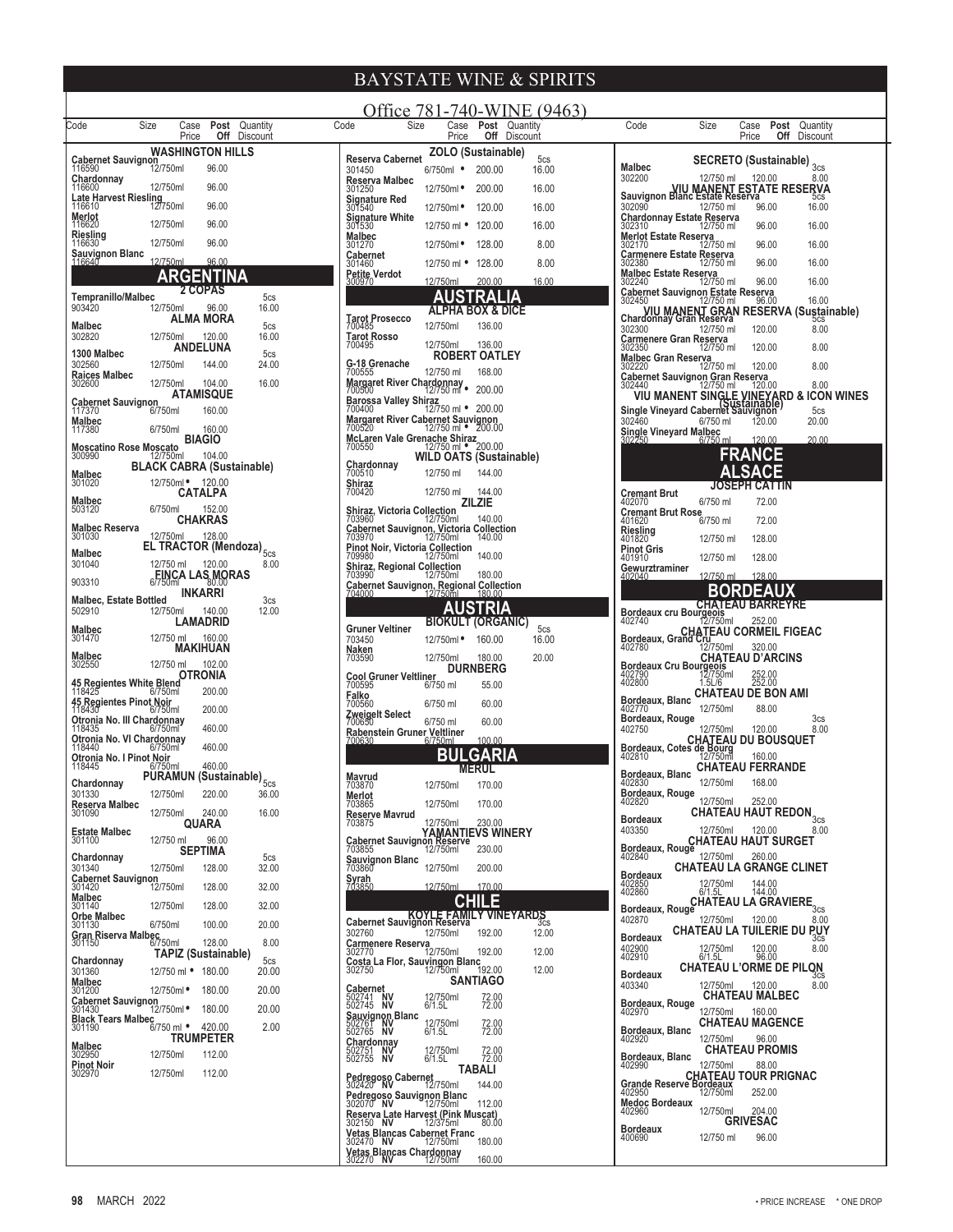# BAYSTATE WINE & SPIRITS

Office 781-740-WINE (9463)

## WASHINGTON HILLS

| Code | Size | Case Price | Post Off | Quantity Discount |
|---|---|---|---|---|
| **Cabernet Sauvignon** | | | | |
| 116590 | 12/750ml | 96.00 | | |
| **Chardonnay** | | | | |
| 116600 | 12/750ml | 96.00 | | |
| **Late Harvest Riesling** | | | | |
| 116610 | 12/750ml | 96.00 | | |
| **Merlot** | | | | |
| 116620 | 12/750ml | 96.00 | | |
| **Riesling** | | | | |
| 116630 | 12/750ml | 96.00 | | |
| **Sauvignon Blanc** | | | | |
| 116640 | 12/750ml | 96.00 | | |

# ARGENTINA

## 2 COPAS

| Code | Size | Case Price | Post Off | Quantity Discount |
|---|---|---|---|---|
| **Tempranillo/Malbec** | | | | 5cs |
| 903420 | 12/750ml | 96.00 | | 16.00 |

## ALMA MORA

| Code | Size | Case Price | Post Off | Quantity Discount |
|---|---|---|---|---|
| **Malbec** | | | | 5cs |
| 302820 | 12/750ml | 120.00 | | 16.00 |

## ANDELUNA

| Code | Size | Case Price | Post Off | Quantity Discount |
|---|---|---|---|---|
| **1300 Malbec** | | | | 5cs |
| 302560 | 12/750ml | 144.00 | | 24.00 |
| **Raices Malbec** | | | | |
| 302600 | 12/750ml | 104.00 | | 16.00 |

## ATAMISQUE

| Code | Size | Case Price | Post Off | Quantity Discount |
|---|---|---|---|---|
| **Cabernet Sauvignon** | | | | |
| 117370 | 6/750ml | 160.00 | | |
| **Malbec** | | | | |
| 117380 | 6/750ml | 160.00 | | |

## BIAGIO

| Code | Size | Case Price | Post Off | Quantity Discount |
|---|---|---|---|---|
| **Moscatino Rose Moscato** | | | | |
| 300990 | 12/750ml | 104.00 | | |

## BLACK CABRA (Sustainable)

| Code | Size | Case Price | Post Off | Quantity Discount |
|---|---|---|---|---|
| **Malbec** | | | | |
| 301020 | 12/750ml • | 120.00 | | |

## CATALPA

| Code | Size | Case Price | Post Off | Quantity Discount |
|---|---|---|---|---|
| **Malbec** | | | | |
| 503120 | 6/750ml | 152.00 | | |

## CHAKRAS

| Code | Size | Case Price | Post Off | Quantity Discount |
|---|---|---|---|---|
| **Malbec Reserva** | | | | |
| 301030 | 12/750ml | 128.00 | | |

## EL TRACTOR (Mendoza)

| Code | Size | Case Price | Post Off | Quantity Discount |
|---|---|---|---|---|
| **Malbec** | | | | 5cs |
| 301040 | 12/750 ml | 120.00 | | 8.00 |

## FINCA LAS MORAS

| Code | Size | Case Price | Post Off | Quantity Discount |
|---|---|---|---|---|
| 903310 | 6/750ml | 80.00 | | |

## INKARRI

| Code | Size | Case Price | Post Off | Quantity Discount |
|---|---|---|---|---|
| **Malbec, Estate Bottled** | | | | 3cs |
| 502910 | 12/750ml | 140.00 | | 12.00 |

## LAMADRID

| Code | Size | Case Price | Post Off | Quantity Discount |
|---|---|---|---|---|
| **Malbec** | | | | |
| 301470 | 12/750 ml | 160.00 | | |

## MAKIHUAN

| Code | Size | Case Price | Post Off | Quantity Discount |
|---|---|---|---|---|
| **Malbec** | | | | |
| 302550 | 12/750 ml | 102.00 | | |

## OTRONIA

| Code | Size | Case Price | Post Off | Quantity Discount |
|---|---|---|---|---|
| **45 Regientes White Blend** | | | | |
| 118425 | 6/750ml | 200.00 | | |
| **45 Regientes Pinot Noir** | | | | |
| 118430 | 6/750ml | 200.00 | | |
| **Otronia No. III Chardonnay** | | | | |
| 118435 | 6/750ml | 460.00 | | |
| **Otronia No. VI Chardonnay** | | | | |
| 118440 | 6/750ml | 460.00 | | |
| **Otronia No. I Pinot Noir** | | | | |
| 118445 | 6/750ml | 460.00 | | |

## PURAMUN (Sustainable)

| Code | Size | Case Price | Post Off | Quantity Discount |
|---|---|---|---|---|
| **Chardonnay** | | | | 5cs |
| 301330 | 12/750ml | 220.00 | | 36.00 |
| **Reserva Malbec** | | | | |
| 301090 | 12/750ml | 240.00 | | 16.00 |

## QUARA

| Code | Size | Case Price | Post Off | Quantity Discount |
|---|---|---|---|---|
| **Estate Malbec** | | | | |
| 301100 | 12/750 ml | 96.00 | | |

## SEPTIMA

| Code | Size | Case Price | Post Off | Quantity Discount |
|---|---|---|---|---|
| **Chardonnay** | | | | 5cs |
| 301340 | 12/750ml | 128.00 | | 32.00 |
| **Cabernet Sauvignon** | | | | |
| 301420 | 12/750ml | 128.00 | | 32.00 |
| **Malbec** | | | | |
| 301140 | 12/750ml | 128.00 | | 32.00 |
| **Orbe Malbec** | | | | |
| 301130 | 6/750ml | 100.00 | | 20.00 |
| **Gran Riserva Malbec** | | | | |
| 301150 | 6/750ml | 128.00 | | 8.00 |

## TAPIZ (Sustainable)

| Code | Size | Case Price | Post Off | Quantity Discount |
|---|---|---|---|---|
| **Chardonnay** | | | | 5cs |
| 301360 | 12/750 ml • | 180.00 | | 20.00 |
| **Malbec** | | | | |
| 301200 | 12/750ml • | 180.00 | | 20.00 |
| **Cabernet Sauvignon** | | | | |
| 301430 | 12/750ml • | 180.00 | | 20.00 |
| **Black Tears Malbec** | | | | |
| 301190 | 6/750 ml • | 420.00 | | 2.00 |

## TRUMPETER

| Code | Size | Case Price | Post Off | Quantity Discount |
|---|---|---|---|---|
| **Malbec** | | | | |
| 302950 | 12/750ml | 112.00 | | |
| **Pinot Noir** | | | | |
| 302970 | 12/750ml | 112.00 | | |

## ZOLO (Sustainable)

| Code | Size | Case Price | Post Off | Quantity Discount |
|---|---|---|---|---|
| **Reserva Cabernet** | | | | 5cs |
| 301450 | 6/750ml • | 200.00 | | 16.00 |
| **Reserva Malbec** | | | | |
| 301250 | 12/750ml • | 200.00 | | 16.00 |
| **Signature Red** | | | | |
| 301540 | 12/750ml • | 120.00 | | 16.00 |
| **Signature White** | | | | |
| 301530 | 12/750 ml • | 120.00 | | 16.00 |
| **Malbec** | | | | |
| 301270 | 12/750ml • | 128.00 | | 8.00 |
| **Cabernet** | | | | |
| 301460 | 12/750 ml • | 128.00 | | 8.00 |
| **Petite Verdot** | | | | |
| 300970 | 12/750ml | 200.00 | | 16.00 |

# AUSTRALIA

## ALPHA BOX & DICE

| Code | Size | Case Price | Post Off | Quantity Discount |
|---|---|---|---|---|
| **Tarot Prosecco** | | | | |
| 700485 | 12/750ml | 136.00 | | |
| **Tarot Rosso** | | | | |
| 700495 | 12/750ml | 136.00 | | |

## ROBERT OATLEY

| Code | Size | Case Price | Post Off | Quantity Discount |
|---|---|---|---|---|
| **G-18 Grenache** | | | | |
| 700555 | 12/750 ml | 168.00 | | |
| **Margaret River Chardonnay** | | | | |
| 700500 | 12/750 ml • | 200.00 | | |
| **Barossa Valley Shiraz** | | | | |
| 700400 | 12/750 ml • | 200.00 | | |
| **Margaret River Cabernet Sauvignon** | | | | |
| 700520 | 12/750 ml • | 200.00 | | |
| **McLaren Vale Grenache Shiraz** | | | | |
| 700550 | 12/750 ml • | 200.00 | | |

## WILD OATS (Sustainable)

| Code | Size | Case Price | Post Off | Quantity Discount |
|---|---|---|---|---|
| **Chardonnay** | | | | |
| 700510 | 12/750 ml | 144.00 | | |
| **Shiraz** | | | | |
| 700420 | 12/750 ml | 144.00 | | |

## ZILZIE

| Code | Size | Case Price | Post Off | Quantity Discount |
|---|---|---|---|---|
| **Shiraz, Victoria Collection** | | | | |
| 703960 | 12/750ml | 140.00 | | |
| **Cabernet Sauvignon, Victoria Collection** | | | | |
| 703970 | 12/750ml | 140.00 | | |
| **Pinot Noir, Victoria Collection** | | | | |
| 709980 | 12/750ml | 140.00 | | |
| **Shiraz, Regional Collection** | | | | |
| 703990 | 12/750ml | 180.00 | | |
| **Cabernet Sauvignon, Regional Collection** | | | | |
| 704000 | 12/750ml | 180.00 | | |

# AUSTRIA

## BIOKULT (ORGANIC)

| Code | Size | Case Price | Post Off | Quantity Discount |
|---|---|---|---|---|
| **Gruner Veltiner** | | | | 5cs |
| 703450 | 12/750ml • | 160.00 | | 16.00 |
| **Naken** | | | | |
| 703590 | 12/750ml | 180.00 | | 20.00 |

## DURNBERG

| Code | Size | Case Price | Post Off | Quantity Discount |
|---|---|---|---|---|
| **Cool Gruner Veltliner** | | | | |
| 700595 | 6/750 ml | 55.00 | | |
| **Falko** | | | | |
| 700560 | 6/750 ml | 60.00 | | |
| **Zweigelt Select** | | | | |
| 700650 | 6/750 ml | 60.00 | | |
| **Rabenstein Gruner Veltliner** | | | | |
| 700630 | 6/750ml | 100.00 | | |

# BULGARIA

## MERUL

| Code | Size | Case Price | Post Off | Quantity Discount |
|---|---|---|---|---|
| **Mavrud** | | | | |
| 703870 | 12/750ml | 170.00 | | |
| **Merlot** | | | | |
| 703865 | 12/750ml | 170.00 | | |
| **Reserve Mavrud** | | | | |
| 703875 | 12/750ml | 230.00 | | |

## YAMANTIEVS WINERY

| Code | Size | Case Price | Post Off | Quantity Discount |
|---|---|---|---|---|
| **Cabernet Sauvignon Reserve** | | | | |
| 703855 | 12/750ml | 230.00 | | |
| **Sauvignon Blanc** | | | | |
| 703860 | 12/750ml | 200.00 | | |
| **Syrah** | | | | |
| 703850 | 12/750ml | 170.00 | | |

# CHILE

## KOYLE FAMILY VINEYARDS

| Code | Size | Case Price | Post Off | Quantity Discount |
|---|---|---|---|---|
| **Cabernet Sauvignon Reserva** | | | | 3cs |
| 302760 | 12/750ml | 192.00 | | 12.00 |
| **Carmenere Reserva** | | | | |
| 302770 | 12/750ml | 192.00 | | 12.00 |
| **Costa La Flor, Sauvignon Blanc** | | | | |
| 302750 | 12/750ml | 192.00 | | 12.00 |

## SANTIAGO

| Code | Size | Case Price | Post Off | Quantity Discount |
|---|---|---|---|---|
| **Cabernet** | | | | |
| 502741 NV | 12/750ml | 72.00 | | |
| 502745 NV | 6/1.5L | 72.00 | | |
| **Sauvignon Blanc** | | | | |
| 502761 NV | 12/750ml | 72.00 | | |
| 502765 NV | 6/1.5L | 72.00 | | |
| **Chardonnay** | | | | |
| 502751 NV | 12/750ml | 72.00 | | |
| 502755 NV | 6/1.5L | 72.00 | | |

## TABALI

| Code | Size | Case Price | Post Off | Quantity Discount |
|---|---|---|---|---|
| **Pedregoso Cabernet** | | | | |
| 302420 NV | 12/750ml | 144.00 | | |
| **Pedregoso Sauvignon Blanc** | | | | |
| 302070 NV | 12/750ml | 112.00 | | |
| **Reserva Late Harvest (Pink Muscat)** | | | | |
| 302150 NV | 12/375ml | 80.00 | | |
| **Vetas Blancas Cabernet Franc** | | | | |
| 302470 NV | 12/750ml | 180.00 | | |
| **Vetas Blancas Chardonnay** | | | | |
| 302270 NV | 12/750ml | 160.00 | | |

## SECRETO (Sustainable)

| Code | Size | Case Price | Post Off | Quantity Discount |
|---|---|---|---|---|
| **Malbec** | | | | 3cs |
| 302200 | 12/750 ml | 120.00 | | 8.00 |

## VIU MANENT ESTATE RESERVA

| Code | Size | Case Price | Post Off | Quantity Discount |
|---|---|---|---|---|
| **Sauvignon Blanc Estate Reserva** | | | | 5cs |
| 302090 | 12/750 ml | 96.00 | | 16.00 |
| **Chardonnay Estate Reserva** | | | | |
| 302310 | 12/750 ml | 96.00 | | 16.00 |
| **Merlot Estate Reserva** | | | | |
| 302170 | 12/750 ml | 96.00 | | 16.00 |
| **Carmenere Estate Reserva** | | | | |
| 302380 | 12/750 ml | 96.00 | | 16.00 |
| **Malbec Estate Reserva** | | | | |
| 302240 | 12/750 ml | 96.00 | | 16.00 |
| **Cabernet Sauvignon Estate Reserva** | | | | |
| 302450 | 12/750 ml | 96.00 | | 16.00 |

## VIU MANENT GRAN RESERVA (Sustainable)

| Code | Size | Case Price | Post Off | Quantity Discount |
|---|---|---|---|---|
| **Chardonnay Gran Reserva** | | | | 5cs |
| 302300 | 12/750 ml | 120.00 | | 8.00 |
| **Carmenere Gran Reserva** | | | | |
| 302350 | 12/750 ml | 120.00 | | 8.00 |
| **Malbec Gran Reserva** | | | | |
| 302220 | 12/750 ml | 120.00 | | 8.00 |
| **Cabernet Sauvignon Gran Reserva** | | | | |
| 302440 | 12/750 ml | 120.00 | | 8.00 |

## VIU MANENT SINGLE VINEYARD & ICON WINES (Sustainable)

| Code | Size | Case Price | Post Off | Quantity Discount |
|---|---|---|---|---|
| **Single Vineyard Cabernet Sauvignon** | | | | 5cs |
| 302460 | 6/750 ml | 120.00 | | 20.00 |
| **Single Vineyard Malbec** | | | | |
| 302250 | 6/750 ml | 120.00 | | 20.00 |

# FRANCE

# ALSACE

## JOSEPH CATTIN

| Code | Size | Case Price | Post Off | Quantity Discount |
|---|---|---|---|---|
| **Cremant Brut** | | | | |
| 402070 | 6/750 ml | 72.00 | | |
| **Cremant Brut Rose** | | | | |
| 401620 | 6/750 ml | 72.00 | | |
| **Riesling** | | | | |
| 401820 | 12/750 ml | 128.00 | | |
| **Pinot Gris** | | | | |
| 401910 | 12/750 ml | 128.00 | | |
| **Gewurztraminer** | | | | |
| 402040 | 12/750 ml | 128.00 | | |

# BORDEAUX

## CHATEAU BARREYRE

| Code | Size | Case Price | Post Off | Quantity Discount |
|---|---|---|---|---|
| **Bordeaux cru Bourgeois** | | | | |
| 402740 | 12/750ml | 252.00 | | |

## CHATEAU CORMEIL FIGEAC

| Code | Size | Case Price | Post Off | Quantity Discount |
|---|---|---|---|---|
| **Bordeaux, Grand Cru** | | | | |
| 402780 | 12/750ml | 320.00 | | |

## CHATEAU D'ARCINS

| Code | Size | Case Price | Post Off | Quantity Discount |
|---|---|---|---|---|
| **Bordeaux Cru Bourgeois** | | | | |
| 402790 | 12/750ml | 252.00 | | |
| 402800 | 1.5L/6 | 252.00 | | |

## CHATEAU DE BON AMI

| Code | Size | Case Price | Post Off | Quantity Discount |
|---|---|---|---|---|
| **Bordeaux, Blanc** | | | | |
| 402770 | 12/750ml | 88.00 | | |
| **Bordeaux, Rouge** | | | | 3cs |
| 402750 | 12/750ml | 120.00 | | 8.00 |

## CHATEAU DU BOUSQUET

| Code | Size | Case Price | Post Off | Quantity Discount |
|---|---|---|---|---|
| **Bordeaux, Cotes de Bourg** | | | | |
| 402810 | 12/750ml | 160.00 | | |

## CHATEAU FERRANDE

| Code | Size | Case Price | Post Off | Quantity Discount |
|---|---|---|---|---|
| **Bordeaux, Blanc** | | | | |
| 402830 | 12/750ml | 168.00 | | |
| **Bordeaux, Rouge** | | | | |
| 402820 | 12/750ml | 252.00 | | |

## CHATEAU HAUT REDON

| Code | Size | Case Price | Post Off | Quantity Discount |
|---|---|---|---|---|
| **Bordeaux** | | | | 3cs |
| 403350 | 12/750ml | 120.00 | | 8.00 |

## CHATEAU HAUT SURGET

| Code | Size | Case Price | Post Off | Quantity Discount |
|---|---|---|---|---|
| **Bordeaux, Rouge** | | | | |
| 402840 | 12/750ml | 260.00 | | |

## CHATEAU LA GRANGE CLINET

| Code | Size | Case Price | Post Off | Quantity Discount |
|---|---|---|---|---|
| **Bordeaux** | | | | |
| 402850 | 12/750ml | 144.00 | | |
| 402860 | 6/1.5L | 144.00 | | |

## CHATEAU LA GRAVIERE

| Code | Size | Case Price | Post Off | Quantity Discount |
|---|---|---|---|---|
| **Bordeaux, Rouge** | | | | 3cs |
| 402870 | 12/750ml | 120.00 | | 8.00 |

## CHATEAU LA TUILERIE DU PUY

| Code | Size | Case Price | Post Off | Quantity Discount |
|---|---|---|---|---|
| **Bordeaux** | | | | 3cs |
| 402900 | 12/750ml | 120.00 | | 8.00 |
| 402910 | 6/1.5L | 96.00 | | |

## CHATEAU L'ORME DE PILON

| Code | Size | Case Price | Post Off | Quantity Discount |
|---|---|---|---|---|
| **Bordeaux** | | | | 3cs |
| 403340 | 12/750ml | 120.00 | | 8.00 |

## CHATEAU MALBEC

| Code | Size | Case Price | Post Off | Quantity Discount |
|---|---|---|---|---|
| **Bordeaux, Rouge** | | | | |
| 402970 | 12/750ml | 160.00 | | |

## CHATEAU MAGENCE

| Code | Size | Case Price | Post Off | Quantity Discount |
|---|---|---|---|---|
| **Bordeaux, Blanc** | | | | |
| 402920 | 12/750ml | 96.00 | | |

## CHATEAU PROMIS

| Code | Size | Case Price | Post Off | Quantity Discount |
|---|---|---|---|---|
| **Bordeaux, Blanc** | | | | |
| 402990 | 12/750ml | 88.00 | | |

## CHATEAU TOUR PRIGNAC

| Code | Size | Case Price | Post Off | Quantity Discount |
|---|---|---|---|---|
| **Grande Reserve Bordeaux** | | | | |
| 402950 | 12/750ml | 252.00 | | |
| **Medoc Bordeaux** | | | | |
| 402960 | 12/750ml | 204.00 | | |

## GRIVESAC

| Code | Size | Case Price | Post Off | Quantity Discount |
|---|---|---|---|---|
| **Bordeaux** | | | | |
| 400690 | 12/750 ml | 96.00 | | |

MARCH 2022

• PRICE INCREASE * ONE DROP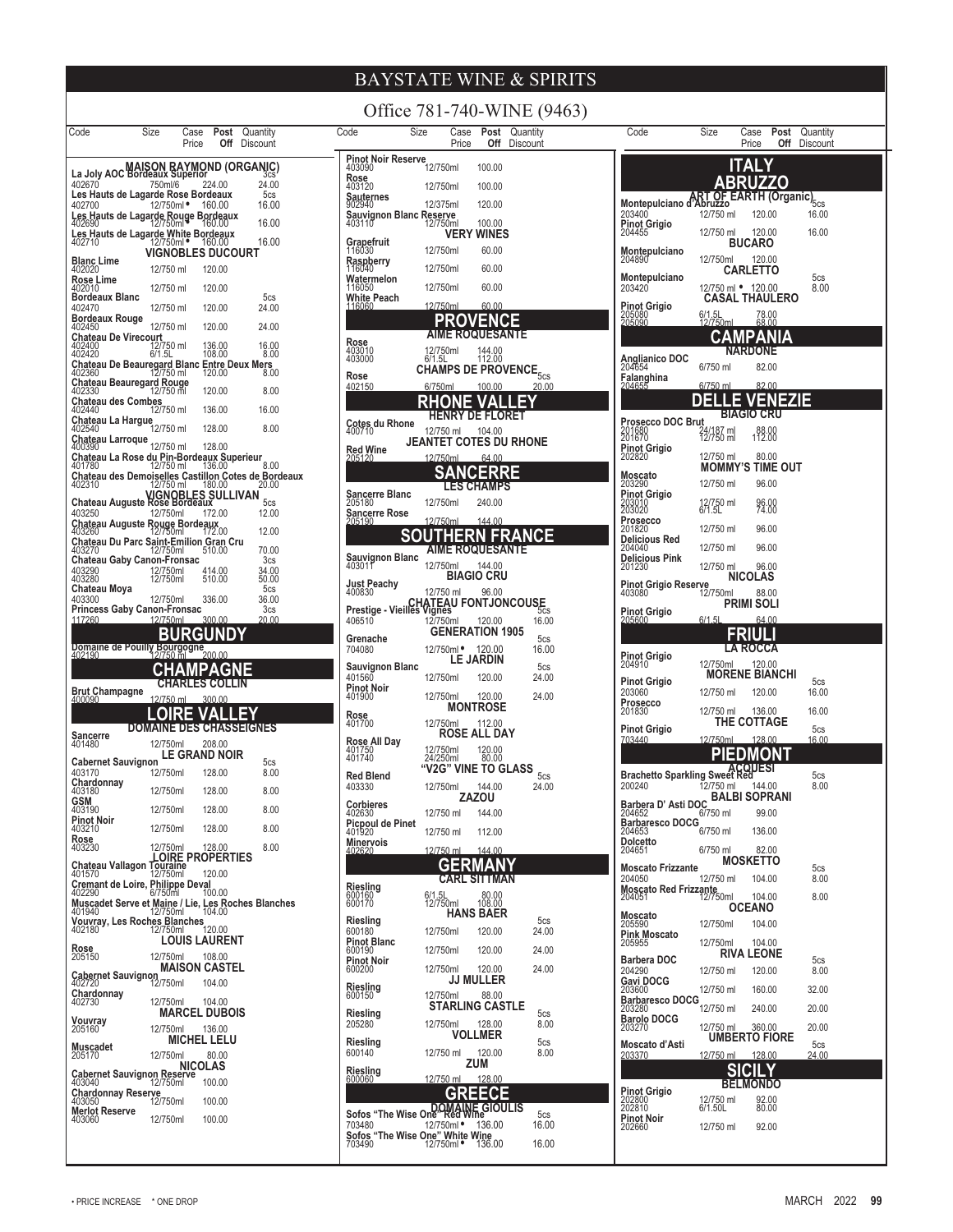# BAYSTATE WINE & SPIRITS

Office 781-740-WINE (9463)

| Code | Size | Case Price | Post Off | Quantity Discount |
|---|---|---|---|---|
| **MAISON RAYMOND (ORGANIC)** | | | | |
| **La Joly AOC Bordeaux Superior** | | | | 3cs |
| 402670 | 750ml/6 | 224.00 | | 24.00 |
| **Les Hauts de Lagarde Rose Bordeaux** | | | | 5cs |
| 402700 | 12/750ml • | 160.00 | | 16.00 |
| **Les Hauts de Lagarde Rouge Bordeaux** | | | | |
| 402690 | 12/750ml • | 160.00 | | 16.00 |
| **Les Hauts de Lagarde White Bordeaux** | | | | |
| 402710 | 12/750ml • | 160.00 | | 16.00 |
| **VIGNOBLES DUCOURT** | | | | |
| **Blanc Lime** | | | | |
| 402020 | 12/750 ml | 120.00 | | |
| **Rose Lime** | | | | |
| 402010 | 12/750 ml | 120.00 | | |
| **Bordeaux Blanc** | | | | 5cs |
| 402470 | 12/750 ml | 120.00 | | 24.00 |
| **Bordeaux Rouge** | | | | |
| 402450 | 12/750 ml | 120.00 | | 24.00 |
| **Chateau De Virecourt** | | | | |
| 402400 | 12/750 ml | 136.00 | | 16.00 |
| 402420 | 6/1.5L | 108.00 | | 8.00 |
| **Chateau De Beauregard Blanc Entre Deux Mers** | | | | |
| 402360 | 12/750 ml | 120.00 | | 8.00 |
| **Chateau Beauregard Rouge** | | | | |
| 402330 | 12/750 ml | 120.00 | | 8.00 |
| **Chateau des Combes** | | | | |
| 402440 | 12/750 ml | 136.00 | | 16.00 |
| **Chateau La Hargue** | | | | |
| 402540 | 12/750 ml | 128.00 | | 8.00 |
| **Chateau Larroque** | | | | |
| 400390 | 12/750 ml | 128.00 | | |
| **Chateau La Rose du Pin-Bordeaux Superieur** | | | | |
| 401780 | 12/750 ml | 136.00 | | 8.00 |
| **Chateau des Demoiselles Castillon Cotes de Bordeaux** | | | | |
| 402310 | 12/750 ml | 180.00 | | 20.00 |
| **VIGNOBLES SULLIVAN** | | | | |
| **Chateau Auguste Rose Bordeaux** | | | | 5cs |
| 403250 | 12/750ml | 172.00 | | 12.00 |
| **Chateau Auguste Rouge Bordeaux** | | | | |
| 403260 | 12/750ml | 172.00 | | 12.00 |
| **Chateau Du Parc Saint-Emilion Gran Cru** | | | | |
| 403270 | 12/750ml | 510.00 | | 70.00 |
| **Chateau Gaby Canon-Fronsac** | | | | 3cs |
| 403290 | 12/750ml | 414.00 | | 34.00 |
| 403280 | 12/750ml | 510.00 | | 50.00 |
| **Chateau Moya** | | | | 5cs |
| 403300 | 12/750ml | 336.00 | | 36.00 |
| **Princess Gaby Canon-Fronsac** | | | | 3cs |
| 117260 | 12/750ml | 300.00 | | 20.00 |

## BURGUNDY

| Code | Size | Case Price | Post Off | Quantity Discount |
|---|---|---|---|---|
| **Domaine de Pouilly Bourgogne** | | | | |
| 402190 | 12/750 ml | 200.00 | | |

## CHAMPAGNE

| Code | Size | Case Price | Post Off | Quantity Discount |
|---|---|---|---|---|
| **CHARLES COLLIN** | | | | |
| **Brut Champagne** | | | | |
| 400090 | 12/750 ml | 300.00 | | |

## LOIRE VALLEY

| Code | Size | Case Price | Post Off | Quantity Discount |
|---|---|---|---|---|
| **DOMAINE DES CHASSEIGNES** | | | | |
| **Sancerre** | | | | |
| 401480 | 12/750ml | 208.00 | | |
| **LE GRAND NOIR** | | | | |
| **Cabernet Sauvignon** | | | | 5cs |
| 403170 | 12/750ml | 128.00 | | 8.00 |
| **Chardonnay** | | | | |
| 403180 | 12/750ml | 128.00 | | 8.00 |
| **GSM** | | | | |
| 403190 | 12/750ml | 128.00 | | 8.00 |
| **Pinot Noir** | | | | |
| 403210 | 12/750ml | 128.00 | | 8.00 |
| **Rose** | | | | |
| 403230 | 12/750ml | 128.00 | | 8.00 |
| **LOIRE PROPERTIES** | | | | |
| **Chateau Vallagon Touraine** | | | | |
| 401570 | 12/750ml | 120.00 | | |
| **Cremant de Loire, Philippe Deval** | | | | |
| 402290 | 6/750ml | 100.00 | | |
| **Muscadet Serve et Maine / Lie, Les Roches Blanches** | | | | |
| 401940 | 12/750ml | 104.00 | | |
| **Vouvray, Les Roches Blanches** | | | | |
| 402180 | 12/750ml | 120.00 | | |
| **LOUIS LAURENT** | | | | |
| **Rose** | | | | |
| 205150 | 12/750ml | 108.00 | | |
| **MAISON CASTEL** | | | | |
| **Cabernet Sauvignon** | | | | |
| 402720 | 12/750ml | 104.00 | | |
| **Chardonnay** | | | | |
| 402730 | 12/750ml | 104.00 | | |
| **MARCEL DUBOIS** | | | | |
| **Vouvray** | | | | |
| 205160 | 12/750ml | 136.00 | | |
| **MICHEL LELU** | | | | |
| **Muscadet** | | | | |
| 205170 | 12/750ml | 80.00 | | |
| **NICOLAS** | | | | |
| **Cabernet Sauvignon Reserve** | | | | |
| 403040 | 12/750ml | 100.00 | | |
| **Chardonnay Reserve** | | | | |
| 403050 | 12/750ml | 100.00 | | |
| **Merlot Reserve** | | | | |
| 403060 | 12/750ml | 100.00 | | |
| **Pinot Noir Reserve** | | | | |
| 403090 | 12/750ml | 100.00 | | |
| **Rose** | | | | |
| 403120 | 12/750ml | 100.00 | | |
| **Sauternes** | | | | |
| 902940 | 12/375ml | 120.00 | | |
| **Sauvignon Blanc Reserve** | | | | |
| 403110 | 12/750ml | 100.00 | | |
| **VERY WINES** | | | | |
| **Grapefruit** | | | | |
| 116030 | 12/750ml | 60.00 | | |
| **Raspberry** | | | | |
| 116040 | 12/750ml | 60.00 | | |
| **Watermelon** | | | | |
| 116050 | 12/750ml | 60.00 | | |
| **White Peach** | | | | |
| 116060 | 12/750ml | 60.00 | | |

## PROVENCE

| Code | Size | Case Price | Post Off | Quantity Discount |
|---|---|---|---|---|
| **AIME ROQUESANTE** | | | | |
| **Rose** | | | | |
| 403010 | 12/750ml | 144.00 | | |
| 403000 | 6/1.5L | 112.00 | | |
| **CHAMPS DE PROVENCE** | | | | 5cs |
| **Rose** | | | | |
| 402150 | 6/750ml | 100.00 | | 20.00 |

## RHONE VALLEY

| Code | Size | Case Price | Post Off | Quantity Discount |
|---|---|---|---|---|
| **HENRY DE FLORET** | | | | |
| **Cotes du Rhone** | | | | |
| 400710 | 12/750 ml | 104.00 | | |
| **JEANTET COTES DU RHONE** | | | | |
| **Red Wine** | | | | |
| 205120 | 12/750ml | 64.00 | | |

## SANCERRE

| Code | Size | Case Price | Post Off | Quantity Discount |
|---|---|---|---|---|
| **LES CHAMPS** | | | | |
| **Sancerre Blanc** | | | | |
| 205180 | 12/750ml | 240.00 | | |
| **Sancerre Rose** | | | | |
| 205190 | 12/750ml | 144.00 | | |

## SOUTHERN FRANCE

| Code | Size | Case Price | Post Off | Quantity Discount |
|---|---|---|---|---|
| **AIME ROQUESANTE** | | | | |
| **Sauvignon Blanc** | | | | |
| 403011 | 12/750ml | 144.00 | | |
| **BIAGIO CRU** | | | | |
| **Just Peachy** | | | | |
| 400830 | 12/750 ml | 96.00 | | |
| **CHATEAU FONTJONCOUSE** | | | | |
| **Prestige - Vieilles Vignes** | | | | 5cs |
| 406510 | 12/750ml | 120.00 | | 16.00 |
| **GENERATION 1905** | | | | |
| **Grenache** | | | | 5cs |
| 704080 | 12/750ml • | 120.00 | | 16.00 |
| **LE JARDIN** | | | | |
| **Sauvignon Blanc** | | | | 5cs |
| 401560 | 12/750ml | 120.00 | | 24.00 |
| **Pinot Noir** | | | | |
| 401900 | 12/750ml | 120.00 | | 24.00 |
| **MONTROSE** | | | | |
| **Rose** | | | | |
| 401700 | 12/750ml | 112.00 | | |
| **ROSE ALL DAY** | | | | |
| **Rose All Day** | | | | |
| 401750 | 12/750ml | 120.00 | | |
| 401740 | 24/250ml | 80.00 | | |
| **"V2G" VINE TO GLASS** | | | | 5cs |
| **Red Blend** | | | | |
| 403330 | 12/750ml | 144.00 | | 24.00 |
| **ZAZOU** | | | | |
| **Corbieres** | | | | |
| 402630 | 12/750 ml | 144.00 | | |
| **Picpoul de Pinet** | | | | |
| 401920 | 12/750 ml | 112.00 | | |
| **Minervois** | | | | |
| 402620 | 12/750 ml | 144.00 | | |

## GERMANY

| Code | Size | Case Price | Post Off | Quantity Discount |
|---|---|---|---|---|
| **CARL SITTMAN** | | | | |
| **Riesling** | | | | |
| 600160 | 6/1.5L | 80.00 | | |
| 600170 | 12/750ml | 108.00 | | |
| **HANS BAER** | | | | |
| **Riesling** | | | | 5cs |
| 600180 | 12/750ml | 120.00 | | 24.00 |
| **Pinot Blanc** | | | | |
| 600190 | 12/750ml | 120.00 | | 24.00 |
| **Pinot Noir** | | | | |
| 600200 | 12/750ml | 120.00 | | 24.00 |
| **JJ MULLER** | | | | |
| **Riesling** | | | | |
| 600150 | 12/750ml | 88.00 | | |
| **STARLING CASTLE** | | | | |
| **Riesling** | | | | 5cs |
| 205280 | 12/750ml | 128.00 | | 8.00 |
| **VOLLMER** | | | | |
| **Riesling** | | | | 5cs |
| 600140 | 12/750 ml | 120.00 | | 8.00 |
| **ZUM** | | | | |
| **Riesling** | | | | |
| 600060 | 12/750 ml | 128.00 | | |

## GREECE

| Code | Size | Case Price | Post Off | Quantity Discount |
|---|---|---|---|---|
| **DOMAINE GIOULIS** | | | | |
| **Sofos "The Wise One" Red Wine** | | | | 5cs |
| 703480 | 12/750ml • | 136.00 | | 16.00 |
| **Sofos "The Wise One" White Wine** | | | | |
| 703490 | 12/750ml • | 136.00 | | 16.00 |

## ITALY

## ABRUZZO

| Code | Size | Case Price | Post Off | Quantity Discount |
|---|---|---|---|---|
| **ART OF EARTH (Organic)** | | | | |
| **Montepulciano d'Abruzzo** | | | | 5cs |
| 203400 | 12/750 ml | 120.00 | | 16.00 |
| **Pinot Grigio** | | | | |
| 204455 | 12/750 ml | 120.00 | | 16.00 |
| **BUCARO** | | | | |
| **Montepulciano** | | | | |
| 204890 | 12/750ml | 120.00 | | |
| **CARLETTO** | | | | |
| **Montepulciano** | | | | 5cs |
| 203420 | 12/750 ml • | 120.00 | | 8.00 |
| **CASAL THAULERO** | | | | |
| **Pinot Grigio** | | | | |
| 205080 | 6/1.5L | 78.00 | | |
| 205090 | 12/750ml | 68.00 | | |

## CAMPANIA

| Code | Size | Case Price | Post Off | Quantity Discount |
|---|---|---|---|---|
| **NARDONE** | | | | |
| **Anglianico DOC** | | | | |
| 204654 | 6/750 ml | 82.00 | | |
| **Falanghina** | | | | |
| 204655 | 6/750 ml | 82.00 | | |

## DELLE VENEZIE

| Code | Size | Case Price | Post Off | Quantity Discount |
|---|---|---|---|---|
| **BIAGIO CRU** | | | | |
| **Prosecco DOC Brut** | | | | |
| 201680 | 24/187 ml | 88.00 | | |
| 201670 | 12/750 ml | 112.00 | | |
| **Pinot Grigio** | | | | |
| 202820 | 12/750 ml | 80.00 | | |
| **MOMMY'S TIME OUT** | | | | |
| **Moscato** | | | | |
| 203290 | 12/750 ml | 96.00 | | |
| **Pinot Grigio** | | | | |
| 203010 | 12/750 ml | 96.00 | | |
| 203020 | 6/1.5L | 74.00 | | |
| **Prosecco** | | | | |
| 201820 | 12/750 ml | 96.00 | | |
| **Delicious Red** | | | | |
| 204040 | 12/750 ml | 96.00 | | |
| **Delicious Pink** | | | | |
| 201230 | 12/750 ml | 96.00 | | |
| **NICOLAS** | | | | |
| **Pinot Grigio Reserve** | | | | |
| 403080 | 12/750ml | 88.00 | | |
| **PRIMI SOLI** | | | | |
| **Pinot Grigio** | | | | |
| 205600 | 6/1.5L | 64.00 | | |

## FRIULI

| Code | Size | Case Price | Post Off | Quantity Discount |
|---|---|---|---|---|
| **LA ROCCA** | | | | |
| **Pinot Grigio** | | | | |
| 204910 | 12/750ml | 120.00 | | |
| **MORENE BIANCHI** | | | | |
| **Pinot Grigio** | | | | 5cs |
| 203060 | 12/750 ml | 120.00 | | 16.00 |
| **Prosecco** | | | | |
| 201830 | 12/750 ml | 136.00 | | 16.00 |
| **THE COTTAGE** | | | | |
| **Pinot Grigio** | | | | 5cs |
| 703440 | 12/750ml | 128.00 | | 16.00 |

## PIEDMONT

| Code | Size | Case Price | Post Off | Quantity Discount |
|---|---|---|---|---|
| **ACQUESI** | | | | |
| **Brachetto Sparkling Sweet Red** | | | | 5cs |
| 200240 | 12/750 ml | 144.00 | | 8.00 |
| **BALBI SOPRANI** | | | | |
| **Barbera D' Asti DOC** | | | | |
| 204652 | 6/750 ml | 99.00 | | |
| **Barbaresco DOCG** | | | | |
| 204653 | 6/750 ml | 136.00 | | |
| **Dolcetto** | | | | |
| 204651 | 6/750 ml | 82.00 | | |
| **MOSKETTO** | | | | |
| **Moscato Frizzante** | | | | 5cs |
| 204050 | 12/750 ml | 104.00 | | 8.00 |
| **Moscato Red Frizzante** | | | | |
| 204051 | 12/750ml | 104.00 | | 8.00 |
| **OCEANO** | | | | |
| **Moscato** | | | | |
| 205590 | 12/750ml | 104.00 | | |
| **Pink Moscato** | | | | |
| 205955 | 12/750ml | 104.00 | | |
| **RIVA LEONE** | | | | |
| **Barbera DOC** | | | | 5cs |
| 204290 | 12/750 ml | 120.00 | | 8.00 |
| **Gavi DOCG** | | | | |
| 203600 | 12/750 ml | 160.00 | | 32.00 |
| **Barbaresco DOCG** | | | | |
| 203280 | 12/750 ml | 240.00 | | 20.00 |
| **Barolo DOCG** | | | | |
| 203270 | 12/750 ml | 360.00 | | 20.00 |
| **UMBERTO FIORE** | | | | |
| **Moscato d'Asti** | | | | 5cs |
| 203370 | 12/750 ml | 128.00 | | 24.00 |

## SICILY

| Code | Size | Case Price | Post Off | Quantity Discount |
|---|---|---|---|---|
| **BELMONDO** | | | | |
| **Pinot Grigio** | | | | |
| 202800 | 12/750 ml | 92.00 | | |
| 202810 | 6/1.50L | 80.00 | | |
| **Pinot Noir** | | | | |
| 202660 | 12/750 ml | 92.00 | | |

• PRICE INCREASE * ONE DROP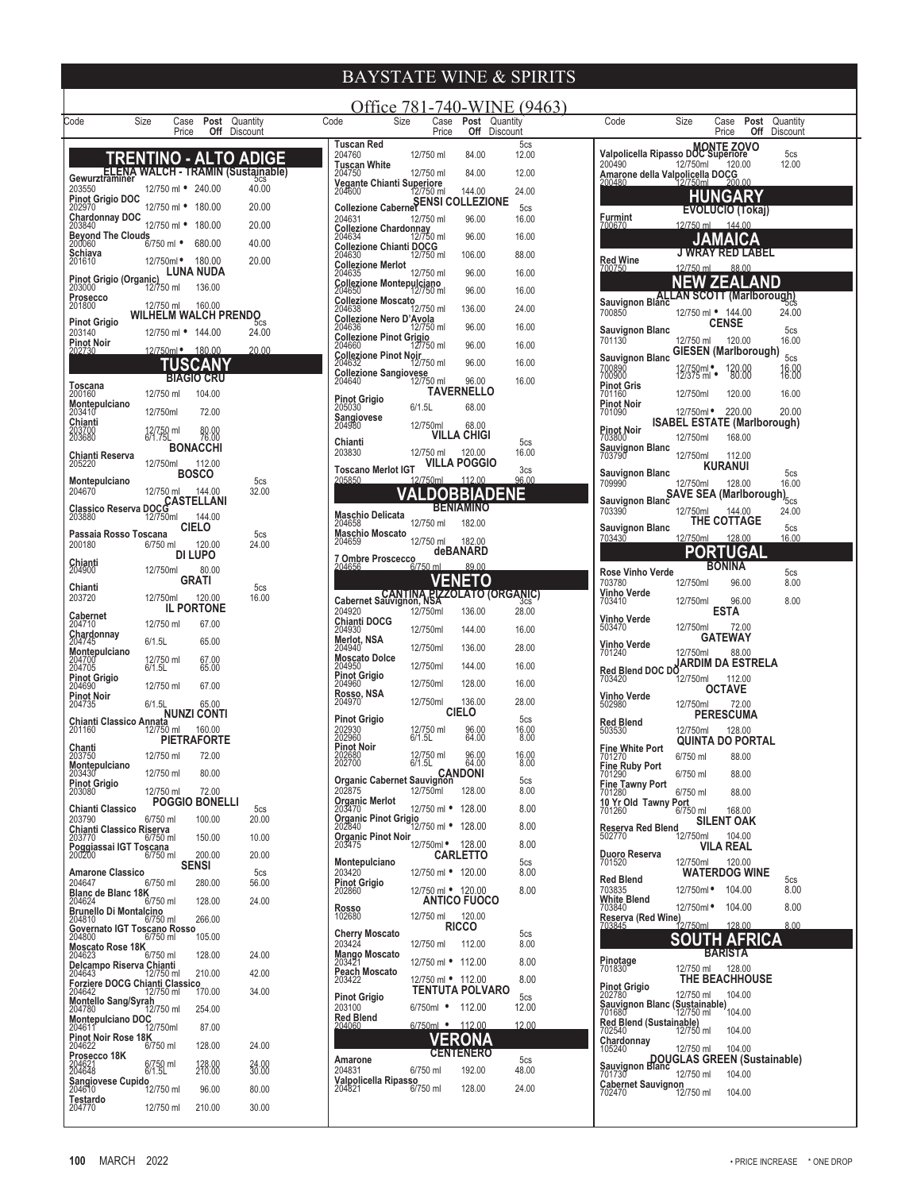# BAYSTATE WINE & SPIRITS

Office 781-740-WINE (9463)

## TRENTINO - ALTO ADIGE

### ELENA WALCH - TRAMIN (Sustainable)

| Code | Size | Case Price | Post Off | Quantity Discount |
|---|---|---|---|---|
| **Gewurztraminer** | | | | 5cs |
| 203550 | 12/750 ml • | 240.00 | | 40.00 |
| **Pinot Grigio DOC** | | | | |
| 202970 | 12/750 ml • | 180.00 | | 20.00 |
| **Chardonnay DOC** | | | | |
| 203840 | 12/750 ml • | 180.00 | | 20.00 |
| **Beyond The Clouds** | | | | |
| 200060 | 6/750 ml • | 680.00 | | 40.00 |
| **Schiava** | | | | |
| 201610 | 12/750ml • | 180.00 | | 20.00 |

### LUNA NUDA

| Code | Size | Case Price | Post Off | Quantity Discount |
|---|---|---|---|---|
| **Pinot Grigio (Organic)** | | | | |
| 203000 | 12/750 ml | 136.00 | | |
| **Prosecco** | | | | |
| 201800 | 12/750 ml | 160.00 | | |

### WILHELM WALCH PRENDO

| Code | Size | Case Price | Post Off | Quantity Discount |
|---|---|---|---|---|
| **Pinot Grigio** | | | | 5cs |
| 203140 | 12/750 ml • | 144.00 | | 24.00 |
| **Pinot Noir** | | | | |
| 202730 | 12/750ml • | 180.00 | | 20.00 |

## TUSCANY

### BIAGIO CRU

| Code | Size | Case Price | Post Off | Quantity Discount |
|---|---|---|---|---|
| **Toscana** | | | | |
| 200160 | 12/750 ml | 104.00 | | |
| **Montepulciano** | | | | |
| 203410 | 12/750ml | 72.00 | | |
| **Chianti** | | | | |
| 203700 | 12/750 ml | 80.00 | | |
| 203680 | 6/1.75L | 76.00 | | |

### BONACCHI

| Code | Size | Case Price | Post Off | Quantity Discount |
|---|---|---|---|---|
| **Chianti Reserva** | | | | |
| 205220 | 12/750ml | 112.00 | | |

### BOSCO

| Code | Size | Case Price | Post Off | Quantity Discount |
|---|---|---|---|---|
| **Montepulciano** | | | | 5cs |
| 204670 | 12/750 ml | 144.00 | | 32.00 |

### CASTELLANI

| Code | Size | Case Price | Post Off | Quantity Discount |
|---|---|---|---|---|
| **Classico Reserva DOCG** | | | | |
| 203880 | 12/750ml | 144.00 | | |

### CIELO

| Code | Size | Case Price | Post Off | Quantity Discount |
|---|---|---|---|---|
| **Passaia Rosso Toscana** | | | | 5cs |
| 200180 | 6/750 ml | 120.00 | | 24.00 |

### DI LUPO

| Code | Size | Case Price | Post Off | Quantity Discount |
|---|---|---|---|---|
| **Chianti** | | | | |
| 204900 | 12/750ml | 80.00 | | |

### GRATI

| Code | Size | Case Price | Post Off | Quantity Discount |
|---|---|---|---|---|
| **Chianti** | | | | 5cs |
| 203720 | 12/750ml | 120.00 | | 16.00 |

### IL PORTONE

| Code | Size | Case Price | Post Off | Quantity Discount |
|---|---|---|---|---|
| **Cabernet** | | | | |
| 204710 | 12/750 ml | 67.00 | | |
| **Chardonnay** | | | | |
| 204745 | 6/1.5L | 65.00 | | |
| **Montepulciano** | | | | |
| 204700 | 12/750 ml | 67.00 | | |
| 204705 | 6/1.5L | 65.00 | | |
| **Pinot Grigio** | | | | |
| 204690 | 12/750 ml | 67.00 | | |
| **Pinot Noir** | | | | |
| 204735 | 6/1.5L | 65.00 | | |

### NUNZI CONTI

| Code | Size | Case Price | Post Off | Quantity Discount |
|---|---|---|---|---|
| **Chianti Classico Annata** | | | | |
| 201160 | 12/750 ml | 160.00 | | |

### PIETRAFORTE

| Code | Size | Case Price | Post Off | Quantity Discount |
|---|---|---|---|---|
| **Chanti** | | | | |
| 203750 | 12/750 ml | 72.00 | | |
| **Montepulciano** | | | | |
| 203430 | 12/750 ml | 80.00 | | |
| **Pinot Grigio** | | | | |
| 203080 | 12/750 ml | 72.00 | | |

### POGGIO BONELLI

| Code | Size | Case Price | Post Off | Quantity Discount |
|---|---|---|---|---|
| **Chianti Classico** | | | | 5cs |
| 203790 | 6/750 ml | 100.00 | | 20.00 |
| **Chianti Classico Riserva** | | | | |
| 203770 | 6/750 ml | 150.00 | | 10.00 |
| **Poggiassai IGT Toscana** | | | | |
| 200200 | 6/750 ml | 200.00 | | 20.00 |

### SENSI

| Code | Size | Case Price | Post Off | Quantity Discount |
|---|---|---|---|---|
| **Amarone Classico** | | | | 5cs |
| 204647 | 6/750 ml | 280.00 | | 56.00 |
| **Blanc de Blanc 18K** | | | | |
| 204624 | 6/750 ml | 128.00 | | 24.00 |
| **Brunello Di Montalcino** | | | | |
| 204810 | 6/750 ml | 266.00 | | |
| **Governato IGT Toscano Rosso** | | | | |
| 204800 | 6/750 ml | 105.00 | | |
| **Moscato Rose 18K** | | | | |
| 204623 | 6/750 ml | 128.00 | | 24.00 |
| **Delcampo Riserva Chianti** | | | | |
| 204643 | 12/750 ml | 210.00 | | 42.00 |
| **Forziere DOCG Chianti Classico** | | | | |
| 204642 | 12/750 ml | 170.00 | | 34.00 |
| **Montello Sang/Syrah** | | | | |
| 204780 | 12/750 ml | 254.00 | | |
| **Montepulciano DOC** | | | | |
| 204611 | 12/750ml | 87.00 | | |
| **Pinot Noir Rose 18K** | | | | |
| 204622 | 6/750 ml | 128.00 | | 24.00 |
| **Prosecco 18K** | | | | |
| 204621 | 6/750 ml | 128.00 | | 24.00 |
| 204648 | 6/1.5L | 210.00 | | 30.00 |
| **Sangiovese Cupido** | | | | |
| 204610 | 12/750 ml | 96.00 | | 80.00 |
| **Testardo** | | | | |
| 204770 | 12/750 ml | 210.00 | | 30.00 |
| **Tuscan Red** | | | | 5cs |
| 204760 | 12/750 ml | 84.00 | | 12.00 |
| **Tuscan White** | | | | |
| 204750 | 12/750 ml | 84.00 | | 12.00 |
| **Vegante Chianti Superiore** | | | | |
| 204600 | 12/750 ml | 144.00 | | 24.00 |

### SENSI COLLEZIONE

| Code | Size | Case Price | Post Off | Quantity Discount |
|---|---|---|---|---|
| **Collezione Cabernet** | | | | 5cs |
| 204631 | 12/750 ml | 96.00 | | 16.00 |
| **Collezione Chardonnay** | | | | |
| 204634 | 12/750 ml | 96.00 | | 16.00 |
| **Collezione Chianti DOCG** | | | | |
| 204630 | 12/750 ml | 106.00 | | 88.00 |
| **Collezione Merlot** | | | | |
| 204635 | 12/750 ml | 96.00 | | 16.00 |
| **Collezione Montepulciano** | | | | |
| 204650 | 12/750 ml | 96.00 | | 16.00 |
| **Collezione Moscato** | | | | |
| 204638 | 12/750 ml | 136.00 | | 24.00 |
| **Collezione Nero D'Avola** | | | | |
| 204636 | 12/750 ml | 96.00 | | 16.00 |
| **Collezione Pinot Grigio** | | | | |
| 204660 | 12/750 ml | 96.00 | | 16.00 |
| **Collezione Pinot Noir** | | | | |
| 204632 | 12/750 ml | 96.00 | | 16.00 |
| **Collezione Sangiovese** | | | | |
| 204640 | 12/750 ml | 96.00 | | 16.00 |

### TAVERNELLO

| Code | Size | Case Price | Post Off | Quantity Discount |
|---|---|---|---|---|
| **Pinot Grigio** | | | | |
| 205030 | 6/1.5L | 68.00 | | |
| **Sangiovese** | | | | |
| 204980 | 12/750ml | 68.00 | | |

### VILLA CHIGI

| Code | Size | Case Price | Post Off | Quantity Discount |
|---|---|---|---|---|
| **Chianti** | | | | 5cs |
| 203830 | 12/750 ml | 120.00 | | 16.00 |

### VILLA POGGIO

| Code | Size | Case Price | Post Off | Quantity Discount |
|---|---|---|---|---|
| **Toscano Merlot IGT** | | | | 3cs |
| 205850 | 12/750ml | 112.00 | | 96.00 |

## VALDOBBIADENE

### BENIAMINO

| Code | Size | Case Price | Post Off | Quantity Discount |
|---|---|---|---|---|
| **Maschio Delicata** | | | | |
| 204658 | 12/750 ml | 182.00 | | |
| **Maschio Moscato** | | | | |
| 204659 | 12/750 ml | 182.00 | | |

### deBANARD

| Code | Size | Case Price | Post Off | Quantity Discount |
|---|---|---|---|---|
| **7 Ombre Proscecco** | | | | |
| 204656 | 6/750 ml | 89.00 | | |

## VENETO

### CANTINA PIZZOLATO (ORGANIC)

| Code | Size | Case Price | Post Off | Quantity Discount |
|---|---|---|---|---|
| **Cabernet Sauvignon, NSA** | | | | 3cs |
| 204920 | 12/750ml | 136.00 | | 28.00 |
| **Chianti DOCG** | | | | |
| 204930 | 12/750ml | 144.00 | | 16.00 |
| **Merlot, NSA** | | | | |
| 204940 | 12/750ml | 136.00 | | 28.00 |
| **Moscato Dolce** | | | | |
| 204950 | 12/750ml | 144.00 | | 16.00 |
| **Pinot Grigio** | | | | |
| 204960 | 12/750ml | 128.00 | | 16.00 |
| **Rosso, NSA** | | | | |
| 204970 | 12/750ml | 136.00 | | 28.00 |

### CIELO

| Code | Size | Case Price | Post Off | Quantity Discount |
|---|---|---|---|---|
| **Pinot Grigio** | | | | 5cs |
| 202930 | 12/750 ml | 96.00 | | 16.00 |
| 202960 | 6/1.5L | 64.00 | | 8.00 |
| **Pinot Noir** | | | | |
| 202680 | 12/750 ml | 96.00 | | 16.00 |
| 202700 | 6/1.5L | 64.00 | | 8.00 |

### CANDONI

| Code | Size | Case Price | Post Off | Quantity Discount |
|---|---|---|---|---|
| **Organic Cabernet Sauvignon** | | | | 5cs |
| 202875 | 12/750ml | 128.00 | | 8.00 |
| **Organic Merlot** | | | | |
| 203470 | 12/750 ml • | 128.00 | | 8.00 |
| **Organic Pinot Grigio** | | | | |
| 202840 | 12/750 ml • | 128.00 | | 8.00 |
| **Organic Pinot Noir** | | | | |
| 203475 | 12/750ml • | 128.00 | | 8.00 |

### CARLETTO

| Code | Size | Case Price | Post Off | Quantity Discount |
|---|---|---|---|---|
| **Montepulciano** | | | | 5cs |
| 203420 | 12/750 ml • | 120.00 | | 8.00 |
| **Pinot Grigio** | | | | |
| 202860 | 12/750 ml • | 120.00 | | 8.00 |

### ANTICO FUOCO

| Code | Size | Case Price | Post Off | Quantity Discount |
|---|---|---|---|---|
| **Rosso** | | | | |
| 102680 | 12/750 ml | 120.00 | | |

### RICCO

| Code | Size | Case Price | Post Off | Quantity Discount |
|---|---|---|---|---|
| **Cherry Moscato** | | | | 5cs |
| 203424 | 12/750 ml | 112.00 | | 8.00 |
| **Mango Moscato** | | | | |
| 203421 | 12/750 ml • | 112.00 | | 8.00 |
| **Peach Moscato** | | | | |
| 203422 | 12/750 ml • | 112.00 | | 8.00 |

### TENTUTA POLVARO

| Code | Size | Case Price | Post Off | Quantity Discount |
|---|---|---|---|---|
| **Pinot Grigio** | | | | 5cs |
| 203100 | 6/750ml • | 112.00 | | 12.00 |
| **Red Blend** | | | | |
| 204060 | 6/750ml • | 112.00 | | 12.00 |

## VERONA

### CENTENERO

| Code | Size | Case Price | Post Off | Quantity Discount |
|---|---|---|---|---|
| **Amarone** | | | | 5cs |
| 204831 | 6/750 ml | 192.00 | | 48.00 |
| **Valpolicella Ripasso** | | | | |
| 204821 | 6/750 ml | 128.00 | | 24.00 |

### MONTE ZOVO

| Code | Size | Case Price | Post Off | Quantity Discount |
|---|---|---|---|---|
| **Valpolicella Ripasso DOC Superiore** | | | | 5cs |
| 200490 | 12/750ml | 120.00 | | 12.00 |
| **Amarone della Valpolicella DOCG** | | | | |
| 200480 | 12/750ml | 200.00 | | |

## HUNGARY

### EVOLUCIO (Tokaj)

| Code | Size | Case Price | Post Off | Quantity Discount |
|---|---|---|---|---|
| **Furmint** | | | | |
| 700670 | 12/750 ml | 144.00 | | |

## JAMAICA

### J WRAY RED LABEL

| Code | Size | Case Price | Post Off | Quantity Discount |
|---|---|---|---|---|
| **Red Wine** | | | | |
| 700750 | 12/750 ml | 88.00 | | |

## NEW ZEALAND

### ALLAN SCOTT (Marlborough)

| Code | Size | Case Price | Post Off | Quantity Discount |
|---|---|---|---|---|
| **Sauvignon Blanc** | | | | 5cs |
| 700850 | 12/750 ml • | 144.00 | | 24.00 |

### CENSE

| Code | Size | Case Price | Post Off | Quantity Discount |
|---|---|---|---|---|
| **Sauvignon Blanc** | | | | 5cs |
| 701130 | 12/750 ml | 120.00 | | 16.00 |

### GIESEN (Marlborough)

| Code | Size | Case Price | Post Off | Quantity Discount |
|---|---|---|---|---|
| **Sauvignon Blanc** | | | | 5cs |
| 700890 | 12/750ml • | 120.00 | | 16.00 |
| 700900 | 12/375 ml • | 80.00 | | 16.00 |
| **Pinot Gris** | | | | |
| 701160 | 12/750ml | 120.00 | | 16.00 |
| **Pinot Noir** | | | | |
| 701090 | 12/750ml • | 220.00 | | 20.00 |

### ISABEL ESTATE (Marlborough)

| Code | Size | Case Price | Post Off | Quantity Discount |
|---|---|---|---|---|
| **Pinot Noir** | | | | |
| 703800 | 12/750ml | 168.00 | | |
| **Sauvignon Blanc** | | | | |
| 703790 | 12/750ml | 112.00 | | |

### KURANUI

| Code | Size | Case Price | Post Off | Quantity Discount |
|---|---|---|---|---|
| **Sauvignon Blanc** | | | | 5cs |
| 709990 | 12/750ml | 128.00 | | 16.00 |

### SAVE SEA (Marlborough)

| Code | Size | Case Price | Post Off | Quantity Discount |
|---|---|---|---|---|
| **Sauvignon Blanc** | | | | 5cs |
| 703390 | 12/750ml | 144.00 | | 24.00 |

### THE COTTAGE

| Code | Size | Case Price | Post Off | Quantity Discount |
|---|---|---|---|---|
| **Sauvignon Blanc** | | | | 5cs |
| 703430 | 12/750ml | 128.00 | | 16.00 |

## PORTUGAL

### BONINA

| Code | Size | Case Price | Post Off | Quantity Discount |
|---|---|---|---|---|
| **Rose Vinho Verde** | | | | 5cs |
| 703780 | 12/750ml | 96.00 | | 8.00 |
| **Vinho Verde** | | | | |
| 703410 | 12/750ml | 96.00 | | 8.00 |

### ESTA

| Code | Size | Case Price | Post Off | Quantity Discount |
|---|---|---|---|---|
| **Vinho Verde** | | | | |
| 503470 | 12/750ml | 72.00 | | |

### GATEWAY

| Code | Size | Case Price | Post Off | Quantity Discount |
|---|---|---|---|---|
| **Vinho Verde** | | | | |
| 701240 | 12/750ml | 88.00 | | |

### JARDIM DA ESTRELA

| Code | Size | Case Price | Post Off | Quantity Discount |
|---|---|---|---|---|
| **Red Blend DOC DO** | | | | |
| 703420 | 12/750ml | 112.00 | | |

### OCTAVE

| Code | Size | Case Price | Post Off | Quantity Discount |
|---|---|---|---|---|
| **Vinho Verde** | | | | |
| 502980 | 12/750ml | 72.00 | | |

### PERESCUMA

| Code | Size | Case Price | Post Off | Quantity Discount |
|---|---|---|---|---|
| **Red Blend** | | | | |
| 503530 | 12/750ml | 128.00 | | |

### QUINTA DO PORTAL

| Code | Size | Case Price | Post Off | Quantity Discount |
|---|---|---|---|---|
| **Fine White Port** | | | | |
| 701270 | 6/750 ml | 88.00 | | |
| **Fine Ruby Port** | | | | |
| 701290 | 6/750 ml | 88.00 | | |
| **Fine Tawny Port** | | | | |
| 701280 | 6/750 ml | 88.00 | | |
| **10 Yr Old Tawny Port** | | | | |
| 701260 | 6/750 ml | 168.00 | | |

### SILENT OAK

| Code | Size | Case Price | Post Off | Quantity Discount |
|---|---|---|---|---|
| **Reserva Red Blend** | | | | |
| 502770 | 12/750ml | 104.00 | | |

### VILA REAL

| Code | Size | Case Price | Post Off | Quantity Discount |
|---|---|---|---|---|
| **Duoro Reserva** | | | | |
| 701520 | 12/750ml | 120.00 | | |

### WATERDOG WINE

| Code | Size | Case Price | Post Off | Quantity Discount |
|---|---|---|---|---|
| **Red Blend** | | | | 5cs |
| 703835 | 12/750ml • | 104.00 | | 8.00 |
| **White Blend** | | | | |
| 703840 | 12/750ml • | 104.00 | | 8.00 |
| **Reserva (Red Wine)** | | | | |
| 703845 | 12/750ml | 128.00 | | 8.00 |

## SOUTH AFRICA

### BARISTA

| Code | Size | Case Price | Post Off | Quantity Discount |
|---|---|---|---|---|
| **Pinotage** | | | | |
| 701830 | 12/750 ml | 128.00 | | |

### THE BEACHHOUSE

| Code | Size | Case Price | Post Off | Quantity Discount |
|---|---|---|---|---|
| **Pinot Grigio** | | | | |
| 202780 | 12/750 ml | 104.00 | | |
| **Sauvignon Blanc (Sustainable)** | | | | |
| 701680 | 12/750 ml | 104.00 | | |
| **Red Blend (Sustainable)** | | | | |
| 702540 | 12/750 ml | 104.00 | | |
| **Chardonnay** | | | | |
| 105240 | 12/750 ml | 104.00 | | |

### DOUGLAS GREEN (Sustainable)

| Code | Size | Case Price | Post Off | Quantity Discount |
|---|---|---|---|---|
| **Sauvignon Blanc** | | | | |
| 701730 | 12/750 ml | 104.00 | | |
| **Cabernet Sauvignon** | | | | |
| 702470 | 12/750 ml | 104.00 | | |

MARCH 2022

• PRICE INCREASE * ONE DROP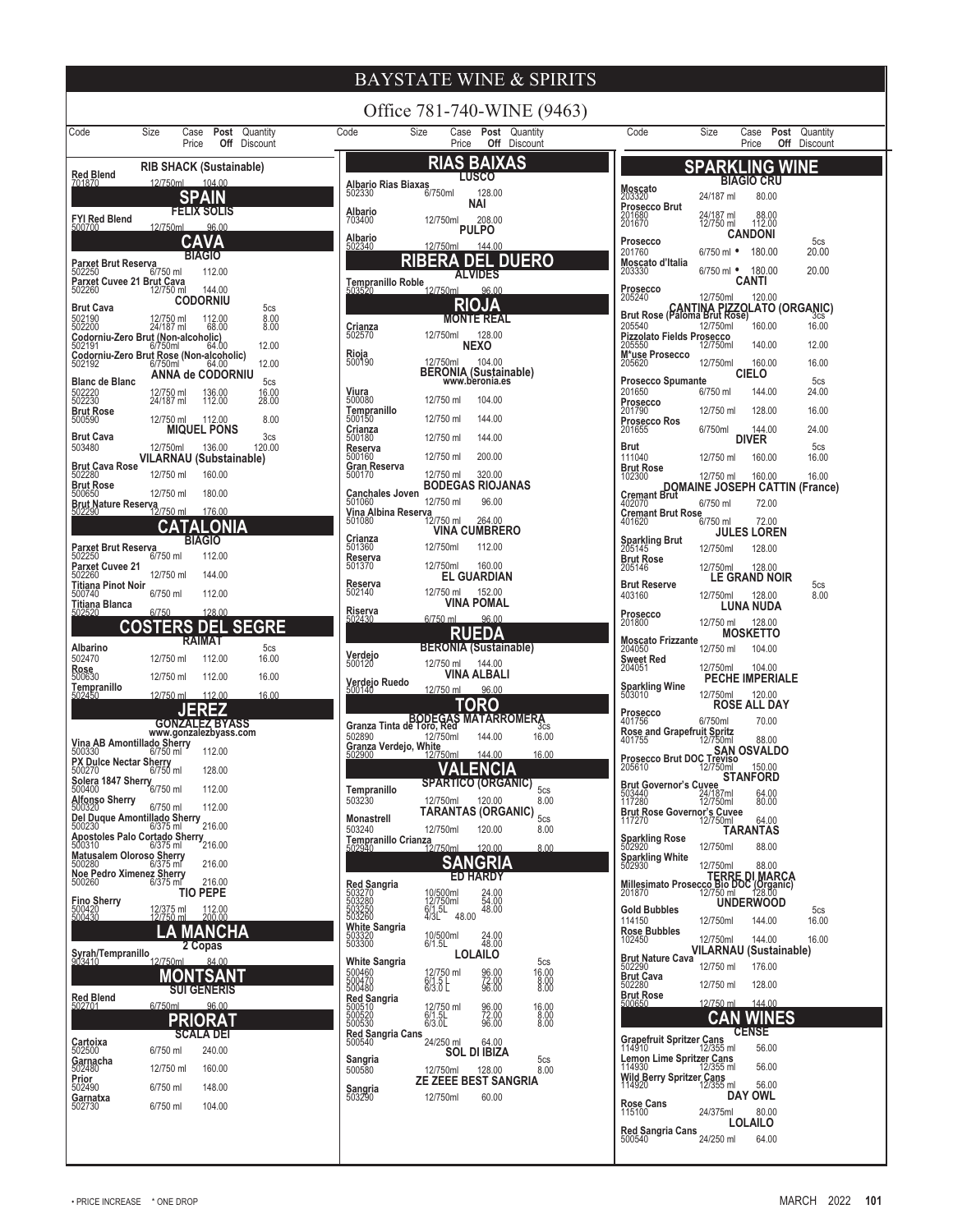# BAYSTATE WINE & SPIRITS

Office 781-740-WINE (9463)

| Code | Size | Case Price | Post Off | Quantity Discount |
|---|---|---|---|---|
| **RIB SHACK (Sustainable)** | | | | |
| **Red Blend** | | | | |
| 701870 | 12/750ml | 104.00 | | |

## SPAIN

| Code | Size | Case Price | Post Off | Quantity Discount |
|---|---|---|---|---|
| **FELIX SOLIS** | | | | |
| **FYI Red Blend** | | | | |
| 500700 | 12/750ml | 96.00 | | |

## CAVA

| Code | Size | Case Price | Post Off | Quantity Discount |
|---|---|---|---|---|
| **BIAGIO** | | | | |
| **Parxet Brut Reserva** | | | | |
| 502250 | 6/750 ml | 112.00 | | |
| **Parxet Cuvee 21 Brut Cava** | | | | |
| 502260 | 12/750 ml | 144.00 | | |
| **CODORNIU** | | | | |
| **Brut Cava** | | | | 5cs |
| 502190 | 12/750 ml | 112.00 | | 8.00 |
| 502200 | 24/187 ml | 68.00 | | 8.00 |
| **Codorniu-Zero Brut (Non-alcoholic)** | | | | |
| 502191 | 6/750ml | 64.00 | | 12.00 |
| **Codorniu-Zero Brut Rose (Non-alcoholic)** | | | | |
| 502192 | 6/750ml | 64.00 | | 12.00 |
| **ANNA de CODORNIU** | | | | |
| **Blanc de Blanc** | | | | 5cs |
| 502220 | 12/750 ml | 136.00 | | 16.00 |
| 502230 | 24/187 ml | 112.00 | | 28.00 |
| **Brut Rose** | | | | |
| 500590 | 12/750 ml | 112.00 | | 8.00 |
| **MIQUEL PONS** | | | | |
| **Brut Cava** | | | | 3cs |
| 503480 | 12/750ml | 136.00 | | 120.00 |
| **VILARNAU (Substainable)** | | | | |
| **Brut Cava Rose** | | | | |
| 502280 | 12/750 ml | 160.00 | | |
| **Brut Rose** | | | | |
| 500650 | 12/750 ml | 180.00 | | |
| **Brut Nature Reserva** | | | | |
| 502290 | 12/750 ml | 176.00 | | |

## CATALONIA

| Code | Size | Case Price | Post Off | Quantity Discount |
|---|---|---|---|---|
| **BIAGIO** | | | | |
| **Parxet Brut Reserva** | | | | |
| 502250 | 6/750 ml | 112.00 | | |
| **Parxet Cuvee 21** | | | | |
| 502260 | 12/750 ml | 144.00 | | |
| **Titiana Pinot Noir** | | | | |
| 500740 | 6/750 ml | 112.00 | | |
| **Titiana Blanca** | | | | |
| 502520 | 6/750 | 128.00 | | |

## COSTERS DEL SEGRE

| Code | Size | Case Price | Post Off | Quantity Discount |
|---|---|---|---|---|
| **RAIMAT** | | | | |
| **Albarino** | | | | 5cs |
| 502470 | 12/750 ml | 112.00 | | 16.00 |
| **Rose** | | | | |
| 500630 | 12/750 ml | 112.00 | | 16.00 |
| **Tempranillo** | | | | |
| 502450 | 12/750 ml | 112.00 | | 16.00 |

## JEREZ

| Code | Size | Case Price | Post Off | Quantity Discount |
|---|---|---|---|---|
| **GONZALEZ BYASS** www.gonzalezbyass.com | | | | |
| **Vina AB Amontillado Sherry** | | | | |
| 500330 | 6/750 ml | 112.00 | | |
| **PX Dulce Nectar Sherry** | | | | |
| 500270 | 6/750 ml | 128.00 | | |
| **Solera 1847 Sherry** | | | | |
| 500400 | 6/750 ml | 112.00 | | |
| **Alfonso Sherry** | | | | |
| 500320 | 6/750 ml | 112.00 | | |
| **Del Duque Amontillado Sherry** | | | | |
| 500230 | 6/375 ml | 216.00 | | |
| **Apostoles Palo Cortado Sherry** | | | | |
| 500310 | 6/375 ml | 216.00 | | |
| **Matusalem Oloroso Sherry** | | | | |
| 500280 | 6/375 ml | 216.00 | | |
| **Noe Pedro Ximenez Sherry** | | | | |
| 500260 | 6/375 ml | 216.00 | | |
| **TIO PEPE** | | | | |
| **Fino Sherry** | | | | |
| 500420 | 12/375 ml | 112.00 | | |
| 500430 | 12/750 ml | 200.00 | | |

## LA MANCHA

| Code | Size | Case Price | Post Off | Quantity Discount |
|---|---|---|---|---|
| **2 Copas** | | | | |
| **Syrah/Tempranillo** | | | | |
| 903410 | 12/750ml | 84.00 | | |

## MONTSANT

| Code | Size | Case Price | Post Off | Quantity Discount |
|---|---|---|---|---|
| **SUI GENERIS** | | | | |
| **Red Blend** | | | | |
| 502701 | 6/750ml | 96.00 | | |

## PRIORAT

| Code | Size | Case Price | Post Off | Quantity Discount |
|---|---|---|---|---|
| **SCALA DEI** | | | | |
| **Cartoixa** | | | | |
| 502500 | 6/750 ml | 240.00 | | |
| **Garnacha** | | | | |
| 502480 | 12/750 ml | 160.00 | | |
| **Prior** | | | | |
| 502490 | 6/750 ml | 148.00 | | |
| **Garnatxa** | | | | |
| 502730 | 6/750 ml | 104.00 | | |

## RIAS BAIXAS

| Code | Size | Case Price | Post Off | Quantity Discount |
|---|---|---|---|---|
| **LUSCO** | | | | |
| **Albario Rias Biaxas** | | | | |
| 502330 | 6/750ml | 128.00 | | |
| **NAI** | | | | |
| **Albario** | | | | |
| 703400 | 12/750ml | 208.00 | | |
| **PULPO** | | | | |
| **Albario** | | | | |
| 502340 | 12/750ml | 144.00 | | |

## RIBERA DEL DUERO

| Code | Size | Case Price | Post Off | Quantity Discount |
|---|---|---|---|---|
| **ALVIDES** | | | | |
| **Tempranillo Roble** | | | | |
| 503520 | 12/750ml | 96.00 | | |

## RIOJA

| Code | Size | Case Price | Post Off | Quantity Discount |
|---|---|---|---|---|
| **MONTE REAL** | | | | |
| **Crianza** | | | | |
| 502570 | 12/750ml | 128.00 | | |
| **NEXO** | | | | |
| **Rioja** | | | | |
| 500190 | 12/750ml | 104.00 | | |
| **BERONIA (Sustainable)** www.beronia.es | | | | |
| **Viura** | | | | |
| 500080 | 12/750 ml | 104.00 | | |
| **Tempranillo** | | | | |
| 500150 | 12/750 ml | 144.00 | | |
| **Crianza** | | | | |
| 500180 | 12/750 ml | 144.00 | | |
| **Reserva** | | | | |
| 500160 | 12/750 ml | 200.00 | | |
| **Gran Reserva** | | | | |
| 500170 | 12/750 ml | 320.00 | | |
| **BODEGAS RIOJANAS** | | | | |
| **Canchales Joven** | | | | |
| 501060 | 12/750 ml | 96.00 | | |
| **Vina Albina Reserva** | | | | |
| 501080 | 12/750 ml | 264.00 | | |
| **VINA CUMBRERO** | | | | |
| **Crianza** | | | | |
| 501360 | 12/750ml | 112.00 | | |
| **Reserva** | | | | |
| 501370 | 12/750ml | 160.00 | | |
| **EL GUARDIAN** | | | | |
| **Reserva** | | | | |
| 502140 | 12/750 ml | 152.00 | | |
| **VINA POMAL** | | | | |
| **Riserva** | | | | |
| 502430 | 6/750 ml | 96.00 | | |

## RUEDA

| Code | Size | Case Price | Post Off | Quantity Discount |
|---|---|---|---|---|
| **BERONIA (Sustainable)** | | | | |
| **Verdejo** | | | | |
| 500120 | 12/750 ml | 144.00 | | |
| **VINA ALBALI** | | | | |
| **Verdejo Ruedo** | | | | |
| 500140 | 12/750 ml | 96.00 | | |

## TORO

| Code | Size | Case Price | Post Off | Quantity Discount |
|---|---|---|---|---|
| **BODEGAS MATARROMERA** | | | | |
| **Granza Tinta de Toro, Red** | | | | 3cs |
| 502890 | 12/750ml | 144.00 | | 16.00 |
| **Granza Verdejo, White** | | | | |
| 502900 | 12/750ml | 144.00 | | 16.00 |

## VALENCIA

| Code | Size | Case Price | Post Off | Quantity Discount |
|---|---|---|---|---|
| **SPARTICO (ORGANIC)** | | | | |
| **Tempranillo** | | | | 5cs |
| 503230 | 12/750ml | 120.00 | | 8.00 |
| **TARANTAS (ORGANIC)** | | | | |
| **Monastrell** | | | | 5cs |
| 503240 | 12/750ml | 120.00 | | 8.00 |
| **Tempranillo Crianza** | | | | |
| 502940 | 12/750ml | 120.00 | | 8.00 |

## SANGRIA

| Code | Size | Case Price | Post Off | Quantity Discount |
|---|---|---|---|---|
| **ED HARDY** | | | | |
| **Red Sangria** | | | | |
| 503270 | 10/500ml | 24.00 | | |
| 503280 | 12/750ml | 54.00 | | |
| 503250 | 6/1.5L | 48.00 | | |
| 503260 | 4/3L | 48.00 | | |
| **White Sangria** | | | | |
| 503320 | 10/500ml | 24.00 | | |
| 503300 | 6/1.5L | 48.00 | | |
| **LOLAILO** | | | | |
| **White Sangria** | | | | 5cs |
| 500460 | 12/750 ml | 96.00 | | 16.00 |
| 500470 | 6/1.5 L | 72.00 | | 8.00 |
| 500480 | 6/3.0 L | 96.00 | | 8.00 |
| **Red Sangria** | | | | |
| 500510 | 12/750 ml | 96.00 | | 16.00 |
| 500520 | 6/1.5L | 72.00 | | 8.00 |
| 500530 | 6/3.0L | 96.00 | | 8.00 |
| **Red Sangria Cans** | | | | |
| 500540 | 24/250 ml | 64.00 | | |
| **SOL DI IBIZA** | | | | |
| **Sangria** | | | | 5cs |
| 500580 | 12/750ml | 128.00 | | 8.00 |
| **ZE ZEEE BEST SANGRIA** | | | | |
| **Sangria** | | | | |
| 503290 | 12/750ml | 60.00 | | |

## SPARKLING WINE

| Code | Size | Case Price | Post Off | Quantity Discount |
|---|---|---|---|---|
| **BIAGIO CRU** | | | | |
| **Moscato** | | | | |
| 203320 | 24/187 ml | 80.00 | | |
| **Prosecco Brut** | | | | |
| 201680 | 24/187 ml | 88.00 | | |
| 201670 | 12/750 ml | 112.00 | | |
| **CANDONI** | | | | |
| **Prosecco** | | | | 5cs |
| 201760 | 6/750 ml • | 180.00 | | 20.00 |
| **Moscato d'Italia** | | | | |
| 203330 | 6/750 ml • | 180.00 | | 20.00 |
| **CANTI** | | | | |
| **Prosecco** | | | | |
| 205240 | 12/750ml | 120.00 | | |
| **CANTINA PIZZOLATO (ORGANIC)** | | | | |
| **Brut Rose (Paloma Brut Rose)** | | | | 3cs |
| 205540 | 12/750ml | 160.00 | | 16.00 |
| **Pizzolato Fields Prosecco** | | | | |
| 205550 | 12/750ml | 140.00 | | 12.00 |
| **M*use Prosecco** | | | | |
| 205620 | 12/750ml | 160.00 | | 16.00 |
| **CIELO** | | | | |
| **Prosecco Spumante** | | | | 5cs |
| 201650 | 6/750 ml | 144.00 | | 24.00 |
| **Prosecco** | | | | |
| 201790 | 12/750 ml | 128.00 | | 16.00 |
| **Prosecco Ros** | | | | |
| 201655 | 6/750ml | 144.00 | | 24.00 |
| **DIVER** | | | | |
| **Brut** | | | | 5cs |
| 111040 | 12/750 ml | 160.00 | | 16.00 |
| **Brut Rose** | | | | |
| 102300 | 12/750 ml | 160.00 | | 16.00 |
| **DOMAINE JOSEPH CATTIN (France)** | | | | |
| **Cremant Brut** | | | | |
| 402070 | 6/750 ml | 72.00 | | |
| **Cremant Brut Rose** | | | | |
| 401620 | 6/750 ml | 72.00 | | |
| **JULES LOREN** | | | | |
| **Sparkling Brut** | | | | |
| 205145 | 12/750ml | 128.00 | | |
| **Brut Rose** | | | | |
| 205146 | 12/750ml | 128.00 | | |
| **LE GRAND NOIR** | | | | |
| **Brut Reserve** | | | | 5cs |
| 403160 | 12/750ml | 128.00 | | 8.00 |
| **LUNA NUDA** | | | | |
| **Prosecco** | | | | |
| 201800 | 12/750 ml | 128.00 | | |
| **MOSKETTO** | | | | |
| **Moscato Frizzante** | | | | |
| 204050 | 12/750 ml | 104.00 | | |
| **Sweet Red** | | | | |
| 204051 | 12/750ml | 104.00 | | |
| **PECHE IMPERIALE** | | | | |
| **Sparkling Wine** | | | | |
| 503010 | 12/750ml | 120.00 | | |
| **ROSE ALL DAY** | | | | |
| **Prosecco** | | | | |
| 401756 | 6/750ml | 70.00 | | |
| **Rose and Grapefruit Spritz** | | | | |
| 401755 | 12/750ml | 88.00 | | |
| **SAN OSVALDO** | | | | |
| **Prosecco Brut DOC Treviso** | | | | |
| 205610 | 12/750ml | 150.00 | | |
| **STANFORD** | | | | |
| **Brut Governor's Cuvee** | | | | |
| 503440 | 24/187ml | 64.00 | | |
| 117280 | 12/750ml | 80.00 | | |
| **Brut Rose Governor's Cuvee** | | | | |
| 117270 | 12/750ml | 64.00 | | |
| **TARANTAS** | | | | |
| **Sparkling Rose** | | | | |
| 502920 | 12/750ml | 88.00 | | |
| **Sparkling White** | | | | |
| 502930 | 12/750ml | 88.00 | | |
| **TERRE DI MARCA** | | | | |
| **Millesimato Prosecco Bio DOC (Organic)** | | | | |
| 201870 | 12/750 ml | 128.00 | | |
| **UNDERWOOD** | | | | |
| **Gold Bubbles** | | | | 5cs |
| 114150 | 12/750ml | 144.00 | | 16.00 |
| **Rose Bubbles** | | | | |
| 102450 | 12/750ml | 144.00 | | 16.00 |
| **VILARNAU (Sustainable)** | | | | |
| **Brut Nature Cava** | | | | |
| 502290 | 12/750 ml | 176.00 | | |
| **Brut Cava** | | | | |
| 502280 | 12/750 ml | 128.00 | | |
| **Brut Rose** | | | | |
| 500650 | 12/750 ml | 144.00 | | |

## CAN WINES

| Code | Size | Case Price | Post Off | Quantity Discount |
|---|---|---|---|---|
| **CENSE** | | | | |
| **Grapefruit Spritzer Cans** | | | | |
| 114910 | 12/355 ml | 56.00 | | |
| **Lemon Lime Spritzer Cans** | | | | |
| 114930 | 12/355 ml | 56.00 | | |
| **Wild Berry Spritzer Cans** | | | | |
| 114920 | 12/355 ml | 56.00 | | |
| **DAY OWL** | | | | |
| **Rose Cans** | | | | |
| 115100 | 24/375ml | 80.00 | | |
| **LOLAILO** | | | | |
| **Red Sangria Cans** | | | | |
| 500540 | 24/250 ml | 64.00 | | |

• PRICE INCREASE * ONE DROP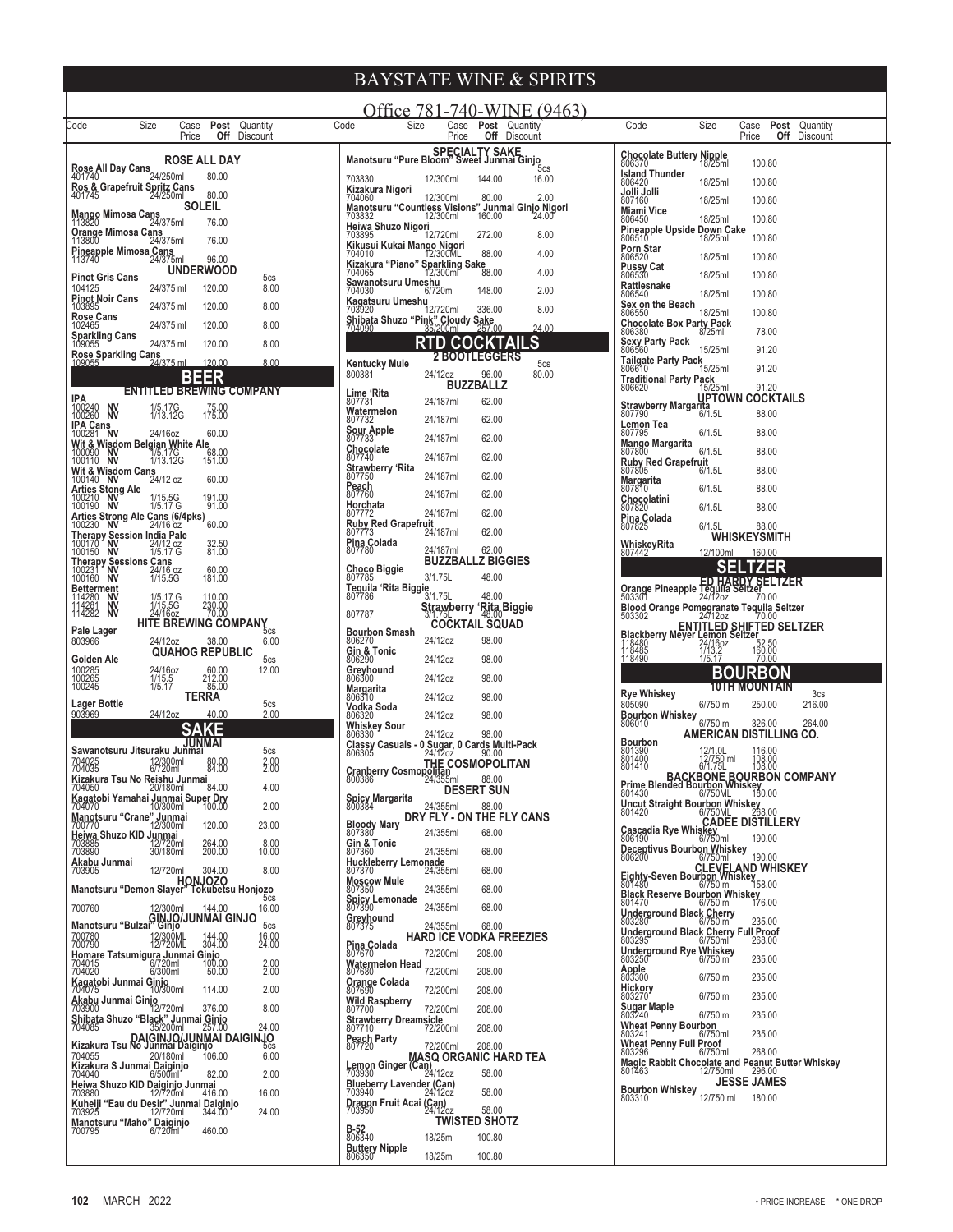# BAYSTATE WINE & SPIRITS

Office 781-740-WINE (9463)

## ROSE ALL DAY

| Code | Size | Case Price | Post Off | Quantity Discount |
|---|---|---|---|---|
| **Rose All Day Cans** | | | | |
| 401740 | 24/250ml | 80.00 | | |
| **Ros & Grapefruit Spritz Cans** | | | | |
| 401745 | 24/250ml | 80.00 | | |

## SOLEIL

| Code | Size | Case Price | Post Off | Quantity Discount |
|---|---|---|---|---|
| **Mango Mimosa Cans** | | | | |
| 113820 | 24/375ml | 76.00 | | |
| **Orange Mimosa Cans** | | | | |
| 113800 | 24/375ml | 76.00 | | |
| **Pineapple Mimosa Cans** | | | | |
| 113740 | 24/375ml | 96.00 | | |

## UNDERWOOD

| Code | Size | Case Price | Post Off | Quantity Discount |
|---|---|---|---|---|
| **Pinot Gris Cans** | | | | 5cs |
| 104125 | 24/375 ml | 120.00 | | 8.00 |
| **Pinot Noir Cans** | | | | |
| 103895 | 24/375 ml | 120.00 | | 8.00 |
| **Rose Cans** | | | | |
| 102465 | 24/375 ml | 120.00 | | 8.00 |
| **Sparkling Cans** | | | | |
| 109055 | 24/375 ml | 120.00 | | 8.00 |
| **Rose Sparkling Cans** | | | | |
| 109055 | 24/375 ml | 120.00 | | 8.00 |

# BEER

## ENTITLED BREWING COMPANY

| Code | Size | Case Price | Post Off | Quantity Discount |
|---|---|---|---|---|
| **IPA** | | | | |
| 100240 NV | 1/5.17G | 75.00 | | |
| 100260 NV | 1/13.12G | 175.00 | | |
| **IPA Cans** | | | | |
| 100281 NV | 24/16oz | 60.00 | | |
| **Wit & Wisdom Belgian White Ale** | | | | |
| 100090 NV | 1/5.17G | 68.00 | | |
| 100110 NV | 1/13.12G | 151.00 | | |
| **Wit & Wisdom Cans** | | | | |
| 100140 NV | 24/12 oz | 60.00 | | |
| **Arties Stong Ale** | | | | |
| 100210 NV | 1/15.5G | 191.00 | | |
| 100190 NV | 1/5.17 G | 91.00 | | |
| **Arties Strong Ale Cans (6/4pks)** | | | | |
| 100230 NV | 24/16 oz | 60.00 | | |
| **Therapy Session India Pale** | | | | |
| 100170 NV | 24/12 oz | 32.50 | | |
| 100150 NV | 1/5.17 G | 81.00 | | |
| **Therapy Sessions Cans** | | | | |
| 100231 NV | 24/16 oz | 60.00 | | |
| 100160 NV | 1/15.5G | 181.00 | | |
| **Betterment** | | | | |
| 114280 NV | 1/5.17 G | 110.00 | | |
| 114281 NV | 1/15.5G | 230.00 | | |
| 114282 NV | 24/16oz | 70.00 | | |

## HITE BREWING COMPANY

| Code | Size | Case Price | Post Off | Quantity Discount |
|---|---|---|---|---|
| **Pale Lager** | | | | 5cs |
| 803966 | 24/12oz | 38.00 | | 6.00 |

## QUAHOG REPUBLIC

| Code | Size | Case Price | Post Off | Quantity Discount |
|---|---|---|---|---|
| **Golden Ale** | | | | 5cs |
| 100285 | 24/16oz | 60.00 | | 12.00 |
| 100265 | 1/15.5 | 212.00 | | |
| 100245 | 1/5.17 | 85.00 | | |

## TERRA

| Code | Size | Case Price | Post Off | Quantity Discount |
|---|---|---|---|---|
| **Lager Bottle** | | | | 5cs |
| 903969 | 24/12oz | 40.00 | | 2.00 |

# SAKE

## JUNMAI

| Code | Size | Case Price | Post Off | Quantity Discount |
|---|---|---|---|---|
| **Sawanotsuru Jitsuraku Junmai** | | | | 5cs |
| 704025 | 12/300ml | 80.00 | | 2.00 |
| 704035 | 6/720ml | 84.00 | | 2.00 |
| **Kizakura Tsu No Reishu Junmai** | | | | |
| 704050 | 20/180ml | 84.00 | | 4.00 |
| **Kagatobi Yamahai Junmai Super Dry** | | | | |
| 704070 | 10/300ml | 100.00 | | 2.00 |
| **Manotsuru "Crane" Junmai** | | | | |
| 700770 | 12/300ml | 120.00 | | 23.00 |
| **Heiwa Shuzo KID Junmai** | | | | |
| 703885 | 12/720ml | 264.00 | | 8.00 |
| 703890 | 30/180ml | 200.00 | | 10.00 |
| **Akabu Junmai** | | | | |
| 703905 | 12/720ml | 304.00 | | 8.00 |

## HONJOZO

| Code | Size | Case Price | Post Off | Quantity Discount |
|---|---|---|---|---|
| **Manotsuru "Demon Slayer" Tokubetsu Honjozo** | | | | 5cs |
| 700760 | 12/300ml | 144.00 | | 16.00 |

## GINJO/JUNMAI GINJO

| Code | Size | Case Price | Post Off | Quantity Discount |
|---|---|---|---|---|
| **Manotsuru "Bulzai" Ginjo** | | | | 5cs |
| 700780 | 12/300ML | 144.00 | | 16.00 |
| 700790 | 12/720ML | 304.00 | | 24.00 |
| **Homare Tatsumigura Junmai Ginjo** | | | | |
| 704015 | 6/720ml | 100.00 | | 2.00 |
| 704020 | 6/300ml | 50.00 | | 2.00 |
| **Kagatobi Junmai Ginjo** | | | | |
| 704075 | 10/300ml | 114.00 | | 2.00 |
| **Akabu Junmai Ginjo** | | | | |
| 703900 | 12/720ml | 376.00 | | 8.00 |
| **Shibata Shuzo "Black" Junmai Ginjo** | | | | |
| 704085 | 35/200ml | 257.00 | | 24.00 |

## DAIGINJO/JUNMAI DAIGINJO

| Code | Size | Case Price | Post Off | Quantity Discount |
|---|---|---|---|---|
| **Kizakura Tsu No Junmai Daiginjo** | | | | 5cs |
| 704055 | 20/180ml | 106.00 | | 6.00 |
| **Kizakura S Junmai Daiginjo** | | | | |
| 704040 | 6/500ml | 82.00 | | 2.00 |
| **Heiwa Shuzo KID Daiginjo Junmai** | | | | |
| 703880 | 12/720ml | 416.00 | | 16.00 |
| **Kuheiji "Eau du Desir" Junmai Daiginjo** | | | | |
| 703925 | 12/720ml | 344.00 | | 24.00 |
| **Manotsuru "Maho" Daiginjo** | | | | |
| 700795 | 6/720ml | 460.00 | | |

## SPECIALTY SAKE

| Code | Size | Case Price | Post Off | Quantity Discount |
|---|---|---|---|---|
| **Manotsuru "Pure Bloom" Sweet Junmai Ginjo** | | | | 5cs |
| 703830 | 12/300ml | 144.00 | | 16.00 |
| **Kizakura Nigori** | | | | |
| 704060 | 12/300ml | 80.00 | | 2.00 |
| **Manotsuru "Countless Visions" Junmai Ginjo Nigori** | | | | |
| 703832 | 12/300ml | 160.00 | | 24.00 |
| **Heiwa Shuzo Nigori** | | | | |
| 703895 | 12/720ml | 272.00 | | 8.00 |
| **Kikusui Kukai Mango Nigori** | | | | |
| 704010 | 12/300ML | 88.00 | | 4.00 |
| **Kizakura "Piano" Sparkling Sake** | | | | |
| 704065 | 12/300ml | 88.00 | | 4.00 |
| **Sawanotsuru Umeshu** | | | | |
| 704030 | 6/720ml | 148.00 | | 2.00 |
| **Kagatsuru Umeshu** | | | | |
| 703920 | 12/720ml | 336.00 | | 8.00 |
| **Shibata Shuzo "Pink" Cloudy Sake** | | | | |
| 704090 | 35/200ml | 257.00 | | 24.00 |

# RTD COCKTAILS

## 2 BOOTLEGGERS

| Code | Size | Case Price | Post Off | Quantity Discount |
|---|---|---|---|---|
| **Kentucky Mule** | | | | 5cs |
| 800381 | 24/12oz | 96.00 | | 80.00 |

## BUZZBALLZ

| Code | Size | Case Price | Post Off | Quantity Discount |
|---|---|---|---|---|
| **Lime 'Rita** | | | | |
| 807731 | 24/187ml | 62.00 | | |
| **Watermelon** | | | | |
| 807732 | 24/187ml | 62.00 | | |
| **Sour Apple** | | | | |
| 807733 | 24/187ml | 62.00 | | |
| **Chocolate** | | | | |
| 807740 | 24/187ml | 62.00 | | |
| **Strawberry 'Rita** | | | | |
| 807750 | 24/187ml | 62.00 | | |
| **Peach** | | | | |
| 807760 | 24/187ml | 62.00 | | |
| **Horchata** | | | | |
| 807772 | 24/187ml | 62.00 | | |
| **Ruby Red Grapefruit** | | | | |
| 807773 | 24/187ml | 62.00 | | |
| **Pina Colada** | | | | |
| 807780 | 24/187ml | 62.00 | | |

## BUZZBALLZ BIGGIES

| Code | Size | Case Price | Post Off | Quantity Discount |
|---|---|---|---|---|
| **Choco Biggie** | | | | |
| 807785 | 3/1.75L | 48.00 | | |
| **Tequila 'Rita Biggie** | | | | |
| 807786 | 3/1.75L | 48.00 | | |
| **Strawberry 'Rita Biggie** | | | | |
| 807787 | 3/1.75L | 48.00 | | |

## COCKTAIL SQUAD

| Code | Size | Case Price | Post Off | Quantity Discount |
|---|---|---|---|---|
| **Bourbon Smash** | | | | |
| 806270 | 24/12oz | 98.00 | | |
| **Gin & Tonic** | | | | |
| 806290 | 24/12oz | 98.00 | | |
| **Greyhound** | | | | |
| 806300 | 24/12oz | 98.00 | | |
| **Margarita** | | | | |
| 806310 | 24/12oz | 98.00 | | |
| **Vodka Soda** | | | | |
| 806320 | 24/12oz | 98.00 | | |
| **Whiskey Sour** | | | | |
| 806330 | 24/12oz | 98.00 | | |
| **Classy Casuals - 0 Sugar, 0 Cards Multi-Pack** | | | | |
| 806305 | 24/12oz | 90.00 | | |

## THE COSMOPOLITAN

| Code | Size | Case Price | Post Off | Quantity Discount |
|---|---|---|---|---|
| **Cranberry Cosmopolitan** | | | | |
| 800386 | 24/355ml | 88.00 | | |

## DESERT SUN

| Code | Size | Case Price | Post Off | Quantity Discount |
|---|---|---|---|---|
| **Spicy Margarita** | | | | |
| 800384 | 24/355ml | 88.00 | | |

## DRY FLY - ON THE FLY CANS

| Code | Size | Case Price | Post Off | Quantity Discount |
|---|---|---|---|---|
| **Bloody Mary** | | | | |
| 807380 | 24/355ml | 68.00 | | |
| **Gin & Tonic** | | | | |
| 807360 | 24/355ml | 68.00 | | |
| **Huckleberry Lemonade** | | | | |
| 807370 | 24/355ml | 68.00 | | |
| **Moscow Mule** | | | | |
| 807350 | 24/355ml | 68.00 | | |
| **Spicy Lemonade** | | | | |
| 807390 | 24/355ml | 68.00 | | |
| **Greyhound** | | | | |
| 807375 | 24/355ml | 68.00 | | |

## HARD ICE VODKA FREEZIES

| Code | Size | Case Price | Post Off | Quantity Discount |
|---|---|---|---|---|
| **Pina Colada** | | | | |
| 807670 | 72/200ml | 208.00 | | |
| **Watermelon Head** | | | | |
| 807680 | 72/200ml | 208.00 | | |
| **Orange Colada** | | | | |
| 807690 | 72/200ml | 208.00 | | |
| **Wild Raspberry** | | | | |
| 807700 | 72/200ml | 208.00 | | |
| **Strawberry Dreamsicle** | | | | |
| 807710 | 72/200ml | 208.00 | | |
| **Peach Party** | | | | |
| 807720 | 72/200ml | 208.00 | | |

## MASQ ORGANIC HARD TEA

| Code | Size | Case Price | Post Off | Quantity Discount |
|---|---|---|---|---|
| **Lemon Ginger (Can)** | | | | |
| 703930 | 24/12oz | 58.00 | | |
| **Blueberry Lavender (Can)** | | | | |
| 703940 | 24/12oz | 58.00 | | |
| **Dragon Fruit Acai (Can)** | | | | |
| 703950 | 24/12oz | 58.00 | | |

## TWISTED SHOTZ

| Code | Size | Case Price | Post Off | Quantity Discount |
|---|---|---|---|---|
| **B-52** | | | | |
| 806340 | 18/25ml | 100.80 | | |
| **Buttery Nipple** | | | | |
| 806350 | 18/25ml | 100.80 | | |
| **Chocolate Buttery Nipple** | | | | |
| 806370 | 18/25ml | 100.80 | | |
| **Island Thunder** | | | | |
| 806420 | 18/25ml | 100.80 | | |
| **Jolli Jolli** | | | | |
| 807160 | 18/25ml | 100.80 | | |
| **Miami Vice** | | | | |
| 806450 | 18/25ml | 100.80 | | |
| **Pineapple Upside Down Cake** | | | | |
| 806510 | 18/25ml | 100.80 | | |
| **Porn Star** | | | | |
| 806520 | 18/25ml | 100.80 | | |
| **Pussy Cat** | | | | |
| 806530 | 18/25ml | 100.80 | | |
| **Rattlesnake** | | | | |
| 806540 | 18/25ml | 100.80 | | |
| **Sex on the Beach** | | | | |
| 806550 | 18/25ml | 100.80 | | |
| **Chocolate Box Party Pack** | | | | |
| 806380 | 8/25ml | 78.00 | | |
| **Sexy Party Pack** | | | | |
| 806560 | 15/25ml | 91.20 | | |
| **Tailgate Party Pack** | | | | |
| 806610 | 15/25ml | 91.20 | | |
| **Traditional Party Pack** | | | | |
| 806620 | 15/25ml | 91.20 | | |

## UPTOWN COCKTAILS

| Code | Size | Case Price | Post Off | Quantity Discount |
|---|---|---|---|---|
| **Strawberry Margarita** | | | | |
| 807790 | 6/1.5L | 88.00 | | |
| **Lemon Tea** | | | | |
| 807795 | 6/1.5L | 88.00 | | |
| **Mango Margarita** | | | | |
| 807800 | 6/1.5L | 88.00 | | |
| **Ruby Red Grapefruit** | | | | |
| 807805 | 6/1.5L | 88.00 | | |
| **Margarita** | | | | |
| 807810 | 6/1.5L | 88.00 | | |
| **Chocolatini** | | | | |
| 807820 | 6/1.5L | 88.00 | | |
| **Pina Colada** | | | | |
| 807825 | 6/1.5L | 88.00 | | |

## WHISKEYSMITH

| Code | Size | Case Price | Post Off | Quantity Discount |
|---|---|---|---|---|
| **WhiskeyRita** | | | | |
| 807442 | 12/100ml | 160.00 | | |

# SELTZER

## ED HARDY SELTZER

| Code | Size | Case Price | Post Off | Quantity Discount |
|---|---|---|---|---|
| **Orange Pineapple Tequila Seltzer** | | | | |
| 503301 | 24/12oz | 70.00 | | |
| **Blood Orange Pomegranate Tequila Seltzer** | | | | |
| 503302 | 24/12oz | 70.00 | | |

## ENTITLED SHIFTED SELTZER

| Code | Size | Case Price | Post Off | Quantity Discount |
|---|---|---|---|---|
| **Blackberry Meyer Lemon Seltzer** | | | | |
| 118480 | 24/16oz | 52.50 | | |
| 118485 | 1/13.2 | 160.00 | | |
| 118490 | 1/5.17 | 70.00 | | |

# BOURBON

## 10TH MOUNTAIN

| Code | Size | Case Price | Post Off | Quantity Discount |
|---|---|---|---|---|
| **Rye Whiskey** | | | | 3cs |
| 805090 | 6/750 ml | 250.00 | | 216.00 |
| **Bourbon Whiskey** | | | | |
| 806010 | 6/750 ml | 326.00 | | 264.00 |

## AMERICAN DISTILLING CO.

| Code | Size | Case Price | Post Off | Quantity Discount |
|---|---|---|---|---|
| **Bourbon** | | | | |
| 801390 | 12/1.0L | 116.00 | | |
| 801400 | 12/750 ml | 108.00 | | |
| 801410 | 6/1.75L | 108.00 | | |

## BACKBONE BOURBON COMPANY

| Code | Size | Case Price | Post Off | Quantity Discount |
|---|---|---|---|---|
| **Prime Blended Bourbon Whiskey** | | | | |
| 801430 | 6/750ML | 180.00 | | |
| **Uncut Straight Bourbon Whiskey** | | | | |
| 801420 | 6/750ML | 268.00 | | |

## CADEE DISTILLERY

| Code | Size | Case Price | Post Off | Quantity Discount |
|---|---|---|---|---|
| **Cascadia Rye Whiskey** | | | | |
| 806190 | 6/750ml | 190.00 | | |
| **Deceptivus Bourbon Whiskey** | | | | |
| 806200 | 6/750ml | 190.00 | | |

## CLEVELAND WHISKEY

| Code | Size | Case Price | Post Off | Quantity Discount |
|---|---|---|---|---|
| **Eighty-Seven Bourbon Whiskey** | | | | |
| 801480 | 6/750 ml | 158.00 | | |
| **Black Reserve Bourbon Whiskey** | | | | |
| 801470 | 6/750 ml | 176.00 | | |
| **Underground Black Cherry** | | | | |
| 803280 | 6/750 ml | 235.00 | | |
| **Underground Black Cherry Full Proof** | | | | |
| 803295 | 6/750ml | 268.00 | | |
| **Underground Rye Whiskey** | | | | |
| 803250 | 6/750 ml | 235.00 | | |
| **Apple** | | | | |
| 803300 | 6/750 ml | 235.00 | | |
| **Hickory** | | | | |
| 803270 | 6/750 ml | 235.00 | | |
| **Sugar Maple** | | | | |
| 803240 | 6/750 ml | 235.00 | | |
| **Wheat Penny Bourbon** | | | | |
| 803241 | 6/750ml | 235.00 | | |
| **Wheat Penny Full Proof** | | | | |
| 803296 | 6/750ml | 268.00 | | |
| **Magic Rabbit Chocolate and Peanut Butter Whiskey** | | | | |
| 801463 | 12/750ml | 296.00 | | |

## JESSE JAMES

| Code | Size | Case Price | Post Off | Quantity Discount |
|---|---|---|---|---|
| **Bourbon Whiskey** | | | | |
| 803310 | 12/750 ml | 180.00 | | |

MARCH 2022

• PRICE INCREASE * ONE DROP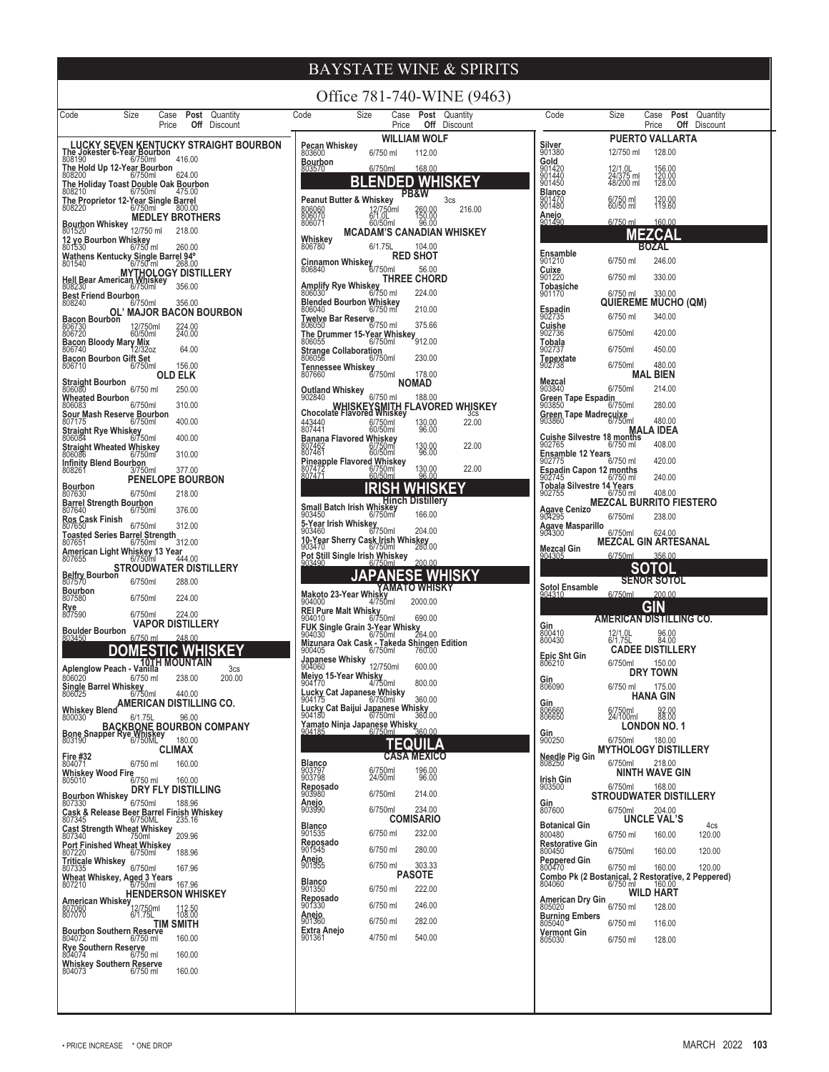# BAYSTATE WINE & SPIRITS

Office 781-740-WINE (9463)

| Code | Size | Case Price | Post Off | Quantity Discount |
|---|---|---|---|---|
| **LUCKY SEVEN KENTUCKY STRAIGHT BOURBON** | | | | |
| **The Jokester 6-Year Bourbon** | | | | |
| 808190 | 6/750ml | 416.00 | | |
| **The Hold Up 12-Year Bourbon** | | | | |
| 808200 | 6/750ml | 624.00 | | |
| **The Holiday Toast Double Oak Bourbon** | | | | |
| 808210 | 6/750ml | 475.00 | | |
| **The Proprietor 12-Year Single Barrel** | | | | |
| 808220 | 6/750ml | 800.00 | | |
| **MEDLEY BROTHERS** | | | | |
| **Bourbon Whiskey** | | | | |
| 801520 | 12/750 ml | 218.00 | | |
| **12 yo Bourbon Whiskey** | | | | |
| 801530 | 6/750 ml | 260.00 | | |
| **Wathens Kentucky Single Barrel 94º** | | | | |
| 801540 | 6/750 ml | 268.00 | | |
| **MYTHOLOGY DISTILLERY** | | | | |
| **Hell Bear American Whiskey** | | | | |
| 808230 | 6/750ml | 356.00 | | |
| **Best Friend Bourbon** | | | | |
| 808240 | 6/750ml | 356.00 | | |
| **OL' MAJOR BACON BOURBON** | | | | |
| **Bacon Bourbon** | | | | |
| 806730 | 12/750ml | 224.00 | | |
| 806720 | 60/50ml | 240.00 | | |
| **Bacon Bloody Mary Mix** | | | | |
| 806740 | 12/32oz | 64.00 | | |
| **Bacon Bourbon Gift Set** | | | | |
| 806710 | 6/750ml | 156.00 | | |
| **OLD ELK** | | | | |
| **Straight Bourbon** | | | | |
| 806080 | 6/750 ml | 250.00 | | |
| **Wheated Bourbon** | | | | |
| 806083 | 6/750ml | 310.00 | | |
| **Sour Mash Reserve Bourbon** | | | | |
| 807175 | 6/750ml | 400.00 | | |
| **Straight Rye Whiskey** | | | | |
| 806084 | 6/750ml | 400.00 | | |
| **Straight Wheated Whiskey** | | | | |
| 806086 | 6/750ml | 310.00 | | |
| **Infinity Blend Bourbon** | | | | |
| 808261 | 3/750ml | 377.00 | | |
| **PENELOPE BOURBON** | | | | |
| **Bourbon** | | | | |
| 807630 | 6/750ml | 218.00 | | |
| **Barrel Strength Bourbon** | | | | |
| 807640 | 6/750ml | 376.00 | | |
| **Ros Cask Finish** | | | | |
| 807650 | 6/750ml | 312.00 | | |
| **Toasted Series Barrel Strength** | | | | |
| 807651 | 6/750ml | 312.00 | | |
| **American Light Whiskey 13 Year** | | | | |
| 807655 | 6/750ml | 444.00 | | |
| **STROUDWATER DISTILLERY** | | | | |
| **Belfry Bourbon** | | | | |
| 807570 | 6/750ml | 288.00 | | |
| **Bourbon** | | | | |
| 807580 | 6/750ml | 224.00 | | |
| **Rye** | | | | |
| 807590 | 6/750ml | 224.00 | | |
| **VAPOR DISTILLERY** | | | | |
| **Boulder Bourbon** | | | | |
| 803450 | 6/750 ml | 248.00 | | |

## DOMESTIC WHISKEY

| Code | Size | Case Price | Post Off | Quantity Discount |
|---|---|---|---|---|
| **10TH MOUNTAIN** | | | | |
| **Aplenglow Peach - Vanilla** | | | | 3cs |
| 806020 | 6/750 ml | 238.00 | | 200.00 |
| **Single Barrel Whiskey** | | | | |
| 806025 | 6/750ml | 440.00 | | |
| **AMERICAN DISTILLING CO.** | | | | |
| **Whiskey Blend** | | | | |
| 800030 | 6/1.75L | 96.00 | | |
| **BACKBONE BOURBON COMPANY** | | | | |
| **Bone Snapper Rye Whiskey** | | | | |
| 803190 | 6/750ML | 180.00 | | |
| **CLIMAX** | | | | |
| **Fire #32** | | | | |
| 804071 | 6/750 ml | 160.00 | | |
| **Whiskey Wood Fire** | | | | |
| 805010 | 6/750 ml | 160.00 | | |
| **DRY FLY DISTILLING** | | | | |
| **Bourbon Whiskey** | | | | |
| 807330 | 6/750ml | 188.96 | | |
| **Cask & Release Beer Barrel Finish Whiskey** | | | | |
| 807345 | 6/750ML | 235.16 | | |
| **Cast Strength Wheat Whiskey** | | | | |
| 807340 | 750ml | 209.96 | | |
| **Port Finished Wheat Whiskey** | | | | |
| 807220 | 6/750ml | 188.96 | | |
| **Triticale Whiskey** | | | | |
| 807335 | 6/750ml | 167.96 | | |
| **Wheat Whiskey, Aged 3 Years** | | | | |
| 807210 | 6/750ml | 167.96 | | |
| **HENDERSON WHISKEY** | | | | |
| **American Whiskey** | | | | |
| 807060 | 12/750ml | 112.50 | | |
| 807070 | 6/1.75L | 108.00 | | |
| **TIM SMITH** | | | | |
| **Bourbon Southern Reserve** | | | | |
| 804072 | 6/750 ml | 160.00 | | |
| **Rye Southern Reserve** | | | | |
| 804074 | 6/750 ml | 160.00 | | |
| **Whiskey Southern Reserve** | | | | |
| 804073 | 6/750 ml | 160.00 | | |
| **WILLIAM WOLF** | | | | |
| **Pecan Whiskey** | | | | |
| 803600 | 6/750 ml | 112.00 | | |
| **Bourbon** | | | | |
| 803570 | 6/750ml | 168.00 | | |

## BLENDED WHISKEY

| Code | Size | Case Price | Post Off | Quantity Discount |
|---|---|---|---|---|
| **PB&W** | | | | |
| **Peanut Butter & Whiskey** | | | | 3cs |
| 806060 | 12/750ml | 260.00 | | 216.00 |
| 806070 | 6/1.0L | 150.00 | | |
| 806071 | 60/50ml | 96.00 | | |
| **MCADAM'S CANADIAN WHISKEY** | | | | |
| **Whiskey** | | | | |
| 806780 | 6/1.75L | 104.00 | | |
| **RED SHOT** | | | | |
| **Cinnamon Whiskey** | | | | |
| 806840 | 6/750ml | 56.00 | | |
| **THREE CHORD** | | | | |
| **Amplify Rye Whiskey** | | | | |
| 806030 | 6/750 ml | 224.00 | | |
| **Blended Bourbon Whiskey** | | | | |
| 806040 | 6/750 ml | 210.00 | | |
| **Twelve Bar Reserve** | | | | |
| 806050 | 6/750 ml | 375.66 | | |
| **The Drummer 15-Year Whiskey** | | | | |
| 806055 | 6/750ml | 912.00 | | |
| **Strange Collaboration** | | | | |
| 806056 | 6/750ml | 230.00 | | |
| **Tennessee Whiskey** | | | | |
| 807660 | 6/750ml | 178.00 | | |
| **NOMAD** | | | | |
| **Outland Whiskey** | | | | |
| 902840 | 6/750 ml | 188.00 | | |
| **WHISKEYSMITH FLAVORED WHISKEY** | | | | |
| **Chocolate Flavored Whiskey** | | | | 3cs |
| 443440 | 6/750ml | 130.00 | | 22.00 |
| 807441 | 60/50ml | 96.00 | | |
| **Banana Flavored Whiskey** | | | | |
| 807462 | 6/750ml | 130.00 | | 22.00 |
| 807461 | 60/50ml | 96.00 | | |
| **Pineapple Flavored Whiskey** | | | | |
| 807472 | 6/750ml | 130.00 | | 22.00 |
| 807471 | 60/50ml | 96.00 | | |

## IRISH WHISKEY

| Code | Size | Case Price | Post Off | Quantity Discount |
|---|---|---|---|---|
| **Hinch Distillery** | | | | |
| **Small Batch Irish Whiskey** | | | | |
| 903450 | 6/750ml | 166.00 | | |
| **5-Year Irish Whiskey** | | | | |
| 903460 | 6/750ml | 204.00 | | |
| **10-Year Sherry Cask Irish Whiskey** | | | | |
| 903470 | 6/750ml | 280.00 | | |
| **Pot Still Single Irish Whiskey** | | | | |
| 903490 | 6/750ml | 200.00 | | |

## JAPANESE WHISKY

| Code | Size | Case Price | Post Off | Quantity Discount |
|---|---|---|---|---|
| **YAMATO WHISKY** | | | | |
| **Makoto 23-Year Whisky** | | | | |
| 904000 | 4/750ml | 2000.00 | | |
| **REI Pure Malt Whisky** | | | | |
| 904010 | 6/750ml | 690.00 | | |
| **FUK Single Grain 3-Year Whisky** | | | | |
| 904030 | 6/750ml | 264.00 | | |
| **Mizunara Oak Cask - Takeda Shingen Edition** | | | | |
| 900405 | 6/750ml | 760.00 | | |
| **Japanese Whisky** | | | | |
| 904060 | 12/750ml | 600.00 | | |
| **Meiyo 15-Year Whisky** | | | | |
| 904170 | 4/750ml | 800.00 | | |
| **Lucky Cat Japanese Whisky** | | | | |
| 904175 | 6/750ml | 360.00 | | |
| **Lucky Cat Baijui Japanese Whisky** | | | | |
| 904180 | 6/750ml | 360.00 | | |
| **Yamato Ninja Japanese Whisky** | | | | |
| 904185 | 6/750ml | 360.00 | | |

## TEQUILA

| Code | Size | Case Price | Post Off | Quantity Discount |
|---|---|---|---|---|
| **CASA MEXICO** | | | | |
| **Blanco** | | | | |
| 903797 | 6/750ml | 196.00 | | |
| 903798 | 24/50ml | 96.00 | | |
| **Reposado** | | | | |
| 903980 | 6/750ml | 214.00 | | |
| **Anejo** | | | | |
| 903990 | 6/750ml | 234.00 | | |
| **COMISARIO** | | | | |
| **Blanco** | | | | |
| 901535 | 6/750 ml | 232.00 | | |
| **Reposado** | | | | |
| 901545 | 6/750 ml | 280.00 | | |
| **Anejo** | | | | |
| 901555 | 6/750 ml | 303.33 | | |
| **PASOTE** | | | | |
| **Blanco** | | | | |
| 901350 | 6/750 ml | 222.00 | | |
| **Reposado** | | | | |
| 901330 | 6/750 ml | 246.00 | | |
| **Anejo** | | | | |
| 901360 | 6/750 ml | 282.00 | | |
| **Extra Anejo** | | | | |
| 901361 | 4/750 ml | 540.00 | | |
| **PUERTO VALLARTA** | | | | |
| **Silver** | | | | |
| 901380 | 12/750 ml | 128.00 | | |
| **Gold** | | | | |
| 901420 | 12/1.0L | 156.00 | | |
| 901440 | 24/375 ml | 120.00 | | |
| 901450 | 48/200 ml | 128.00 | | |
| **Blanco** | | | | |
| 901470 | 6/750 ml | 120.00 | | |
| 901480 | 60/50 ml | 119.60 | | |
| **Anejo** | | | | |
| 901490 | 6/750 ml | 160.00 | | |

## MEZCAL

| Code | Size | Case Price | Post Off | Quantity Discount |
|---|---|---|---|---|
| **BOZAL** | | | | |
| **Ensamble** | | | | |
| 901210 | 6/750 ml | 246.00 | | |
| **Cuixe** | | | | |
| 901220 | 6/750 ml | 330.00 | | |
| **Tobasiche** | | | | |
| 901170 | 6/750 ml | 330.00 | | |
| **QUIEREME MUCHO (QM)** | | | | |
| **Espadin** | | | | |
| 902735 | 6/750 ml | 340.00 | | |
| **Cuishe** | | | | |
| 902736 | 6/750ml | 420.00 | | |
| **Tobala** | | | | |
| 902737 | 6/750ml | 450.00 | | |
| **Tepextate** | | | | |
| 902738 | 6/750ml | 480.00 | | |
| **MAL BIEN** | | | | |
| **Mezcal** | | | | |
| 903840 | 6/750ml | 214.00 | | |
| **Green Tape Espadin** | | | | |
| 903850 | 6/750ml | 280.00 | | |
| **Green Tape Madrecuixe** | | | | |
| 903860 | 6/750ml | 480.00 | | |
| **MALA IDEA** | | | | |
| **Cuishe Silvestre 18 months** | | | | |
| 902765 | 6/750 ml | 408.00 | | |
| **Ensamble 12 Years** | | | | |
| 902775 | 6/750 ml | 420.00 | | |
| **Espadin Capon 12 months** | | | | |
| 902745 | 6/750 ml | 240.00 | | |
| **Tobala Silvestre 14 Years** | | | | |
| 902755 | 6/750 ml | 408.00 | | |
| **MEZCAL BURRITO FIESTERO** | | | | |
| **Agave Cenizo** | | | | |
| 904295 | 6/750ml | 238.00 | | |
| **Agave Masparillo** | | | | |
| 904300 | 6/750ml | 624.00 | | |
| **MEZCAL GIN ARTESANAL** | | | | |
| **Mezcal Gin** | | | | |
| 904305 | 6/750ml | 356.00 | | |

## SOTOL

| Code | Size | Case Price | Post Off | Quantity Discount |
|---|---|---|---|---|
| **SEÑOR SOTOL** | | | | |
| **Sotol Ensamble** | | | | |
| 904310 | 6/750ml | 200.00 | | |

## GIN

| Code | Size | Case Price | Post Off | Quantity Discount |
|---|---|---|---|---|
| **AMERICAN DISTILLING CO.** | | | | |
| **Gin** | | | | |
| 800410 | 12/1.0L | 96.00 | | |
| 800430 | 6/1.75L | 84.00 | | |
| **CADEE DISTILLERY** | | | | |
| **Epic Sht Gin** | | | | |
| 806210 | 6/750ml | 150.00 | | |
| **DRY TOWN** | | | | |
| **Gin** | | | | |
| 806090 | 6/750 ml | 175.00 | | |
| **HANA GIN** | | | | |
| **Gin** | | | | |
| 806660 | 6/750ml | 92.00 | | |
| 806650 | 24/100ml | 88.00 | | |
| **LONDON NO. 1** | | | | |
| **Gin** | | | | |
| 900250 | 6/750ml | 180.00 | | |
| **MYTHOLOGY DISTILLERY** | | | | |
| **Needle Pig Gin** | | | | |
| 808250 | 6/750ml | 218.00 | | |
| **NINTH WAVE GIN** | | | | |
| **Irish Gin** | | | | |
| 903500 | 6/750ml | 168.00 | | |
| **STROUDWATER DISTILLERY** | | | | |
| **Gin** | | | | |
| 807600 | 6/750ml | 204.00 | | |
| **UNCLE VAL'S** | | | | |
| **Botanical Gin** | | | | 4cs |
| 800480 | 6/750 ml | 160.00 | | 120.00 |
| **Restorative Gin** | | | | |
| 800450 | 6/750ml | 160.00 | | 120.00 |
| **Peppered Gin** | | | | |
| 800470 | 6/750 ml | 160.00 | | 120.00 |
| **Combo Pk (2 Bostanical, 2 Restorative, 2 Peppered)** | | | | |
| 804060 | 6/750 ml | 160.00 | | |
| **WILD HART** | | | | |
| **American Dry Gin** | | | | |
| 805020 | 6/750 ml | 128.00 | | |
| **Burning Embers** | | | | |
| 805040 | 6/750 ml | 116.00 | | |
| **Vermont Gin** | | | | |
| 805030 | 6/750 ml | 128.00 | | |

• PRICE INCREASE * ONE DROP

MARCH 2022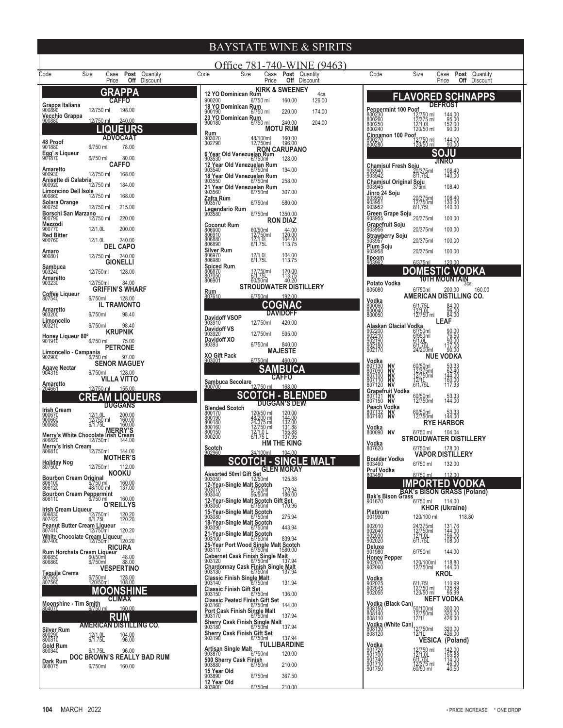# BAYSTATE WINE & SPIRITS

Office 781-740-WINE (9463)

## GRAPPA

### CAFFO

| Code | Size | Case Price | Post Off | Quantity Discount |
|---|---|---|---|---|
| **Grappa Italiana** | | | | |
| 900890 | 12/750 ml | 198.00 | | |
| **Vecchio Grappa** | | | | |
| 900880 | 12/750 ml | 240.00 | | |

## LIQUEURS

### ADVOCAAT

| Code | Size | Case Price | Post Off | Quantity Discount |
|---|---|---|---|---|
| **48 Proof** | | | | |
| 901880 | 6/750 ml | 78.00 | | |
| **Egg' s Liqueur** | | | | |
| 901870 | 6/750 ml | 80.00 | | |

### CAFFO

| Code | Size | Case Price | Post Off | Quantity Discount |
|---|---|---|---|---|
| **Amaretto** | | | | |
| 900930 | 12/750 ml | 168.00 | | |
| **Anisette di Calabria** | | | | |
| 900920 | 12/750 ml | 184.00 | | |
| **Limoncino Dell Isola** | | | | |
| 900860 | 12/750 ml | 168.00 | | |
| **Solara Orange** | | | | |
| 900750 | 12/750 ml | 215.00 | | |
| **Borschi San Marzano** | | | | |
| 900790 | 12/750 ml | 220.00 | | |
| **Mezzodi** | | | | |
| 900770 | 12/1.0L | 200.00 | | |
| **Red Bitter** | | | | |
| 900760 | 12/1.0L | 240.00 | | |

### DEL CAPO

| Code | Size | Case Price | Post Off | Quantity Discount |
|---|---|---|---|---|
| **Amaro** | | | | |
| 900801 | 12/750 ml | 240.00 | | |

### GIONELLI

| Code | Size | Case Price | Post Off | Quantity Discount |
|---|---|---|---|---|
| **Sambuca** | | | | |
| 903240 | 12/750ml | 128.00 | | |
| **Amaretto** | | | | |
| 903230 | 12/750ml | 84.00 | | |

### GRIFFIN'S WHARF

| Code | Size | Case Price | Post Off | Quantity Discount |
|---|---|---|---|---|
| **Coffee Liqueur** | | | | |
| 807540 | 6/750ml | 128.00 | | |

### IL TRAMONTO

| Code | Size | Case Price | Post Off | Quantity Discount |
|---|---|---|---|---|
| **Amaretto** | | | | |
| 903200 | 6/750ml | 98.40 | | |
| **Limoncello** | | | | |
| 903210 | 6/750ml | 98.40 | | |

### KRUPNIK

| Code | Size | Case Price | Post Off | Quantity Discount |
|---|---|---|---|---|
| **Honey Liqueur 80º** | | | | |
| 901910 | 6/750 ml | 75.00 | | |

### PETRONE

| Code | Size | Case Price | Post Off | Quantity Discount |
|---|---|---|---|---|
| **Limoncello - Campania** | | | | |
| 902900 | 6/750 ml | 97.00 | | |

### SENOR MAGUEY

| Code | Size | Case Price | Post Off | Quantity Discount |
|---|---|---|---|---|
| **Agave Nectar** | | | | |
| 904315 | 6/750ml | 128.00 | | |

### VILLA VITTO

| Code | Size | Case Price | Post Off | Quantity Discount |
|---|---|---|---|---|
| **Amaretto** | | | | |
| 204661 | 12/750 ml | 155.00 | | |

## CREAM LIQUEURS

### DUGGANS

| Code | Size | Case Price | Post Off | Quantity Discount |
|---|---|---|---|---|
| **Irish Cream** | | | | |
| 900670 | 12/1.0L | 200.00 | | |
| 900660 | 12/750 ml | 160.00 | | |
| 900680 | 6/1.75L | 160.00 | | |

### MERRY'S

| Code | Size | Case Price | Post Off | Quantity Discount |
|---|---|---|---|---|
| **Merry's White Chocolate Irish Cream** | | | | |
| 806820 | 12/750ml | 144.00 | | |
| **Merry's Irish Cream** | | | | |
| 806810 | 12/750ml | 144.00 | | |

### MOTHER'S

| Code | Size | Case Price | Post Off | Quantity Discount |
|---|---|---|---|---|
| **Holiday Nog** | | | | |
| 807500 | 12/750ml | 112.00 | | |

### NOOKU

| Code | Size | Case Price | Post Off | Quantity Discount |
|---|---|---|---|---|
| **Bourbon Cream Original** | | | | |
| 806100 | 6/750 ml | 160.00 | | |
| 806120 | 48/100 ml | 137.00 | | |
| **Bourbon Cream Peppermint** | | | | |
| 806110 | 6/750 ml | 160.00 | | |

### O'REILLYS

| Code | Size | Case Price | Post Off | Quantity Discount |
|---|---|---|---|---|
| **Irish Cream Liqueur** | | | | |
| 806830 | 12/750ml | 120.20 | | |
| 807420 | 6/1.75L | 120.20 | | |
| **Peanut Butter Cream Liqueur** | | | | |
| 807410 | 12/750ml | 120.20 | | |
| **White Chocolate Cream Liqueur** | | | | |
| 807400 | 12/750ml | 120.20 | | |

### RICURA

| Code | Size | Case Price | Post Off | Quantity Discount |
|---|---|---|---|---|
| **Rum Horchata Cream Liqueur** | | | | |
| 806850 | 60/50ml | 48.00 | | |
| 806860 | 6/750ml | 88.00 | | |

### VESPERTINO

| Code | Size | Case Price | Post Off | Quantity Discount |
|---|---|---|---|---|
| **Tequila Crema** | | | | |
| 807550 | 6/750ml | 128.00 | | |
| 807560 | 120/50ml | 108.00 | | |

## MOONSHINE

### CLIMAX

| Code | Size | Case Price | Post Off | Quantity Discount |
|---|---|---|---|---|
| **Moonshine - Tim Smith** | | | | |
| 804070 | 6/750 ml | 160.00 | | |

## RUM

### AMERICAN DISTILLING CO.

| Code | Size | Case Price | Post Off | Quantity Discount |
|---|---|---|---|---|
| **Silver Rum** | | | | |
| 800290 | 12/1.0L | 104.00 | | |
| 800310 | 6/1.75L | 96.00 | | |
| **Gold Rum** | | | | |
| 800340 | 6/1.75L | 96.00 | | |

### DOC BROWN'S REALLY BAD RUM

| Code | Size | Case Price | Post Off | Quantity Discount |
|---|---|---|---|---|
| **Dark Rum** | | | | |
| 808075 | 6/750ml | 160.00 | | |

### KIRK & SWEENEY

| Code | Size | Case Price | Post Off | Quantity Discount |
|---|---|---|---|---|
| **12 YO Dominican Rum** | | | | 4cs |
| 900200 | 6/750 ml | 160.00 | | 126.00 |
| **18 YO Dominican Rum** | | | | |
| 900190 | 6/750 ml | 220.00 | | 174.00 |
| **23 YO Dominican Rum** | | | | |
| 900180 | 6/750 ml | 240.00 | | 204.00 |

### MOTU RUM

| Code | Size | Case Price | Post Off | Quantity Discount |
|---|---|---|---|---|
| **Rum** | | | | |
| 903020 | 48/100ml | 160.00 | | |
| 302790 | 12/750ml | 196.00 | | |

### RON CARUPANO

| Code | Size | Case Price | Post Off | Quantity Discount |
|---|---|---|---|---|
| **6 Year Old Venezuelan Rum** | | | | |
| 903530 | 6/750ml | 128.00 | | |
| **12 Year Old Venezuelan Rum** | | | | |
| 903540 | 6/750ml | 194.00 | | |
| **18 Year Old Venezuelan Rum** | | | | |
| 903550 | 6/750ml | 258.00 | | |
| **21 Year Old Venezuelan Rum** | | | | |
| 903560 | 6/750ml | 307.00 | | |
| **Zafra Rum** | | | | |
| 903570 | 6/750ml | 580.00 | | |
| **Legendario Rum** | | | | |
| 903580 | 6/750ml | 1350.00 | | |

### RON DIAZ

| Code | Size | Case Price | Post Off | Quantity Discount |
|---|---|---|---|---|
| **Coconut Rum** | | | | |
| 806900 | 60/50ml | 44.00 | | |
| 806910 | 12/750ml | 120.00 | | |
| 806880 | 12/1.0L | 104.00 | | |
| 806890 | 6/1.75L | 113.75 | | |
| **Silver Rum** | | | | |
| 806970 | 12/1.0L | 104.00 | | |
| 806980 | 6/1.75L | 113.75 | | |
| **Spiced Rum** | | | | |
| 806870 | 12/750ml | 120.00 | | |
| 807050 | 6/1.75L | 113.75 | | |
| 806901 | 60/50ml | 40.20 | | |

### STROUDWATER DISTILLERY

| Code | Size | Case Price | Post Off | Quantity Discount |
|---|---|---|---|---|
| **Rum** | | | | |
| 807610 | 6/750ml | 192.00 | | |

## COGNAC

### DAVIDOFF

| Code | Size | Case Price | Post Off | Quantity Discount |
|---|---|---|---|---|
| **Davidoff VSOP** | | | | |
| 903910 | 12/750ml | 420.00 | | |
| **Davidoff VS** | | | | |
| 903920 | 12/750ml | 595.00 | | |
| **Davidoff XO** | | | | |
| 90393 | 6/750ml | 840.00 | | |

### MAJESTE

| Code | Size | Case Price | Post Off | Quantity Discount |
|---|---|---|---|---|
| **XO Gift Pack** | | | | |
| 903001 | 6/750ml | 460.00 | | |

## SAMBUCA

### CAFFO

| Code | Size | Case Price | Post Off | Quantity Discount |
|---|---|---|---|---|
| **Sambuca Secolare** | | | | |
| 900700 | 12/750 ml | 168.00 | | |

## SCOTCH - BLENDED

### DUGGAN'S DEW

| Code | Size | Case Price | Post Off | Quantity Discount |
|---|---|---|---|---|
| **Blended Scotch** | | | | |
| 800170 | 120/50 ml | 120.00 | | |
| 800190 | 48/200 ml | 144.00 | | |
| 800180 | 24/375 ml | 132.00 | | |
| 800160 | 12/750 ml | 131.88 | | |
| 800150 | 12/1.0 L | 155.88 | | |
| 800200 | 6/1.75 L | 137.95 | | |

### HM THE KING

| Code | Size | Case Price | Post Off | Quantity Discount |
|---|---|---|---|---|
| **Scotch** | | | | |
| 902960 | 24/100ml | 104.00 | | |

## SCOTCH - SINGLE MALT

### GLEN MORAY

| Code | Size | Case Price | Post Off | Quantity Discount |
|---|---|---|---|---|
| **Assorted 50ml Gift Set** | | | | |
| 903050 | 12/50ml | 125.88 | | |
| **12-Year-Single Malt Scotch** | | | | |
| 903070 | 6/750ml | 179.94 | | |
| 903040 | 96/50ml | 186.00 | | |
| **12-Year-Single Malt Scotch Gift Set** | | | | |
| 903060 | 6/750ml | 170.96 | | |
| **15-Year-Single Malt Scotch** | | | | |
| 903080 | 6/750ml | 275.94 | | |
| **18-Year-Single Malt Scotch** | | | | |
| 903090 | 6/750ml | 443.94 | | |
| **21-Year-Single Malt Scotch** | | | | |
| 903100 | 6/750ml | 839.94 | | |
| **25-Year Port Wood Single Malt Scotch** | | | | |
| 903110 | 6/750ml | 1580.00 | | |
| **Cabernet Cask Finish Single Malt** | | | | |
| 903120 | 6/750ml | 137.94 | | |
| **Chardonnay Cask Finish Single Malt** | | | | |
| 903130 | 6/750ml | 137.94 | | |
| **Classic Finish Single Malt** | | | | |
| 903140 | 6/750ml | 131.94 | | |
| **Classic Finish Gift Set** | | | | |
| 903150 | 6/750ml | 136.00 | | |
| **Classic Peated Finish Gift Set** | | | | |
| 903160 | 6/750ml | 144.00 | | |
| **Port Cask Finish Single Malt** | | | | |
| 903170 | 6/750ml | 137.94 | | |
| **Sherry Cask Finish Single Malt** | | | | |
| 903180 | 6/750ml | 137.94 | | |
| **Sherry Cask Finish Gift Set** | | | | |
| 903190 | 6/750ml | 137.94 | | |

### TULLIBARDINE

| Code | Size | Case Price | Post Off | Quantity Discount |
|---|---|---|---|---|
| **Artisan Single Malt** | | | | |
| 903870 | 6/750ml | 120.00 | | |
| **500 Sherry Cask Finish** | | | | |
| 903880 | 6/750ml | 210.00 | | |
| **15 Year Old** | | | | |
| 903890 | 6/750ml | 367.50 | | |
| **12 Year Old** | | | | |
| 903900 | 6/750ml | 210.00 | | |

## FLAVORED SCHNAPPS

### DEFROST

| Code | Size | Case Price | Post Off | Quantity Discount |
|---|---|---|---|---|
| **Peppermint 100 Poof** | | | | |
| 800230 | 12/750 ml | 144.00 | | |
| 800260 | 12/375 ml | 95.00 | | |
| 800250 | 12/1.0L | 152.00 | | |
| 800240 | 120/50 ml | 90.00 | | |
| **Cinnamon 100 Poof** | | | | |
| 800270 | 12/750 ml | 144.00 | | |
| 800280 | 120/50 ml | 90.00 | | |

## SOJU

### JINRO

| Code | Size | Case Price | Post Off | Quantity Discount |
|---|---|---|---|---|
| **Chamisul Fresh Soju** | | | | |
| 903940 | 20/375ml | 108.40 | | |
| 903942 | 8/1.75L | 140.00 | | |
| **Chamisul Original Soju** | | | | |
| 903945 | 375ml | 108.40 | | |
| **Jinro 24 Soju** | | | | |
| 903950 | 20/375ml | 108.40 | | |
| 903951 | 12/750ml | 130.00 | | |
| 903952 | 8/1.75L | 140.00 | | |
| **Green Grape Soju** | | | | |
| 903955 | 20/375ml | 100.00 | | |
| **Grapefruit Soju** | | | | |
| 903956 | 20/375ml | 100.00 | | |
| **Strawberry Soju** | | | | |
| 903957 | 20/375ml | 100.00 | | |
| **Plum Soju** | | | | |
| 903958 | 20/375ml | 100.00 | | |
| **Ilpoom** | | | | |
| 903962 | 6/375ml | 120.00 | | |

## DOMESTIC VODKA

### 10TH MOUNTAIN

| Code | Size | Case Price | Post Off | Quantity Discount |
|---|---|---|---|---|
| **Potato Vodka** | | | | 3cs |
| 805080 | 6/750ml | 200.00 | | 160.00 |

### AMERICAN DISTILLING CO.

| Code | Size | Case Price | Post Off | Quantity Discount |
|---|---|---|---|---|
| **Vodka** | | | | |
| 800060 | 6/1.75L | 84.00 | | |
| 800040 | 12/1.0L | 96.00 | | |
| 800050 | 12/750 ml | 84.00 | | |

### LEAF

| Code | Size | Case Price | Post Off | Quantity Discount |
|---|---|---|---|---|
| **Alaskan Glacial Vodka** | | | | |
| 902200 | 6/750ml | 90.00 | | |
| 902210 | 6/950ml | 76.50 | | |
| 902190 | 6/1.0L | 90.00 | | |
| 902180 | 6/1.75L | 117.00 | | |
| 902170 | 24/200ml | 90.00 | | |

### NUE VODKA

| Code | Size | Case Price | Post Off | Quantity Discount |
|---|---|---|---|---|
| **Vodka** | | | | |
| 807130 NV | 60/50ml | 53.33 | | |
| 807090 NV | 12/375ml | 62.40 | | |
| 807100 NV | 12/750ml | 144.00 | | |
| 807110 NV | 12/1L | 160.00 | | |
| 807120 NV | 6/1.75L | 117.33 | | |
| **Grapefruit Vodka** | | | | |
| 807131 NV | 60/50ml | 53.33 | | |
| 807150 NV | 12/750ml | 144.00 | | |
| **Peach Vodka** | | | | |
| 807132 NV | 60/50ml | 53.33 | | |
| 807140 NV | 12/750ml | 144.00 | | |

### RYE HARBOR

| Code | Size | Case Price | Post Off | Quantity Discount |
|---|---|---|---|---|
| **Vodka** | | | | |
| 800090 NV | 6/750 ml | 104.04 | | |

### STROUDWATER DISTILLERY

| Code | Size | Case Price | Post Off | Quantity Discount |
|---|---|---|---|---|
| **Vodka** | | | | |
| 807620 | 6/750ml | 178.00 | | |

### VAPOR DISTILLERY

| Code | Size | Case Price | Post Off | Quantity Discount |
|---|---|---|---|---|
| **Boulder Vodka** | | | | |
| 803460 | 6/750 ml | 132.00 | | |
| **Pruf Vodka** | | | | |
| 803480 | 6/750 ml | 112.00 | | |

## IMPORTED VODKA

### BAK's BISON GRASS (Poland)

| Code | Size | Case Price | Post Off | Quantity Discount |
|---|---|---|---|---|
| **Bak's Bison Grass** | | | | |
| 901670 | 6/750 ml | 114.00 | | |

### KHOR (Ukraine)

| Code | Size | Case Price | Post Off | Quantity Discount |
|---|---|---|---|---|
| **Platinum** | | | | |
| 901990 | 120/100 ml | | 118.80 | |
| 902010 | 24/375ml | 131.76 | | |
| 902040 | 12/750ml | 144.00 | | |
| 902030 | 12/1.0L | 156.00 | | |
| 902020 | 6/1.75L | 108.00 | | |
| **Deluxe** | | | | |
| 901980 | 6/750ml | 144.00 | | |
| **Honey Pepper** | | | | |
| 902070 | 120/100ml | 118.80 | | |
| 902060 | 12/750ml | 144.00 | | |

### KROL

| Code | Size | Case Price | Post Off | Quantity Discount |
|---|---|---|---|---|
| **Vodka** | | | | |
| 902025 | 6/1.75L | 110.99 | | |
| 902045 | 12/750 ml | 135.49 | | |
| 902055 | 120/50 ml | 95.99 | | |

### NEFT VODKA

| Code | Size | Case Price | Post Off | Quantity Discount |
|---|---|---|---|---|
| **Vodka (Black Can)** | | | | |
| 808150 | 50/100ml | 300.00 | | |
| 808140 | 12/750ml | 320.00 | | |
| 808110 | 12/1L | 426.00 | | |
| **Vodka (White Can)** | | | | |
| 808130 | 12/750ml | 320.00 | | |
| 808120 | 12/1L | 426.00 | | |

### VESICA (Poland)

| Code | Size | Case Price | Post Off | Quantity Discount |
|---|---|---|---|---|
| **Vodka** | | | | |
| 901720 | 12/750 ml | 142.00 | | |
| 901700 | 12/1.0L | 155.88 | | |
| 901740 | 6/1.75L | 114.00 | | |
| 901710 | 12/375 ml | 46.00 | | |
| 901750 | 60/50 ml | 40.50 | | |

• PRICE INCREASE * ONE DROP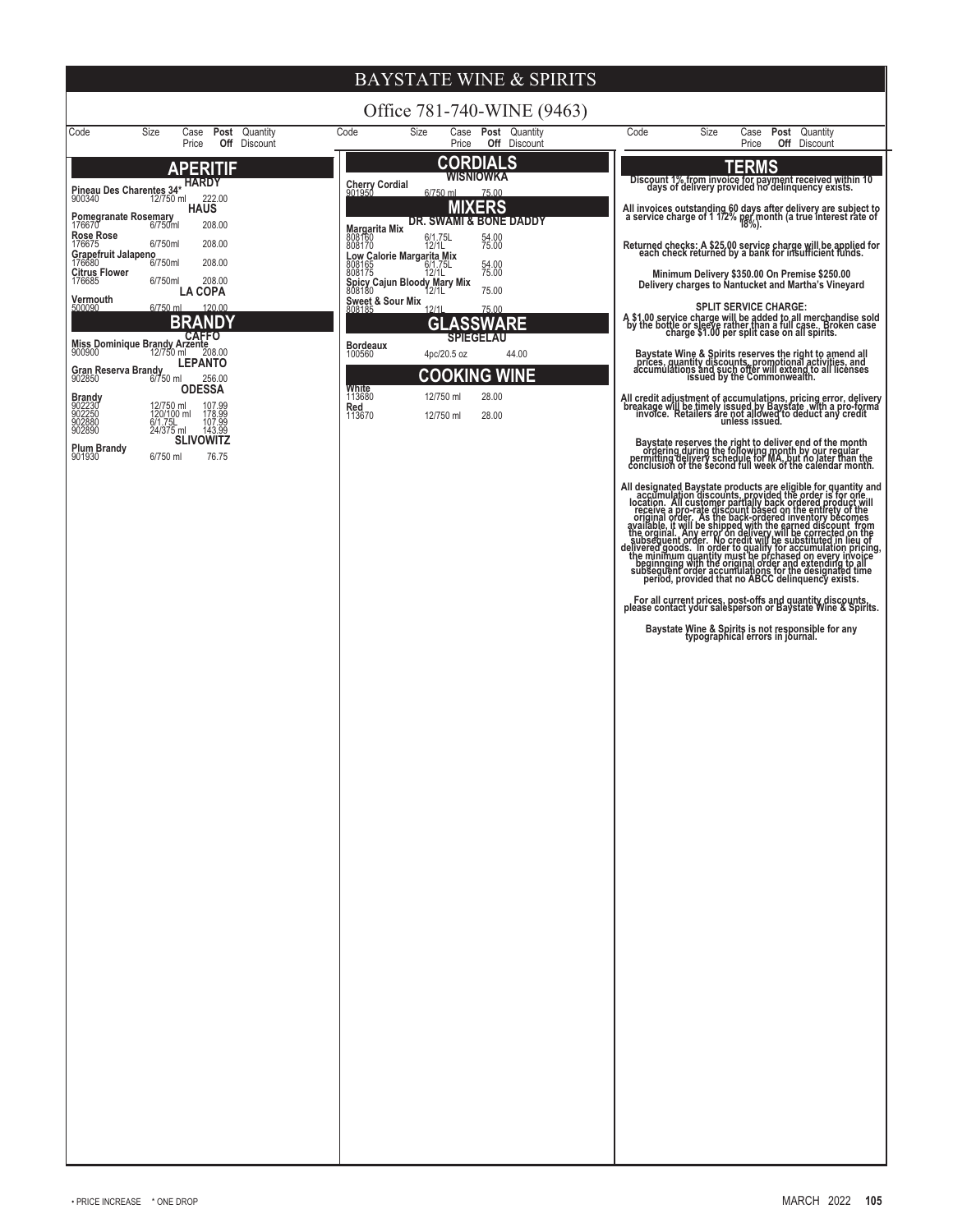# BAYSTATE WINE & SPIRITS

Office 781-740-WINE (9463)

## APERITIF

### HARDY

| Code | Size | Case Price | Post Off | Quantity Discount |
| --- | --- | --- | --- | --- |
| **Pineau Des Charentes 34*** | | | | |
| 900340 | 12/750 ml | 222.00 | | |

### HAUS

| Code | Size | Case Price | Post Off | Quantity Discount |
| --- | --- | --- | --- | --- |
| **Pomegranate Rosemary** | | | | |
| 176670 | 6/750ml | 208.00 | | |
| **Rose Rose** | | | | |
| 176675 | 6/750ml | 208.00 | | |
| **Grapefruit Jalapeno** | | | | |
| 176680 | 6/750ml | 208.00 | | |
| **Citrus Flower** | | | | |
| 176685 | 6/750ml | 208.00 | | |

### LA COPA

| Code | Size | Case Price | Post Off | Quantity Discount |
| --- | --- | --- | --- | --- |
| **Vermouth** | | | | |
| 500090 | 6/750 ml | 120.00 | | |

## BRANDY

### CAFFO

| Code | Size | Case Price | Post Off | Quantity Discount |
| --- | --- | --- | --- | --- |
| **Miss Dominique Brandy Arzente** | | | | |
| 900900 | 12/750 ml | 208.00 | | |

### LEPANTO

| Code | Size | Case Price | Post Off | Quantity Discount |
| --- | --- | --- | --- | --- |
| **Gran Reserva Brandy** | | | | |
| 902850 | 6/750 ml | 256.00 | | |

### ODESSA

| Code | Size | Case Price | Post Off | Quantity Discount |
| --- | --- | --- | --- | --- |
| **Brandy** | | | | |
| 902230 | 12/750 ml | 107.99 | | |
| 902250 | 120/100 ml | 178.99 | | |
| 902880 | 6/1.75L | 107.99 | | |
| 902890 | 24/375 ml | 143.99 | | |

### SLIVOWITZ

| Code | Size | Case Price | Post Off | Quantity Discount |
| --- | --- | --- | --- | --- |
| **Plum Brandy** | | | | |
| 901930 | 6/750 ml | 76.75 | | |

## CORDIALS

### WISNIOWKA

| Code | Size | Case Price | Post Off | Quantity Discount |
| --- | --- | --- | --- | --- |
| **Cherry Cordial** | | | | |
| 901950 | 6/750 ml | 75.00 | | |

## MIXERS

### DR. SWAMI & BONE DADDY

| Code | Size | Case Price | Post Off | Quantity Discount |
| --- | --- | --- | --- | --- |
| **Margarita Mix** | | | | |
| 808160 | 6/1.75L | 54.00 | | |
| 808170 | 12/1L | 75.00 | | |
| **Low Calorie Margarita Mix** | | | | |
| 808165 | 6/1.75L | 54.00 | | |
| 808175 | 12/1L | 75.00 | | |
| **Spicy Cajun Bloody Mary Mix** | | | | |
| 808180 | 12/1L | 75.00 | | |
| **Sweet & Sour Mix** | | | | |
| 808185 | 12/1L | 75.00 | | |

## GLASSWARE

### SPIEGELAU

| Code | Size | Case Price | Post Off | Quantity Discount |
| --- | --- | --- | --- | --- |
| **Bordeaux** | | | | |
| 100560 | 4pc/20.5 oz | | 44.00 | |

## COOKING WINE

| Code | Size | Case Price | Post Off | Quantity Discount |
| --- | --- | --- | --- | --- |
| **White** | | | | |
| 113680 | 12/750 ml | 28.00 | | |
| **Red** | | | | |
| 113670 | 12/750 ml | 28.00 | | |

## TERMS

**Discount 1% from invoice for payment received within 10 days of delivery provided no delinquency exists.**

**All invoices outstanding 60 days after delivery are subject to a service charge of 1 1/2% per month (a true interest rate of 18%).**

**Returned checks: A $25.00 service charge will be applied for each check returned by a bank for insufficient funds.**

**Minimum Delivery $350.00 On Premise $250.00**
**Delivery charges to Nantucket and Martha's Vineyard**

**SPLIT SERVICE CHARGE:**
**A $1.00 service charge will be added to all merchandise sold by the bottle or sleeve rather than a full case. Broken case charge $1.00 per split case on all spirits.**

**Baystate Wine & Spirits reserves the right to amend all prices, quantity discounts, promotional activities, and accumulations and such offer will extend to all licenses issued by the Commonwealth.**

**All credit adjustment of accumulations, pricing error, delivery breakage will be timely issued by Baystate with a pro-forma invoice. Retailers are not allowed to deduct any credit unless issued.**

**Baystate reserves the right to deliver end of the month ordering during the following month by our regular permitting delivery schedule for MA, but no later than the conclusion of the second full week of the calendar month.**

**All designated Baystate products are eligible for quantity and accumulation discounts, provided the order is for one location. All customer partially back ordered product will receive a pro-rate discount based on the entirety of the original order. As the back-ordered inventory becomes available, it will be shipped with the earned discount from the orginal. Any error on delivery will be corrected on the subsequent order. No credit will be substituted in lieu of delivered goods. In order to qualify for accumulation pricing, the minimum quantity must be prchased on every invoice beginnging with the original order and extending to all subsequent order accumulations for the designated time period, provided that no ABCC delinquency exists.**

**For all current prices, post-offs and quantity discounts, please contact your salesperson or Baystate Wine & Spirits.**

**Baystate Wine & Spirits is not responsible for any typographical errors in journal.**

• PRICE INCREASE * ONE DROP